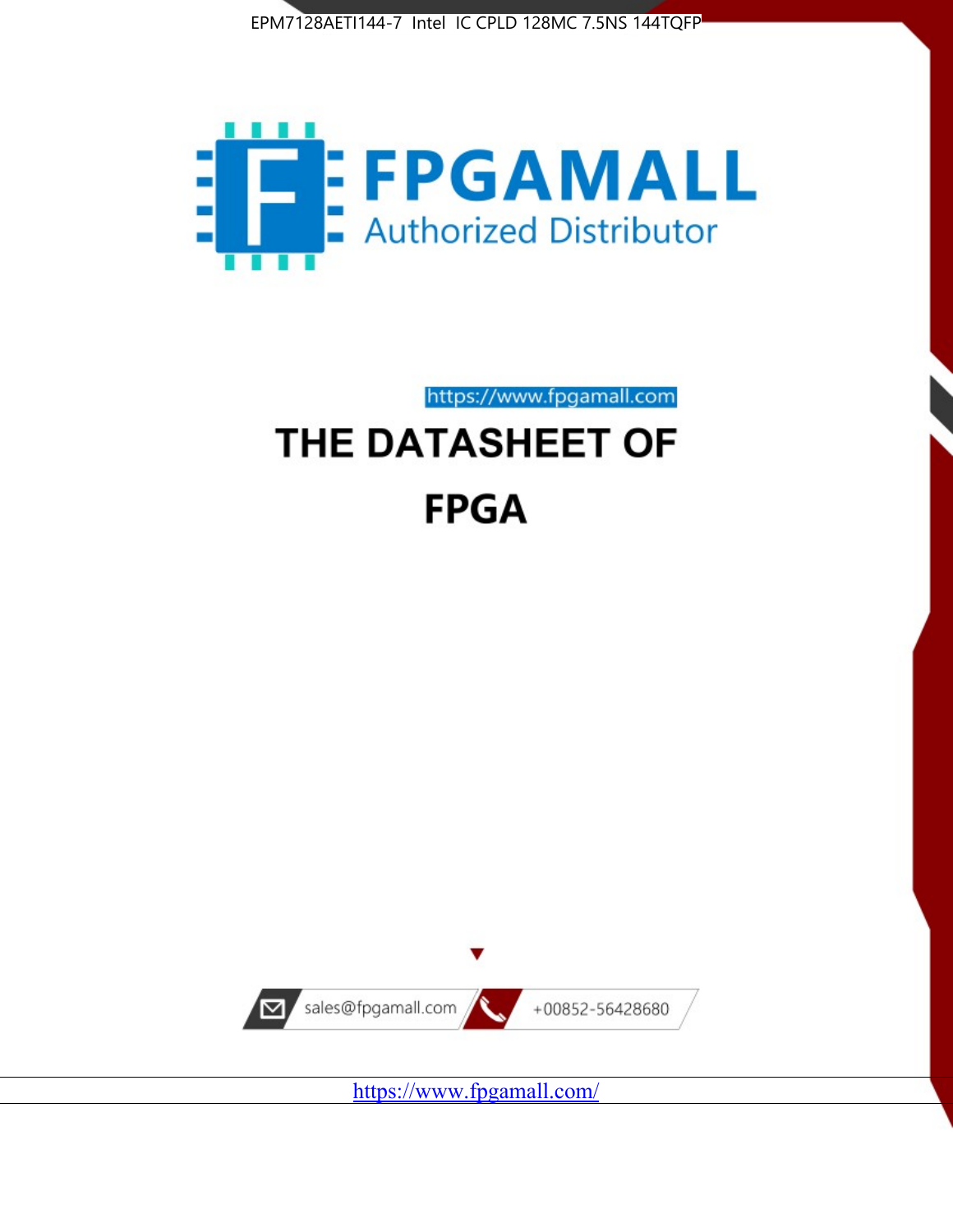EPM7128AETI144-7 Intel IC CPLD 128MC 7.5NS 144TQFP

FPGAMALL

Authorized Distributor

https://www.fpgamall.com

# THE DATASHEET OF

# FPGA

sales@fpgamall.com

+00852-56428680

https://www.fpgamall.com/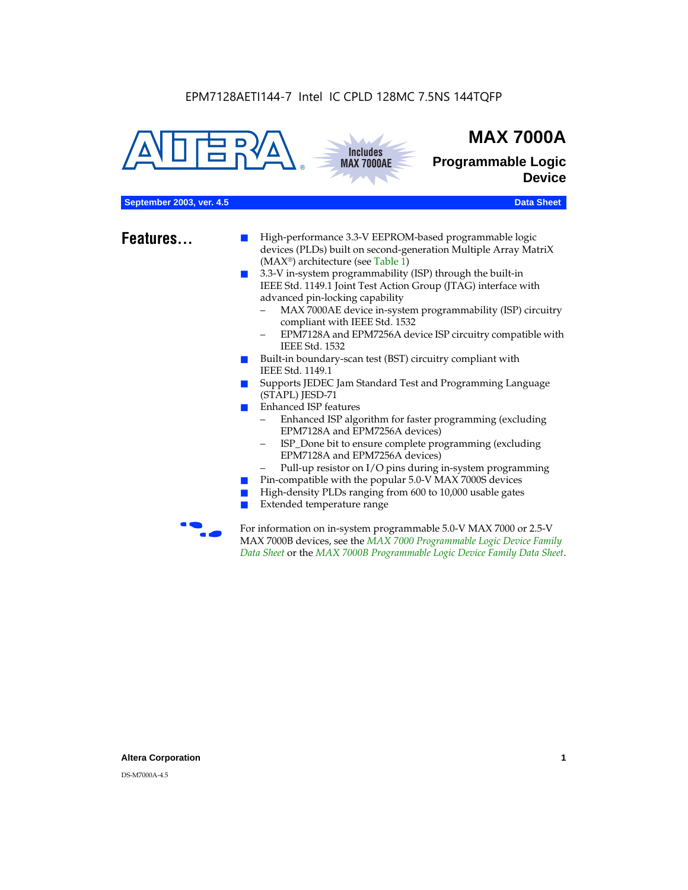EPM7128AETI144-7 Intel IC CPLD 128MC 7.5NS 144TQFP

# MAX 7000A

## Programmable Logic Device

**September 2003, ver. 4.5** **Data Sheet**

## Features...

- High-performance 3.3-V EEPROM-based programmable logic devices (PLDs) built on second-generation Multiple Array MatriX (MAX®) architecture (see Table 1)
- 3.3-V in-system programmability (ISP) through the built-in IEEE Std. 1149.1 Joint Test Action Group (JTAG) interface with advanced pin-locking capability
  - MAX 7000AE device in-system programmability (ISP) circuitry compliant with IEEE Std. 1532
  - EPM7128A and EPM7256A device ISP circuitry compatible with IEEE Std. 1532
- Built-in boundary-scan test (BST) circuitry compliant with IEEE Std. 1149.1
- Supports JEDEC Jam Standard Test and Programming Language (STAPL) JESD-71
- Enhanced ISP features
  - Enhanced ISP algorithm for faster programming (excluding EPM7128A and EPM7256A devices)
  - ISP_Done bit to ensure complete programming (excluding EPM7128A and EPM7256A devices)
  - Pull-up resistor on I/O pins during in-system programming
- Pin-compatible with the popular 5.0-V MAX 7000S devices
- High-density PLDs ranging from 600 to 10,000 usable gates
- Extended temperature range

For information on in-system programmable 5.0-V MAX 7000 or 2.5-V MAX 7000B devices, see the *MAX 7000 Programmable Logic Device Family Data Sheet* or the *MAX 7000B Programmable Logic Device Family Data Sheet*.

**Altera Corporation**

DS-M7000A-4.5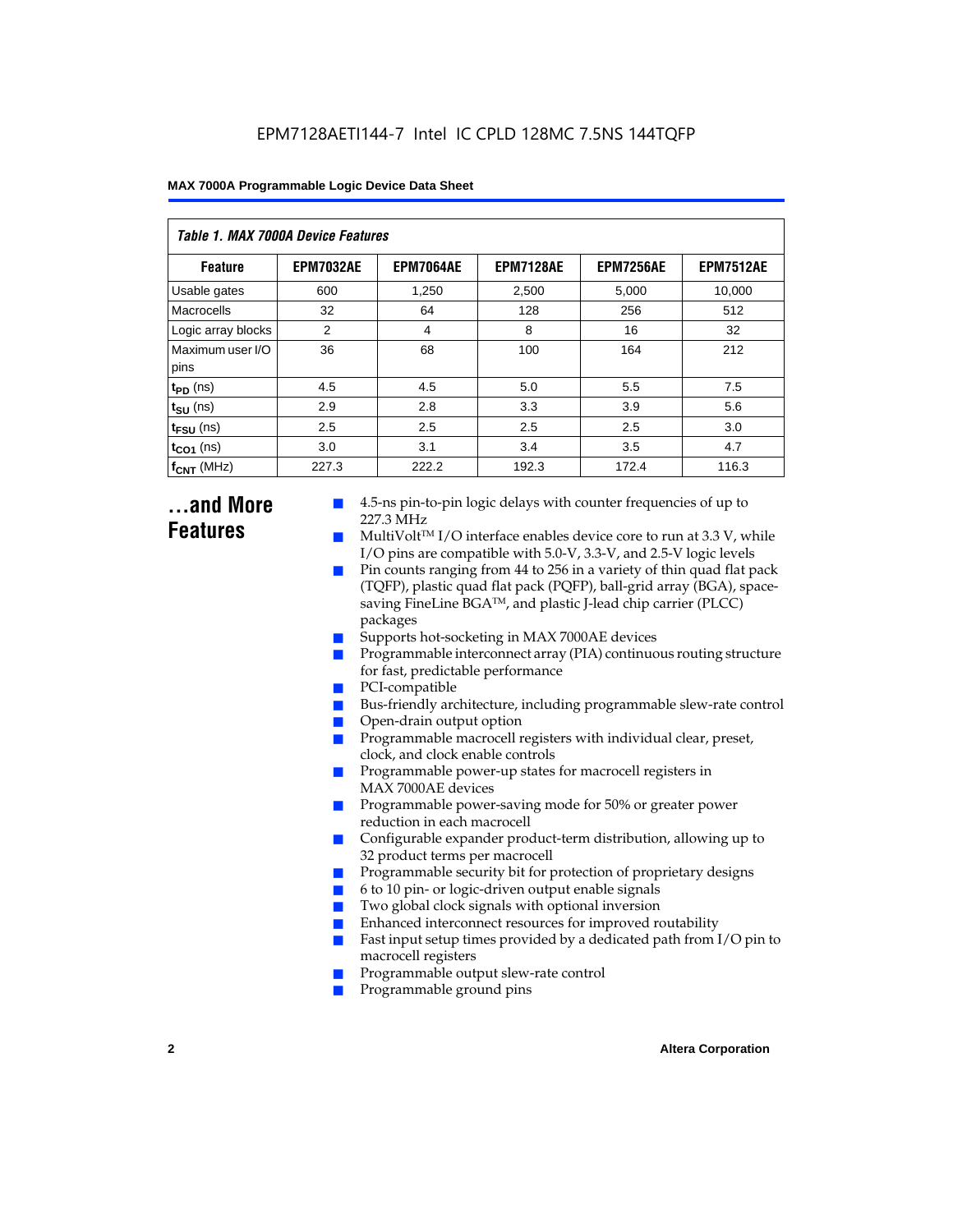**Table 1. MAX 7000A Device Features**

| Feature | EPM7032AE | EPM7064AE | EPM7128AE | EPM7256AE | EPM7512AE |
|---|---|---|---|---|---|
| Usable gates | 600 | 1,250 | 2,500 | 5,000 | 10,000 |
| Macrocells | 32 | 64 | 128 | 256 | 512 |
| Logic array blocks | 2 | 4 | 8 | 16 | 32 |
| Maximum user I/O pins | 36 | 68 | 100 | 164 | 212 |
| $t_{PD}$ (ns) | 4.5 | 4.5 | 5.0 | 5.5 | 7.5 |
| $t_{SU}$ (ns) | 2.9 | 2.8 | 3.3 | 3.9 | 5.6 |
| $t_{FSU}$ (ns) | 2.5 | 2.5 | 2.5 | 2.5 | 3.0 |
| $t_{CO1}$ (ns) | 3.0 | 3.1 | 3.4 | 3.5 | 4.7 |
| $f_{CNT}$ (MHz) | 227.3 | 222.2 | 192.3 | 172.4 | 116.3 |

## ...and More Features

- 4.5-ns pin-to-pin logic delays with counter frequencies of up to 227.3 MHz
- MultiVolt™ I/O interface enables device core to run at 3.3 V, while I/O pins are compatible with 5.0-V, 3.3-V, and 2.5-V logic levels
- Pin counts ranging from 44 to 256 in a variety of thin quad flat pack (TQFP), plastic quad flat pack (PQFP), ball-grid array (BGA), space-saving FineLine BGA™, and plastic J-lead chip carrier (PLCC) packages
- Supports hot-socketing in MAX 7000AE devices
- Programmable interconnect array (PIA) continuous routing structure for fast, predictable performance
- PCI-compatible
- Bus-friendly architecture, including programmable slew-rate control
- Open-drain output option
- Programmable macrocell registers with individual clear, preset, clock, and clock enable controls
- Programmable power-up states for macrocell registers in MAX 7000AE devices
- Programmable power-saving mode for 50% or greater power reduction in each macrocell
- Configurable expander product-term distribution, allowing up to 32 product terms per macrocell
- Programmable security bit for protection of proprietary designs
- 6 to 10 pin- or logic-driven output enable signals
- Two global clock signals with optional inversion
- Enhanced interconnect resources for improved routability
- Fast input setup times provided by a dedicated path from I/O pin to macrocell registers
- Programmable output slew-rate control
- Programmable ground pins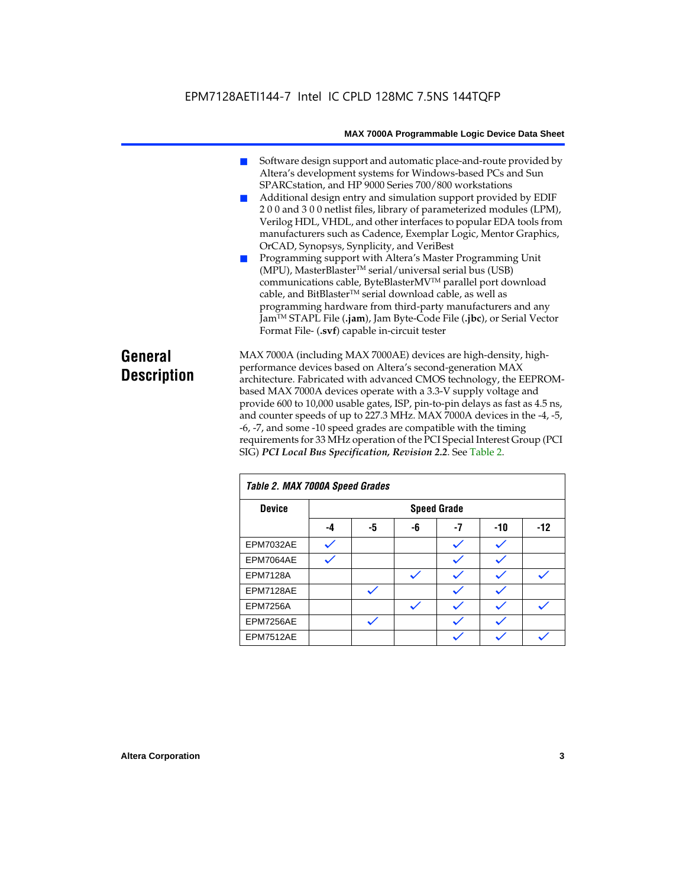- Software design support and automatic place-and-route provided by Altera's development systems for Windows-based PCs and Sun SPARCstation, and HP 9000 Series 700/800 workstations
- Additional design entry and simulation support provided by EDIF 2 0 0 and 3 0 0 netlist files, library of parameterized modules (LPM), Verilog HDL, VHDL, and other interfaces to popular EDA tools from manufacturers such as Cadence, Exemplar Logic, Mentor Graphics, OrCAD, Synopsys, Synplicity, and VeriBest
- Programming support with Altera's Master Programming Unit (MPU), MasterBlaster™ serial/universal serial bus (USB) communications cable, ByteBlasterMV™ parallel port download cable, and BitBlaster™ serial download cable, as well as programming hardware from third-party manufacturers and any Jam™ STAPL File (**.jam**), Jam Byte-Code File (**.jbc**), or Serial Vector Format File- (**.svf**) capable in-circuit tester

## General Description

MAX 7000A (including MAX 7000AE) devices are high-density, high-performance devices based on Altera's second-generation MAX architecture. Fabricated with advanced CMOS technology, the EEPROM-based MAX 7000A devices operate with a 3.3-V supply voltage and provide 600 to 10,000 usable gates, ISP, pin-to-pin delays as fast as 4.5 ns, and counter speeds of up to 227.3 MHz. MAX 7000A devices in the -4, -5, -6, -7, and some -10 speed grades are compatible with the timing requirements for 33 MHz operation of the PCI Special Interest Group (PCI SIG) ***PCI Local Bus Specification, Revision 2.2***. See Table 2.

*Table 2. MAX 7000A Speed Grades*

| Device | Speed Grade | | | | | |
|---|---|---|---|---|---|---|
| | -4 | -5 | -6 | -7 | -10 | -12 |
| EPM7032AE | ✓ | | | ✓ | ✓ | |
| EPM7064AE | ✓ | | | ✓ | ✓ | |
| EPM7128A | | | ✓ | ✓ | ✓ | ✓ |
| EPM7128AE | | ✓ | | ✓ | ✓ | |
| EPM7256A | | | ✓ | ✓ | ✓ | ✓ |
| EPM7256AE | | ✓ | | ✓ | ✓ | |
| EPM7512AE | | | | ✓ | ✓ | ✓ |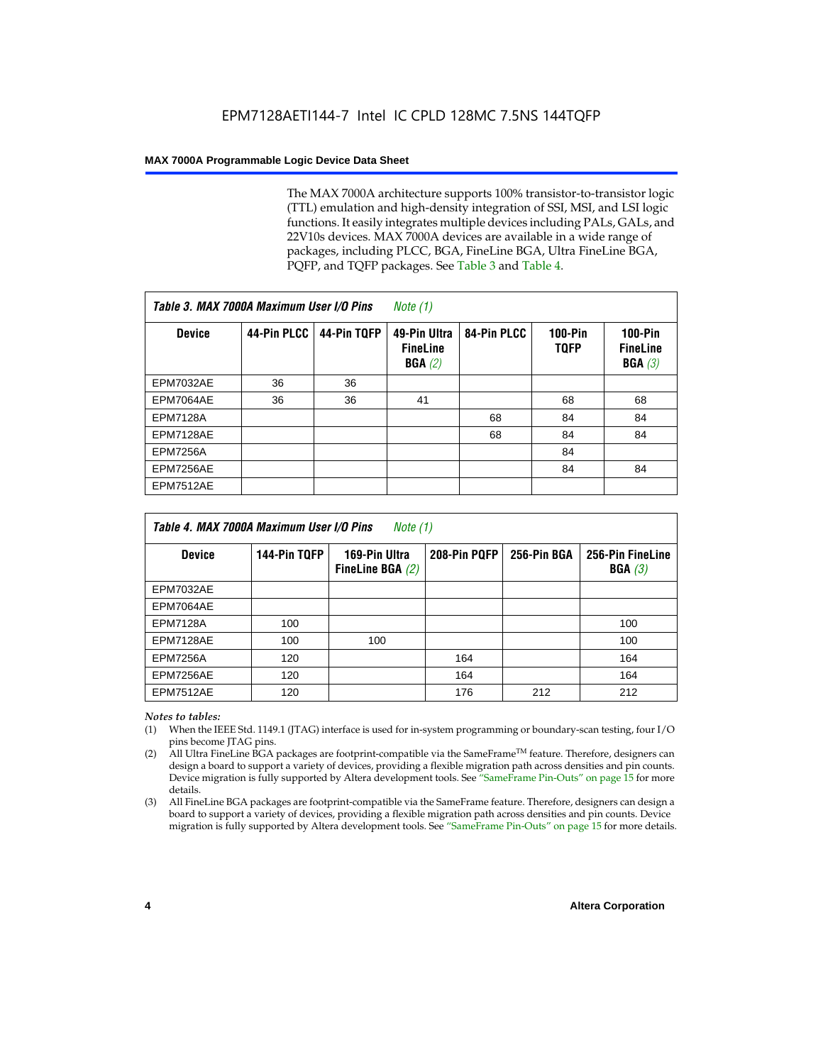The MAX 7000A architecture supports 100% transistor-to-transistor logic (TTL) emulation and high-density integration of SSI, MSI, and LSI logic functions. It easily integrates multiple devices including PALs, GALs, and 22V10s devices. MAX 7000A devices are available in a wide range of packages, including PLCC, BGA, FineLine BGA, Ultra FineLine BGA, PQFP, and TQFP packages. See Table 3 and Table 4.

***Table 3. MAX 7000A Maximum User I/O Pins*** *Note (1)*

| Device | 44-Pin PLCC | 44-Pin TQFP | 49-Pin Ultra FineLine BGA *(2)* | 84-Pin PLCC | 100-Pin TQFP | 100-Pin FineLine BGA *(3)* |
|---|---|---|---|---|---|---|
| EPM7032AE | 36 | 36 | | | | |
| EPM7064AE | 36 | 36 | 41 | | 68 | 68 |
| EPM7128A | | | | 68 | 84 | 84 |
| EPM7128AE | | | | 68 | 84 | 84 |
| EPM7256A | | | | | 84 | |
| EPM7256AE | | | | | 84 | 84 |
| EPM7512AE | | | | | | |

***Table 4. MAX 7000A Maximum User I/O Pins*** *Note (1)*

| Device | 144-Pin TQFP | 169-Pin Ultra FineLine BGA *(2)* | 208-Pin PQFP | 256-Pin BGA | 256-Pin FineLine BGA *(3)* |
|---|---|---|---|---|---|
| EPM7032AE | | | | | |
| EPM7064AE | | | | | |
| EPM7128A | 100 | | | | 100 |
| EPM7128AE | 100 | 100 | | | 100 |
| EPM7256A | 120 | | 164 | | 164 |
| EPM7256AE | 120 | | 164 | | 164 |
| EPM7512AE | 120 | | 176 | 212 | 212 |

*Notes to tables:*

(1) When the IEEE Std. 1149.1 (JTAG) interface is used for in-system programming or boundary-scan testing, four I/O pins become JTAG pins.

(2) All Ultra FineLine BGA packages are footprint-compatible via the SameFrame™ feature. Therefore, designers can design a board to support a variety of devices, providing a flexible migration path across densities and pin counts. Device migration is fully supported by Altera development tools. See "SameFrame Pin-Outs" on page 15 for more details.

(3) All FineLine BGA packages are footprint-compatible via the SameFrame feature. Therefore, designers can design a board to support a variety of devices, providing a flexible migration path across densities and pin counts. Device migration is fully supported by Altera development tools. See "SameFrame Pin-Outs" on page 15 for more details.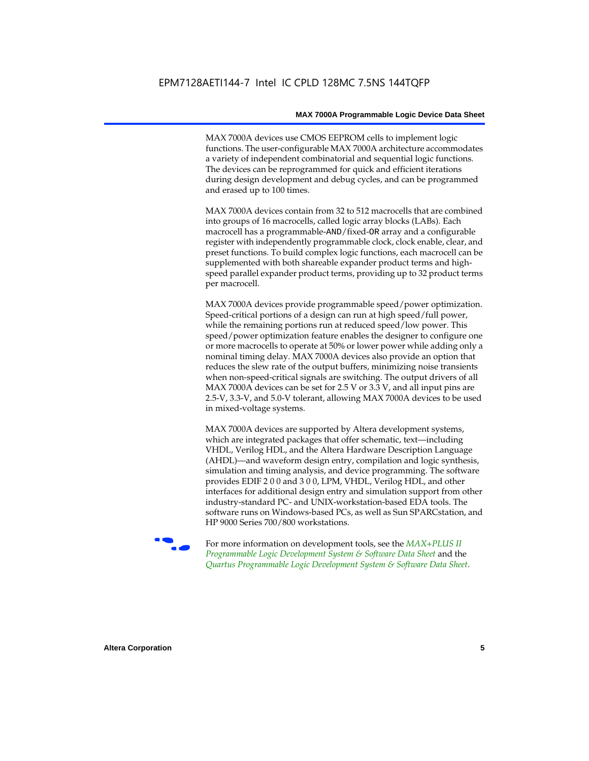MAX 7000A devices use CMOS EEPROM cells to implement logic functions. The user-configurable MAX 7000A architecture accommodates a variety of independent combinatorial and sequential logic functions. The devices can be reprogrammed for quick and efficient iterations during design development and debug cycles, and can be programmed and erased up to 100 times.

MAX 7000A devices contain from 32 to 512 macrocells that are combined into groups of 16 macrocells, called logic array blocks (LABs). Each macrocell has a programmable-AND/fixed-OR array and a configurable register with independently programmable clock, clock enable, clear, and preset functions. To build complex logic functions, each macrocell can be supplemented with both shareable expander product terms and high-speed parallel expander product terms, providing up to 32 product terms per macrocell.

MAX 7000A devices provide programmable speed/power optimization. Speed-critical portions of a design can run at high speed/full power, while the remaining portions run at reduced speed/low power. This speed/power optimization feature enables the designer to configure one or more macrocells to operate at 50% or lower power while adding only a nominal timing delay. MAX 7000A devices also provide an option that reduces the slew rate of the output buffers, minimizing noise transients when non-speed-critical signals are switching. The output drivers of all MAX 7000A devices can be set for 2.5 V or 3.3 V, and all input pins are 2.5-V, 3.3-V, and 5.0-V tolerant, allowing MAX 7000A devices to be used in mixed-voltage systems.

MAX 7000A devices are supported by Altera development systems, which are integrated packages that offer schematic, text—including VHDL, Verilog HDL, and the Altera Hardware Description Language (AHDL)—and waveform design entry, compilation and logic synthesis, simulation and timing analysis, and device programming. The software provides EDIF 2 0 0 and 3 0 0, LPM, VHDL, Verilog HDL, and other interfaces for additional design entry and simulation support from other industry-standard PC- and UNIX-workstation-based EDA tools. The software runs on Windows-based PCs, as well as Sun SPARCstation, and HP 9000 Series 700/800 workstations.

For more information on development tools, see the *MAX+PLUS II Programmable Logic Development System & Software Data Sheet* and the *Quartus Programmable Logic Development System & Software Data Sheet*.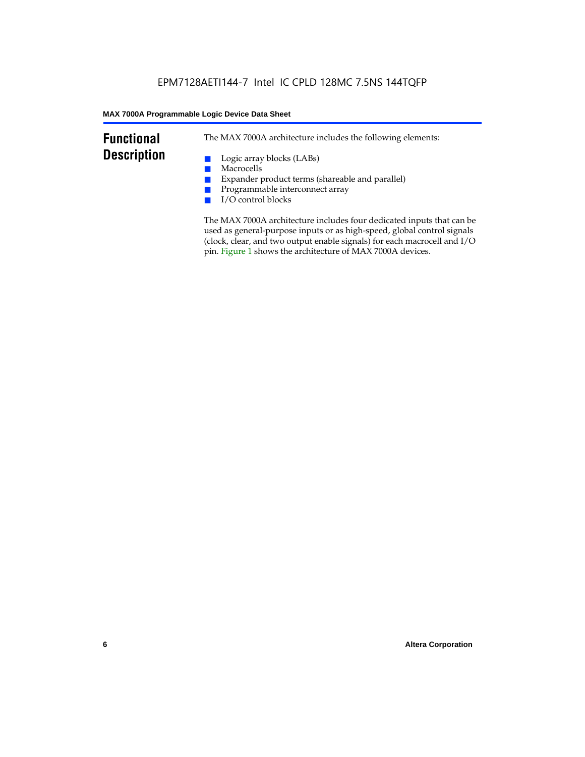## Functional Description

The MAX 7000A architecture includes the following elements:

- Logic array blocks (LABs)
- Macrocells
- Expander product terms (shareable and parallel)
- Programmable interconnect array
- I/O control blocks

The MAX 7000A architecture includes four dedicated inputs that can be used as general-purpose inputs or as high-speed, global control signals (clock, clear, and two output enable signals) for each macrocell and I/O pin. Figure 1 shows the architecture of MAX 7000A devices.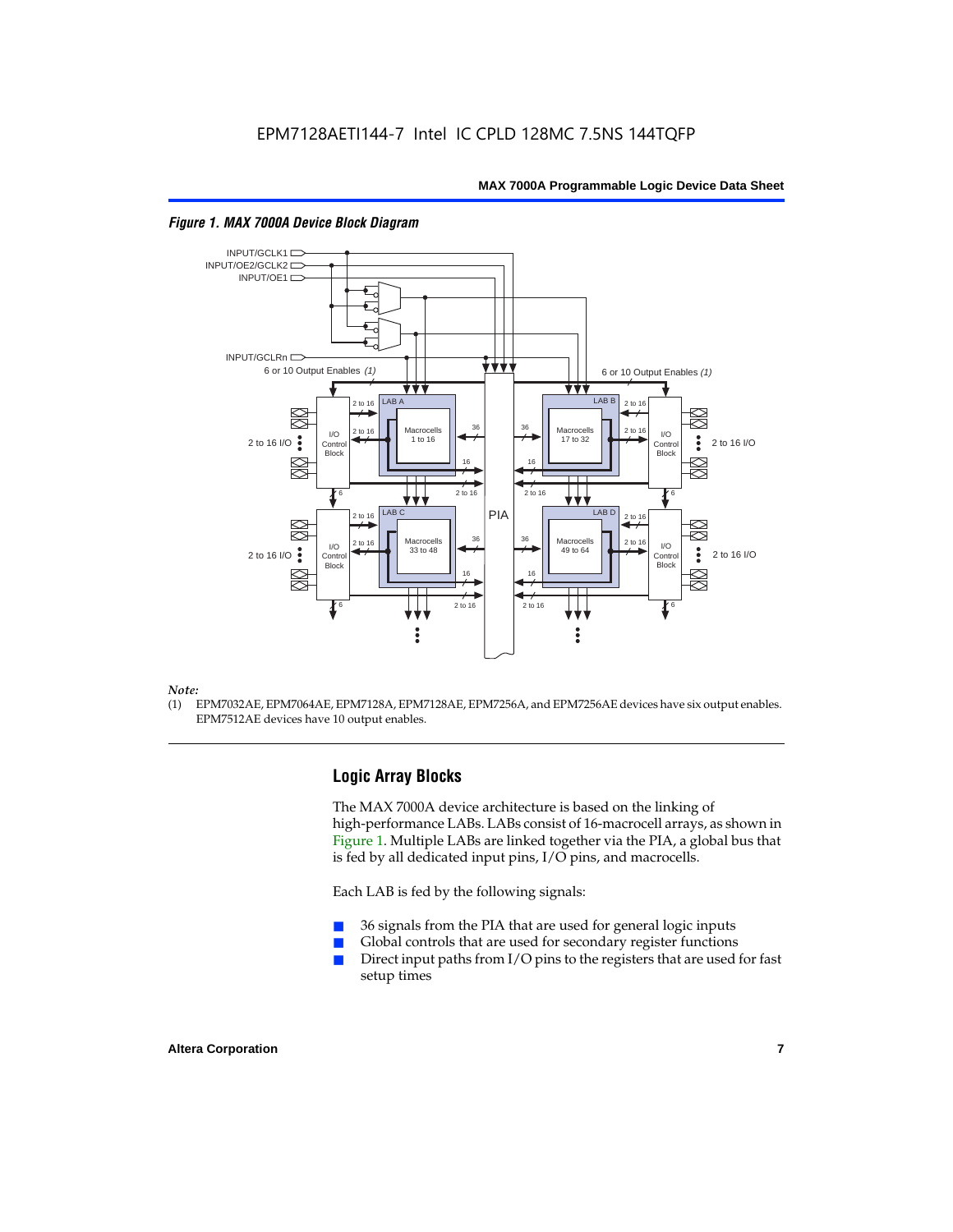*Figure 1. MAX 7000A Device Block Diagram*

*Note:*

(1) EPM7032AE, EPM7064AE, EPM7128A, EPM7128AE, EPM7256A, and EPM7256AE devices have six output enables. EPM7512AE devices have 10 output enables.

## Logic Array Blocks

The MAX 7000A device architecture is based on the linking of high-performance LABs. LABs consist of 16-macrocell arrays, as shown in Figure 1. Multiple LABs are linked together via the PIA, a global bus that is fed by all dedicated input pins, I/O pins, and macrocells.

Each LAB is fed by the following signals:

- 36 signals from the PIA that are used for general logic inputs
- Global controls that are used for secondary register functions
- Direct input paths from I/O pins to the registers that are used for fast setup times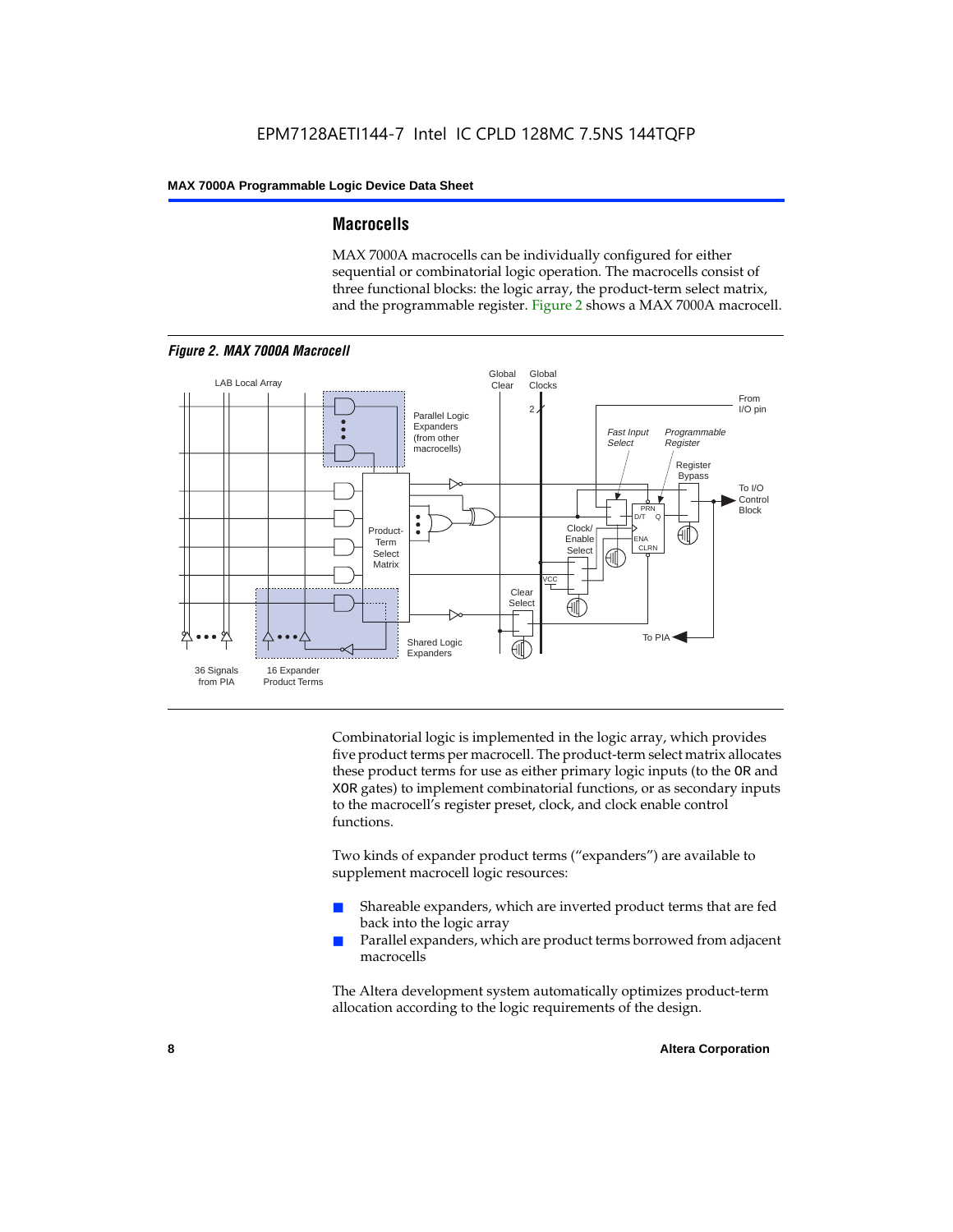## Macrocells

MAX 7000A macrocells can be individually configured for either sequential or combinatorial logic operation. The macrocells consist of three functional blocks: the logic array, the product-term select matrix, and the programmable register. Figure 2 shows a MAX 7000A macrocell.

*Figure 2. MAX 7000A Macrocell*

Combinatorial logic is implemented in the logic array, which provides five product terms per macrocell. The product-term select matrix allocates these product terms for use as either primary logic inputs (to the OR and XOR gates) to implement combinatorial functions, or as secondary inputs to the macrocell's register preset, clock, and clock enable control functions.

Two kinds of expander product terms ("expanders") are available to supplement macrocell logic resources:

- Shareable expanders, which are inverted product terms that are fed back into the logic array
- Parallel expanders, which are product terms borrowed from adjacent macrocells

The Altera development system automatically optimizes product-term allocation according to the logic requirements of the design.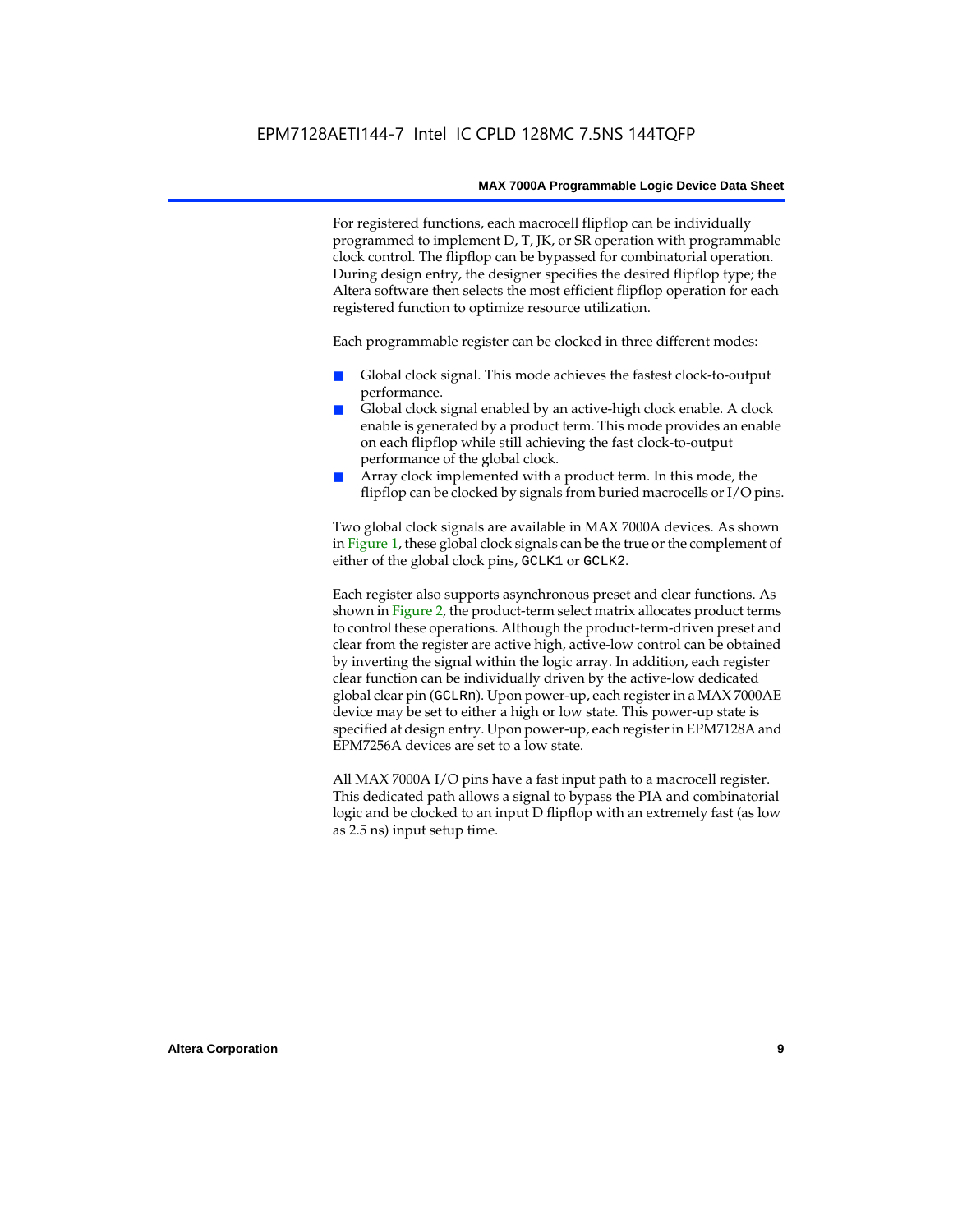For registered functions, each macrocell flipflop can be individually programmed to implement D, T, JK, or SR operation with programmable clock control. The flipflop can be bypassed for combinatorial operation. During design entry, the designer specifies the desired flipflop type; the Altera software then selects the most efficient flipflop operation for each registered function to optimize resource utilization.

Each programmable register can be clocked in three different modes:

- Global clock signal. This mode achieves the fastest clock-to-output performance.
- Global clock signal enabled by an active-high clock enable. A clock enable is generated by a product term. This mode provides an enable on each flipflop while still achieving the fast clock-to-output performance of the global clock.
- Array clock implemented with a product term. In this mode, the flipflop can be clocked by signals from buried macrocells or I/O pins.

Two global clock signals are available in MAX 7000A devices. As shown in Figure 1, these global clock signals can be the true or the complement of either of the global clock pins, `GCLK1` or `GCLK2`.

Each register also supports asynchronous preset and clear functions. As shown in Figure 2, the product-term select matrix allocates product terms to control these operations. Although the product-term-driven preset and clear from the register are active high, active-low control can be obtained by inverting the signal within the logic array. In addition, each register clear function can be individually driven by the active-low dedicated global clear pin (`GCLRn`). Upon power-up, each register in a MAX 7000AE device may be set to either a high or low state. This power-up state is specified at design entry. Upon power-up, each register in EPM7128A and EPM7256A devices are set to a low state.

All MAX 7000A I/O pins have a fast input path to a macrocell register. This dedicated path allows a signal to bypass the PIA and combinatorial logic and be clocked to an input D flipflop with an extremely fast (as low as 2.5 ns) input setup time.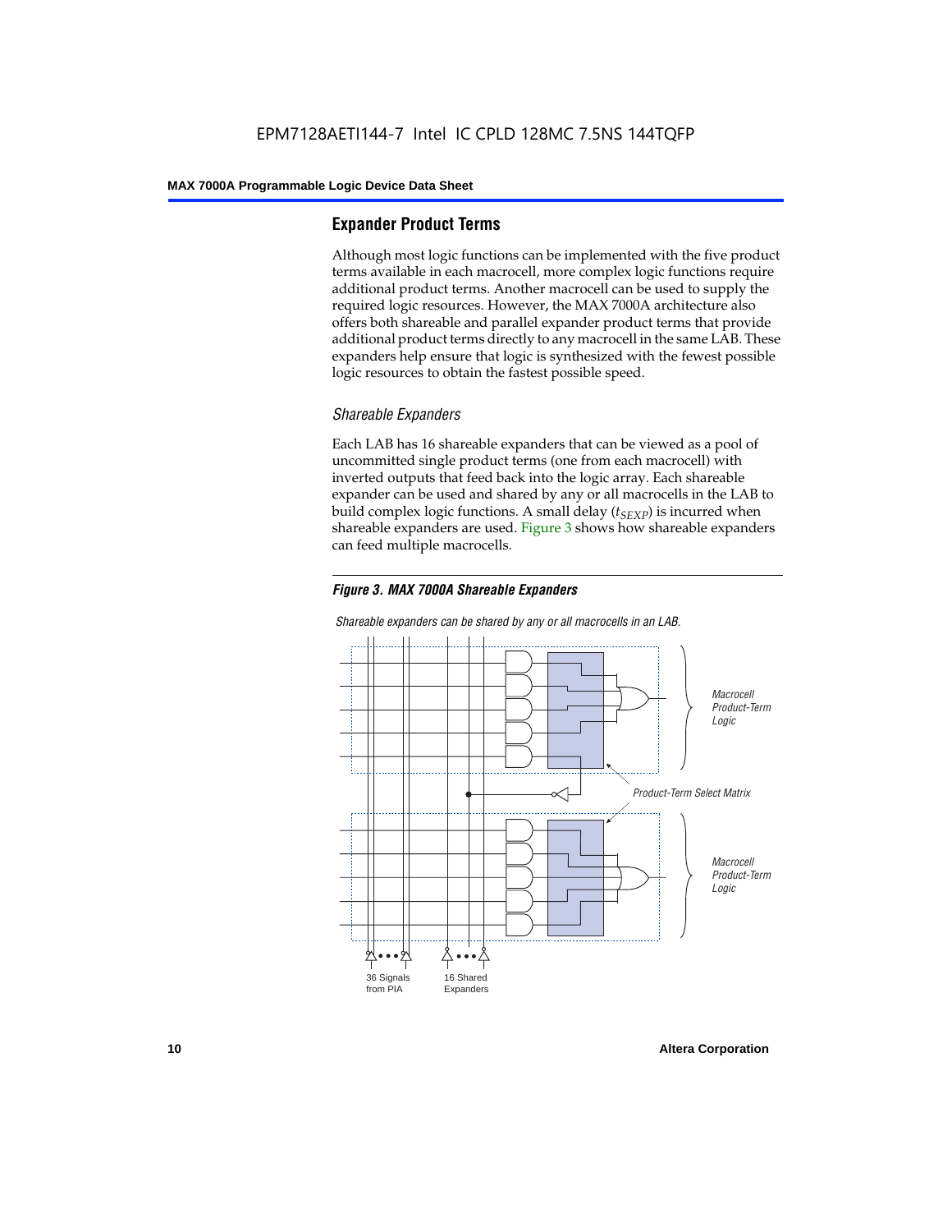## Expander Product Terms

Although most logic functions can be implemented with the five product terms available in each macrocell, more complex logic functions require additional product terms. Another macrocell can be used to supply the required logic resources. However, the MAX 7000A architecture also offers both shareable and parallel expander product terms that provide additional product terms directly to any macrocell in the same LAB. These expanders help ensure that logic is synthesized with the fewest possible logic resources to obtain the fastest possible speed.

### *Shareable Expanders*

Each LAB has 16 shareable expanders that can be viewed as a pool of uncommitted single product terms (one from each macrocell) with inverted outputs that feed back into the logic array. Each shareable expander can be used and shared by any or all macrocells in the LAB to build complex logic functions. A small delay ($t_{SEXP}$) is incurred when shareable expanders are used. Figure 3 shows how shareable expanders can feed multiple macrocells.

***Figure 3. MAX 7000A Shareable Expanders***

*Shareable expanders can be shared by any or all macrocells in an LAB.*

*Macrocell Product-Term Logic*

*Product-Term Select Matrix*

*Macrocell Product-Term Logic*

36 Signals from PIA

16 Shared Expanders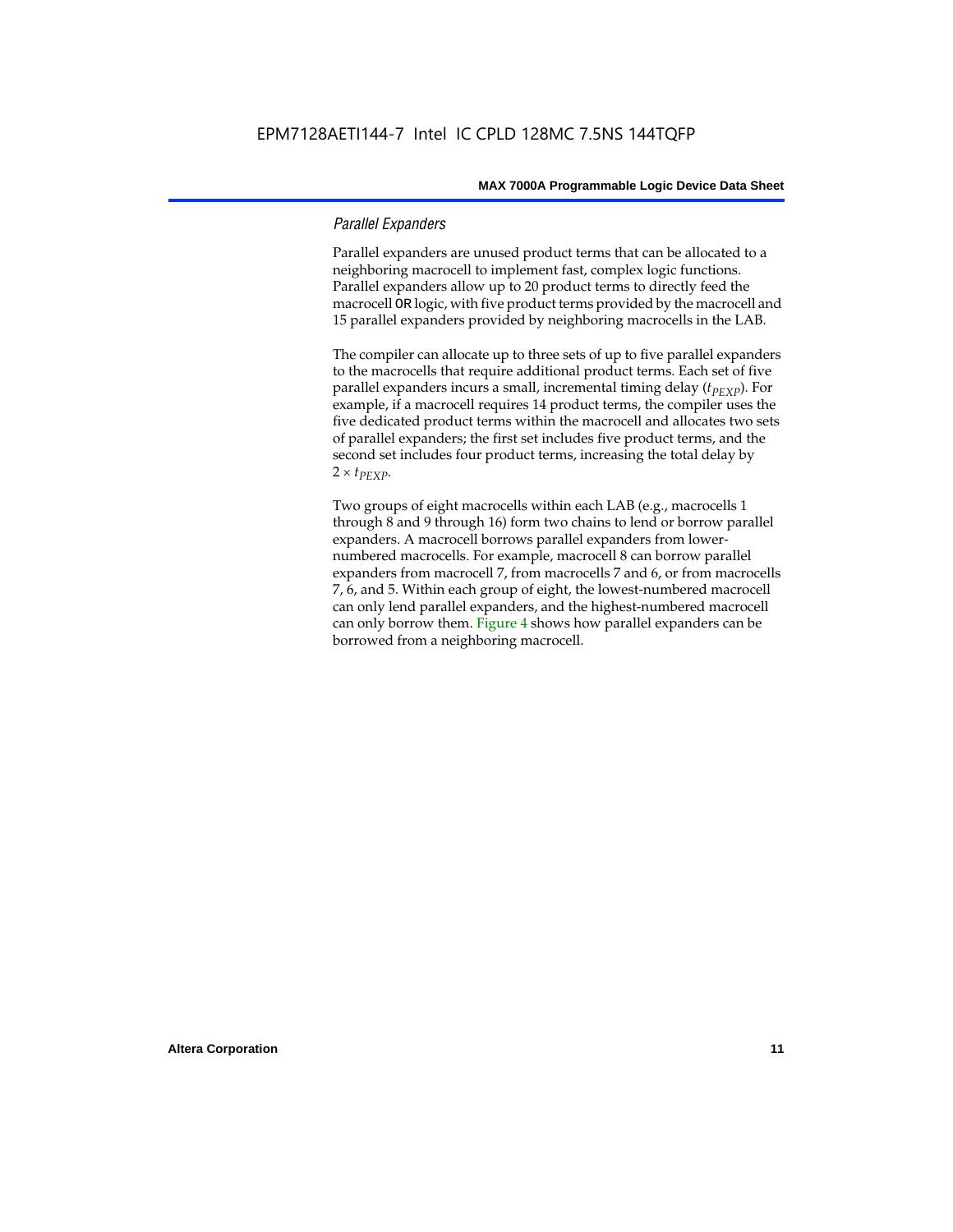### *Parallel Expanders*

Parallel expanders are unused product terms that can be allocated to a neighboring macrocell to implement fast, complex logic functions. Parallel expanders allow up to 20 product terms to directly feed the macrocell OR logic, with five product terms provided by the macrocell and 15 parallel expanders provided by neighboring macrocells in the LAB.

The compiler can allocate up to three sets of up to five parallel expanders to the macrocells that require additional product terms. Each set of five parallel expanders incurs a small, incremental timing delay ($t_{PEXP}$). For example, if a macrocell requires 14 product terms, the compiler uses the five dedicated product terms within the macrocell and allocates two sets of parallel expanders; the first set includes five product terms, and the second set includes four product terms, increasing the total delay by $2 \times t_{PEXP}$.

Two groups of eight macrocells within each LAB (e.g., macrocells 1 through 8 and 9 through 16) form two chains to lend or borrow parallel expanders. A macrocell borrows parallel expanders from lower-numbered macrocells. For example, macrocell 8 can borrow parallel expanders from macrocell 7, from macrocells 7 and 6, or from macrocells 7, 6, and 5. Within each group of eight, the lowest-numbered macrocell can only lend parallel expanders, and the highest-numbered macrocell can only borrow them. Figure 4 shows how parallel expanders can be borrowed from a neighboring macrocell.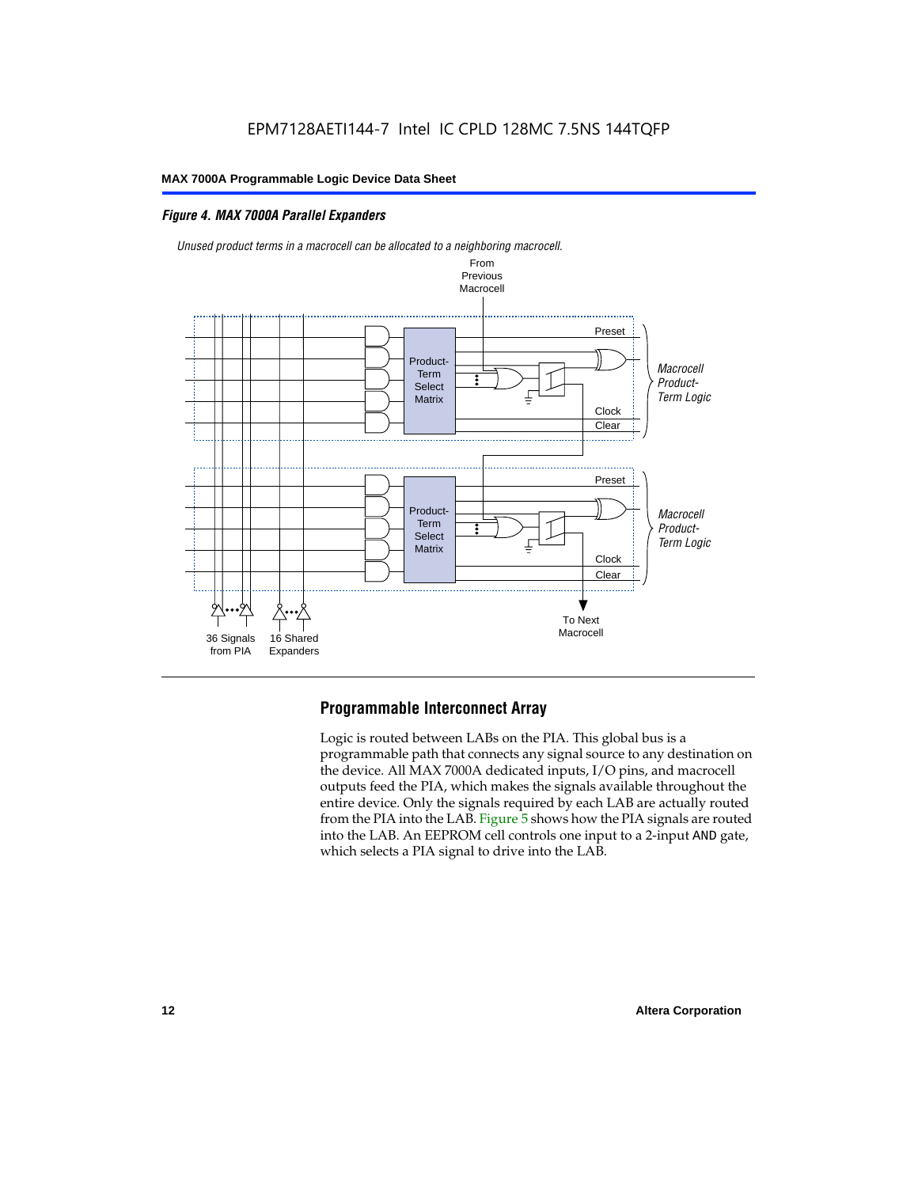*Figure 4. MAX 7000A Parallel Expanders*

*Unused product terms in a macrocell can be allocated to a neighboring macrocell.*

From Previous Macrocell

Preset

Product-Term Select Matrix

*Macrocell Product-Term Logic*

Clock

Clear

Preset

Product-Term Select Matrix

*Macrocell Product-Term Logic*

Clock

Clear

36 Signals from PIA

16 Shared Expanders

To Next Macrocell

## Programmable Interconnect Array

Logic is routed between LABs on the PIA. This global bus is a programmable path that connects any signal source to any destination on the device. All MAX 7000A dedicated inputs, I/O pins, and macrocell outputs feed the PIA, which makes the signals available throughout the entire device. Only the signals required by each LAB are actually routed from the PIA into the LAB. Figure 5 shows how the PIA signals are routed into the LAB. An EEPROM cell controls one input to a 2-input AND gate, which selects a PIA signal to drive into the LAB.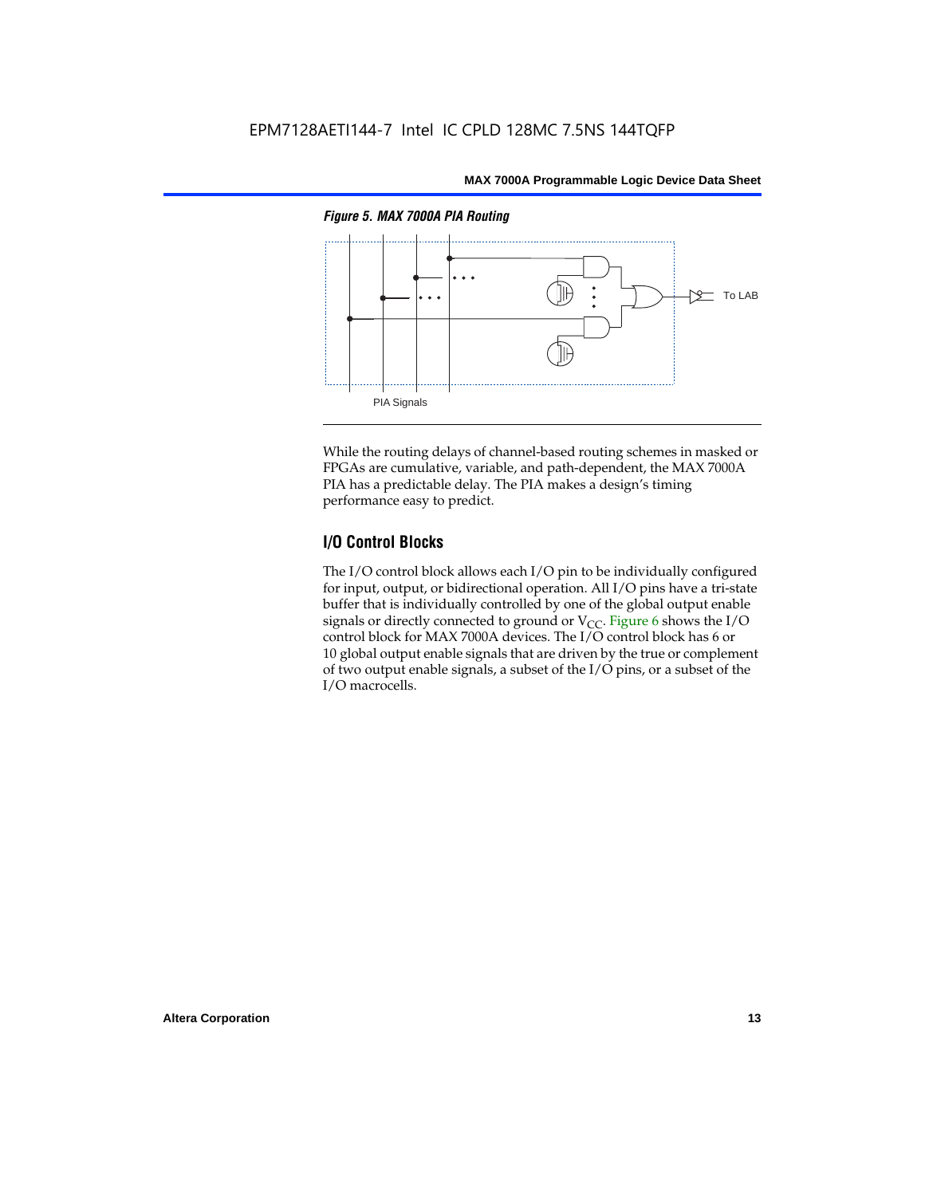*Figure 5. MAX 7000A PIA Routing*

To LAB

PIA Signals

While the routing delays of channel-based routing schemes in masked or FPGAs are cumulative, variable, and path-dependent, the MAX 7000A PIA has a predictable delay. The PIA makes a design's timing performance easy to predict.

## I/O Control Blocks

The I/O control block allows each I/O pin to be individually configured for input, output, or bidirectional operation. All I/O pins have a tri-state buffer that is individually controlled by one of the global output enable signals or directly connected to ground or $V_{CC}$. Figure 6 shows the I/O control block for MAX 7000A devices. The I/O control block has 6 or 10 global output enable signals that are driven by the true or complement of two output enable signals, a subset of the I/O pins, or a subset of the I/O macrocells.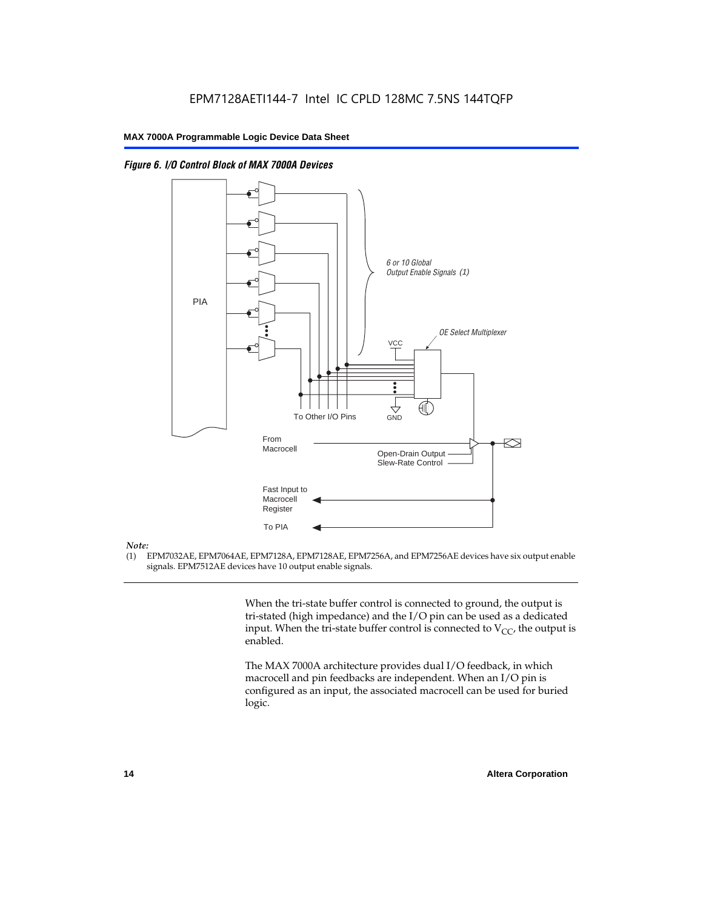*Figure 6. I/O Control Block of MAX 7000A Devices*

PIA

6 or 10 Global Output Enable Signals (1)

OE Select Multiplexer

VCC

GND

To Other I/O Pins

From Macrocell

Open-Drain Output

Slew-Rate Control

Fast Input to Macrocell Register

To PIA

*Note:*

(1) EPM7032AE, EPM7064AE, EPM7128A, EPM7128AE, EPM7256A, and EPM7256AE devices have six output enable signals. EPM7512AE devices have 10 output enable signals.

When the tri-state buffer control is connected to ground, the output is tri-stated (high impedance) and the I/O pin can be used as a dedicated input. When the tri-state buffer control is connected to $V_{CC}$, the output is enabled.

The MAX 7000A architecture provides dual I/O feedback, in which macrocell and pin feedbacks are independent. When an I/O pin is configured as an input, the associated macrocell can be used for buried logic.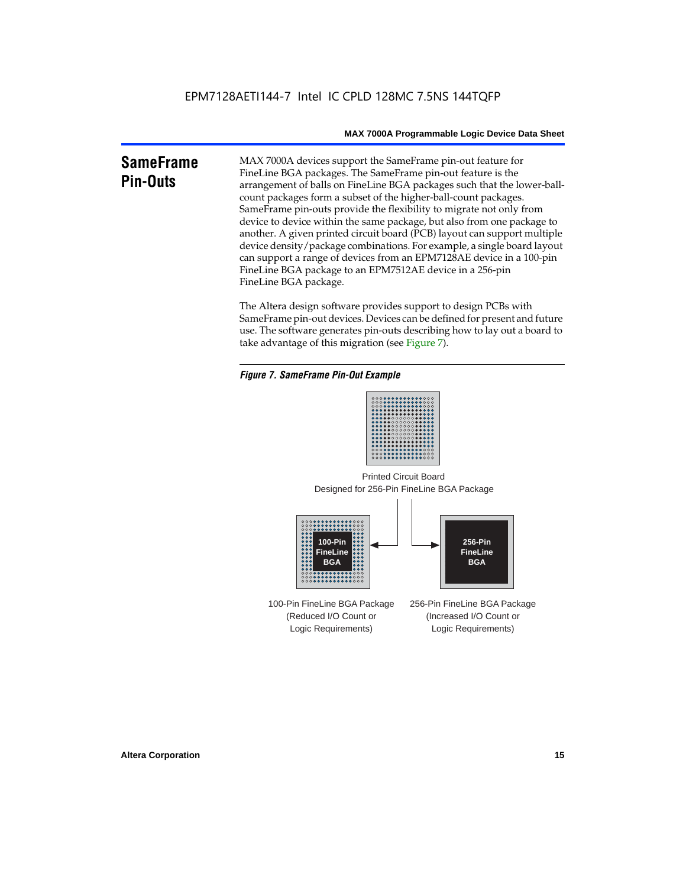## SameFrame Pin-Outs

MAX 7000A devices support the SameFrame pin-out feature for FineLine BGA packages. The SameFrame pin-out feature is the arrangement of balls on FineLine BGA packages such that the lower-ball-count packages form a subset of the higher-ball-count packages. SameFrame pin-outs provide the flexibility to migrate not only from device to device within the same package, but also from one package to another. A given printed circuit board (PCB) layout can support multiple device density/package combinations. For example, a single board layout can support a range of devices from an EPM7128AE device in a 100-pin FineLine BGA package to an EPM7512AE device in a 256-pin FineLine BGA package.

The Altera design software provides support to design PCBs with SameFrame pin-out devices. Devices can be defined for present and future use. The software generates pin-outs describing how to lay out a board to take advantage of this migration (see Figure 7).

*Figure 7. SameFrame Pin-Out Example*

Printed Circuit Board Designed for 256-Pin FineLine BGA Package

100-Pin FineLine BGA

256-Pin FineLine BGA

100-Pin FineLine BGA Package (Reduced I/O Count or Logic Requirements)

256-Pin FineLine BGA Package (Increased I/O Count or Logic Requirements)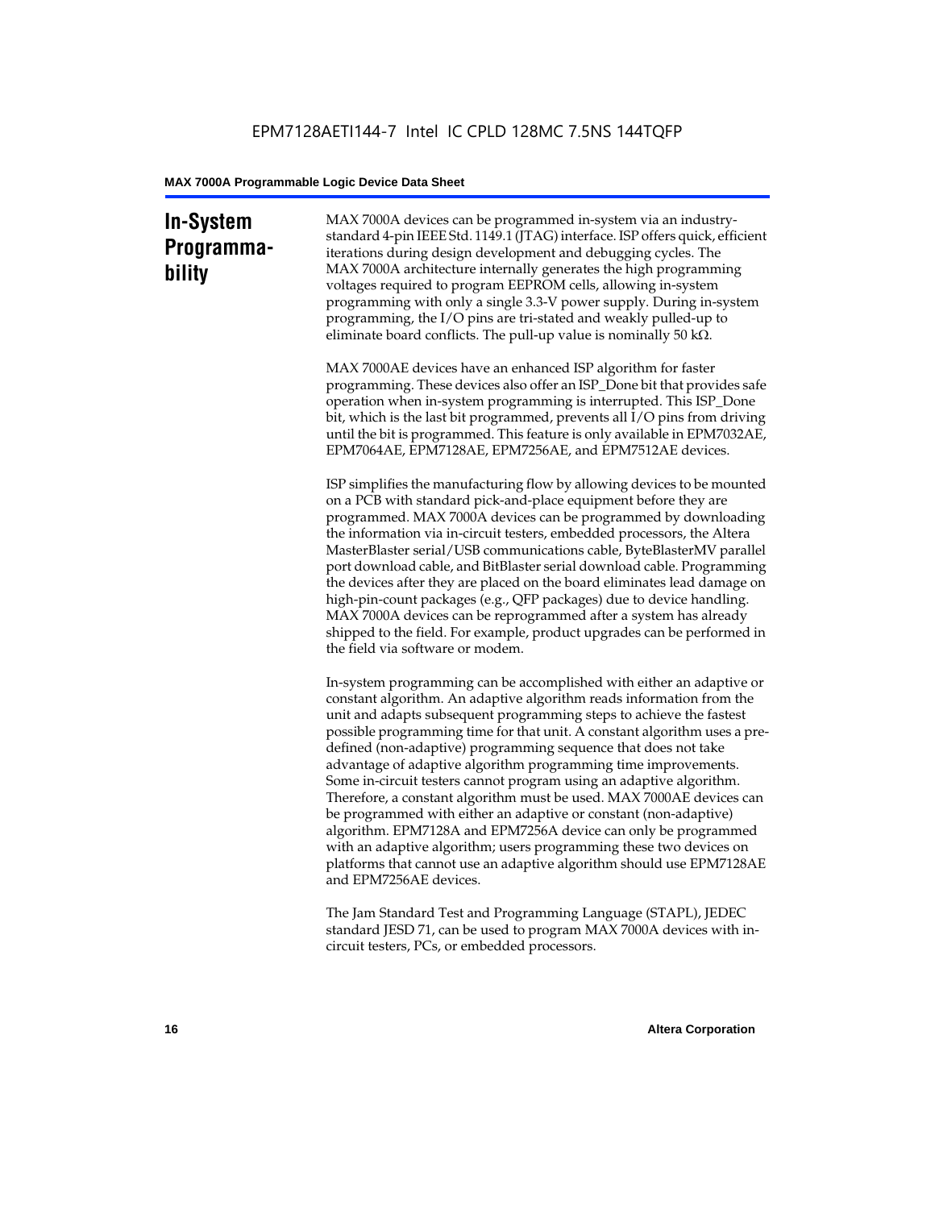## In-System Programmability

MAX 7000A devices can be programmed in-system via an industry-standard 4-pin IEEE Std. 1149.1 (JTAG) interface. ISP offers quick, efficient iterations during design development and debugging cycles. The MAX 7000A architecture internally generates the high programming voltages required to program EEPROM cells, allowing in-system programming with only a single 3.3-V power supply. During in-system programming, the I/O pins are tri-stated and weakly pulled-up to eliminate board conflicts. The pull-up value is nominally 50 kΩ.

MAX 7000AE devices have an enhanced ISP algorithm for faster programming. These devices also offer an ISP_Done bit that provides safe operation when in-system programming is interrupted. This ISP_Done bit, which is the last bit programmed, prevents all I/O pins from driving until the bit is programmed. This feature is only available in EPM7032AE, EPM7064AE, EPM7128AE, EPM7256AE, and EPM7512AE devices.

ISP simplifies the manufacturing flow by allowing devices to be mounted on a PCB with standard pick-and-place equipment before they are programmed. MAX 7000A devices can be programmed by downloading the information via in-circuit testers, embedded processors, the Altera MasterBlaster serial/USB communications cable, ByteBlasterMV parallel port download cable, and BitBlaster serial download cable. Programming the devices after they are placed on the board eliminates lead damage on high-pin-count packages (e.g., QFP packages) due to device handling. MAX 7000A devices can be reprogrammed after a system has already shipped to the field. For example, product upgrades can be performed in the field via software or modem.

In-system programming can be accomplished with either an adaptive or constant algorithm. An adaptive algorithm reads information from the unit and adapts subsequent programming steps to achieve the fastest possible programming time for that unit. A constant algorithm uses a pre-defined (non-adaptive) programming sequence that does not take advantage of adaptive algorithm programming time improvements. Some in-circuit testers cannot program using an adaptive algorithm. Therefore, a constant algorithm must be used. MAX 7000AE devices can be programmed with either an adaptive or constant (non-adaptive) algorithm. EPM7128A and EPM7256A device can only be programmed with an adaptive algorithm; users programming these two devices on platforms that cannot use an adaptive algorithm should use EPM7128AE and EPM7256AE devices.

The Jam Standard Test and Programming Language (STAPL), JEDEC standard JESD 71, can be used to program MAX 7000A devices with in-circuit testers, PCs, or embedded processors.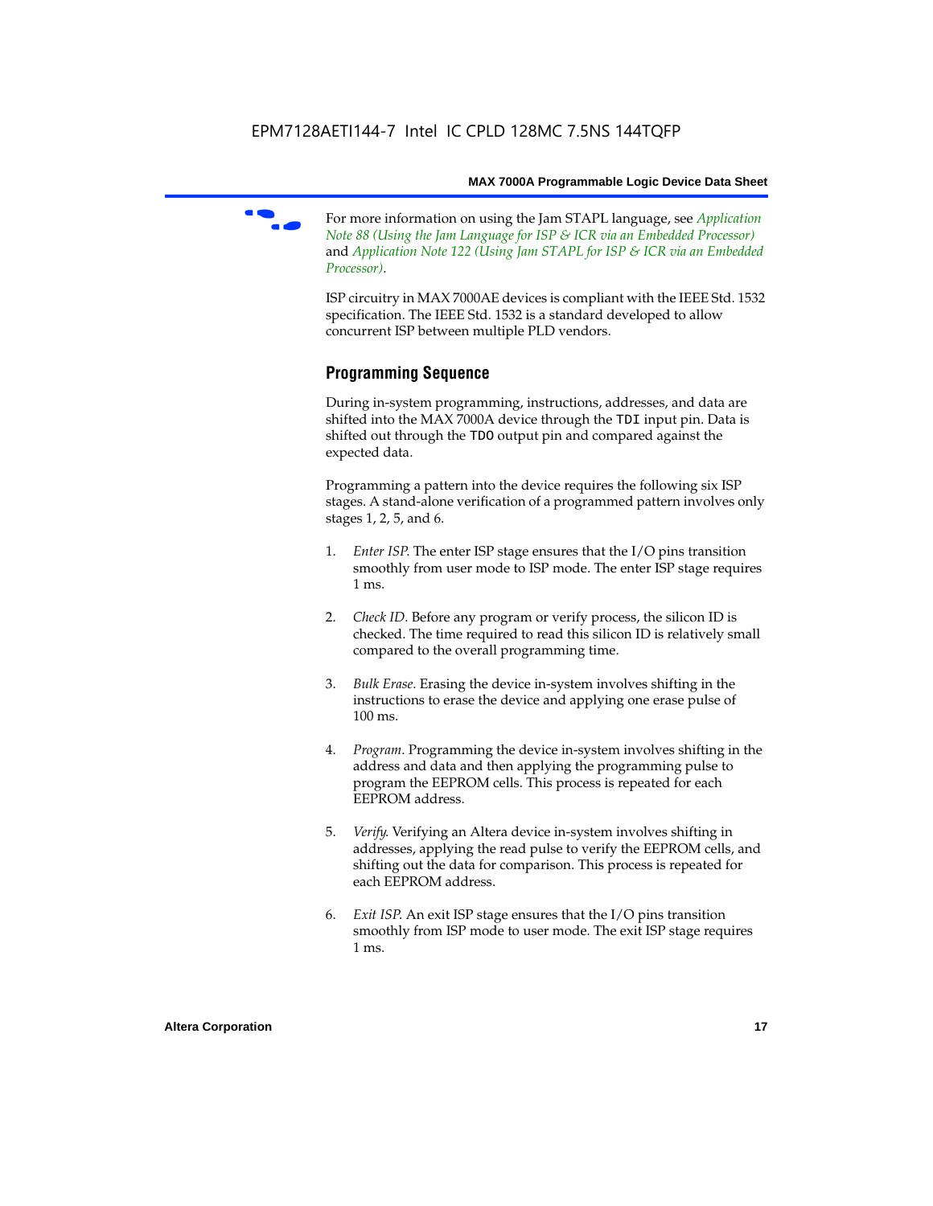For more information on using the Jam STAPL language, see *Application Note 88 (Using the Jam Language for ISP & ICR via an Embedded Processor)* and *Application Note 122 (Using Jam STAPL for ISP & ICR via an Embedded Processor)*.

ISP circuitry in MAX 7000AE devices is compliant with the IEEE Std. 1532 specification. The IEEE Std. 1532 is a standard developed to allow concurrent ISP between multiple PLD vendors.

## Programming Sequence

During in-system programming, instructions, addresses, and data are shifted into the MAX 7000A device through the `TDI` input pin. Data is shifted out through the `TDO` output pin and compared against the expected data.

Programming a pattern into the device requires the following six ISP stages. A stand-alone verification of a programmed pattern involves only stages 1, 2, 5, and 6.

1. *Enter ISP*. The enter ISP stage ensures that the I/O pins transition smoothly from user mode to ISP mode. The enter ISP stage requires 1 ms.

2. *Check ID*. Before any program or verify process, the silicon ID is checked. The time required to read this silicon ID is relatively small compared to the overall programming time.

3. *Bulk Erase*. Erasing the device in-system involves shifting in the instructions to erase the device and applying one erase pulse of 100 ms.

4. *Program*. Programming the device in-system involves shifting in the address and data and then applying the programming pulse to program the EEPROM cells. This process is repeated for each EEPROM address.

5. *Verify*. Verifying an Altera device in-system involves shifting in addresses, applying the read pulse to verify the EEPROM cells, and shifting out the data for comparison. This process is repeated for each EEPROM address.

6. *Exit ISP*. An exit ISP stage ensures that the I/O pins transition smoothly from ISP mode to user mode. The exit ISP stage requires 1 ms.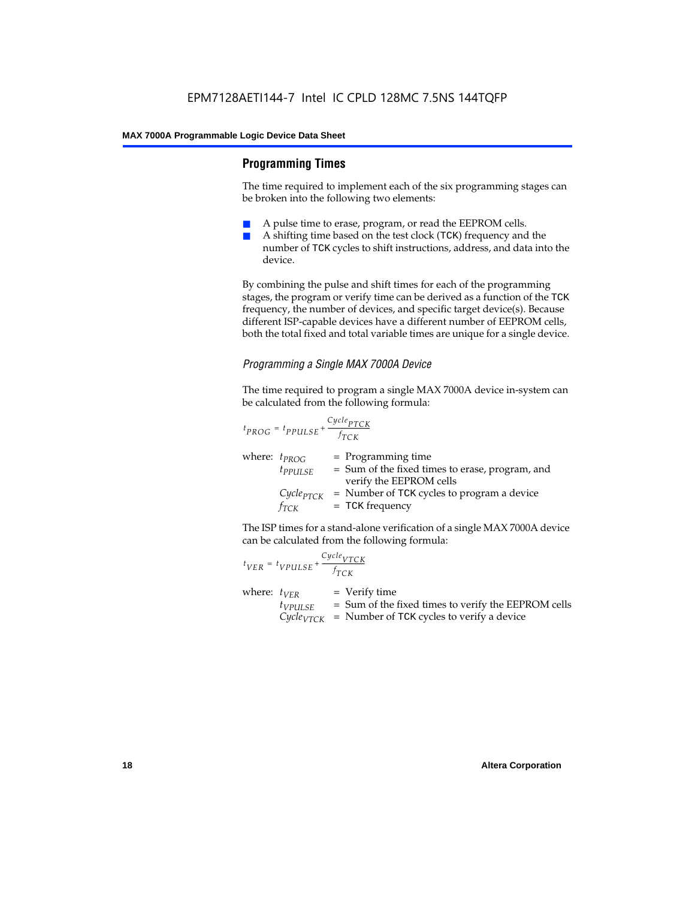## Programming Times

The time required to implement each of the six programming stages can be broken into the following two elements:

- A pulse time to erase, program, or read the EEPROM cells.
- A shifting time based on the test clock (`TCK`) frequency and the number of `TCK` cycles to shift instructions, address, and data into the device.

By combining the pulse and shift times for each of the programming stages, the program or verify time can be derived as a function of the `TCK` frequency, the number of devices, and specific target device(s). Because different ISP-capable devices have a different number of EEPROM cells, both the total fixed and total variable times are unique for a single device.

### *Programming a Single MAX 7000A Device*

The time required to program a single MAX 7000A device in-system can be calculated from the following formula:

$$t_{PROG} = t_{PPULSE} + \frac{Cycle_{PTCK}}{f_{TCK}}$$

where: $t_{PROG}$ = Programming time
$t_{PPULSE}$ = Sum of the fixed times to erase, program, and verify the EEPROM cells
$Cycle_{PTCK}$ = Number of `TCK` cycles to program a device
$f_{TCK}$ = `TCK` frequency

The ISP times for a stand-alone verification of a single MAX 7000A device can be calculated from the following formula:

$$t_{VER} = t_{VPULSE} + \frac{Cycle_{VTCK}}{f_{TCK}}$$

where: $t_{VER}$ = Verify time
$t_{VPULSE}$ = Sum of the fixed times to verify the EEPROM cells
$Cycle_{VTCK}$ = Number of `TCK` cycles to verify a device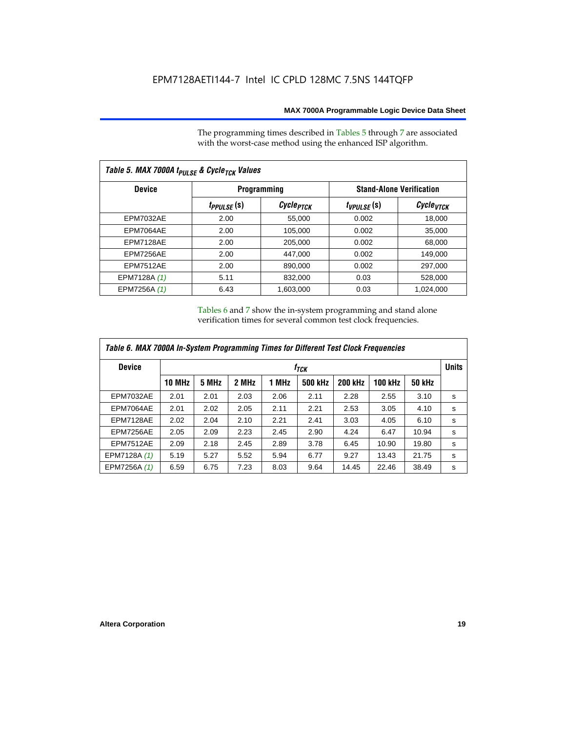The programming times described in Tables 5 through 7 are associated with the worst-case method using the enhanced ISP algorithm.

| Table 5. MAX 7000A $t_{PULSE}$ & $Cycle_{TCK}$ Values | | | | |
|---|---|---|---|---|
| **Device** | **Programming** | | **Stand-Alone Verification** | |
| | $t_{PPULSE}$ (s) | $Cycle_{PTCK}$ | $t_{VPULSE}$ (s) | $Cycle_{VTCK}$ |
| EPM7032AE | 2.00 | 55,000 | 0.002 | 18,000 |
| EPM7064AE | 2.00 | 105,000 | 0.002 | 35,000 |
| EPM7128AE | 2.00 | 205,000 | 0.002 | 68,000 |
| EPM7256AE | 2.00 | 447,000 | 0.002 | 149,000 |
| EPM7512AE | 2.00 | 890,000 | 0.002 | 297,000 |
| EPM7128A *(1)* | 5.11 | 832,000 | 0.03 | 528,000 |
| EPM7256A *(1)* | 6.43 | 1,603,000 | 0.03 | 1,024,000 |

Tables 6 and 7 show the in-system programming and stand alone verification times for several common test clock frequencies.

| Table 6. MAX 7000A In-System Programming Times for Different Test Clock Frequencies | | | | | | | | | |
|---|---|---|---|---|---|---|---|---|---|
| **Device** | $f_{TCK}$ | | | | | | | | **Units** |
| | **10 MHz** | **5 MHz** | **2 MHz** | **1 MHz** | **500 kHz** | **200 kHz** | **100 kHz** | **50 kHz** | |
| EPM7032AE | 2.01 | 2.01 | 2.03 | 2.06 | 2.11 | 2.28 | 2.55 | 3.10 | s |
| EPM7064AE | 2.01 | 2.02 | 2.05 | 2.11 | 2.21 | 2.53 | 3.05 | 4.10 | s |
| EPM7128AE | 2.02 | 2.04 | 2.10 | 2.21 | 2.41 | 3.03 | 4.05 | 6.10 | s |
| EPM7256AE | 2.05 | 2.09 | 2.23 | 2.45 | 2.90 | 4.24 | 6.47 | 10.94 | s |
| EPM7512AE | 2.09 | 2.18 | 2.45 | 2.89 | 3.78 | 6.45 | 10.90 | 19.80 | s |
| EPM7128A *(1)* | 5.19 | 5.27 | 5.52 | 5.94 | 6.77 | 9.27 | 13.43 | 21.75 | s |
| EPM7256A *(1)* | 6.59 | 6.75 | 7.23 | 8.03 | 9.64 | 14.45 | 22.46 | 38.49 | s |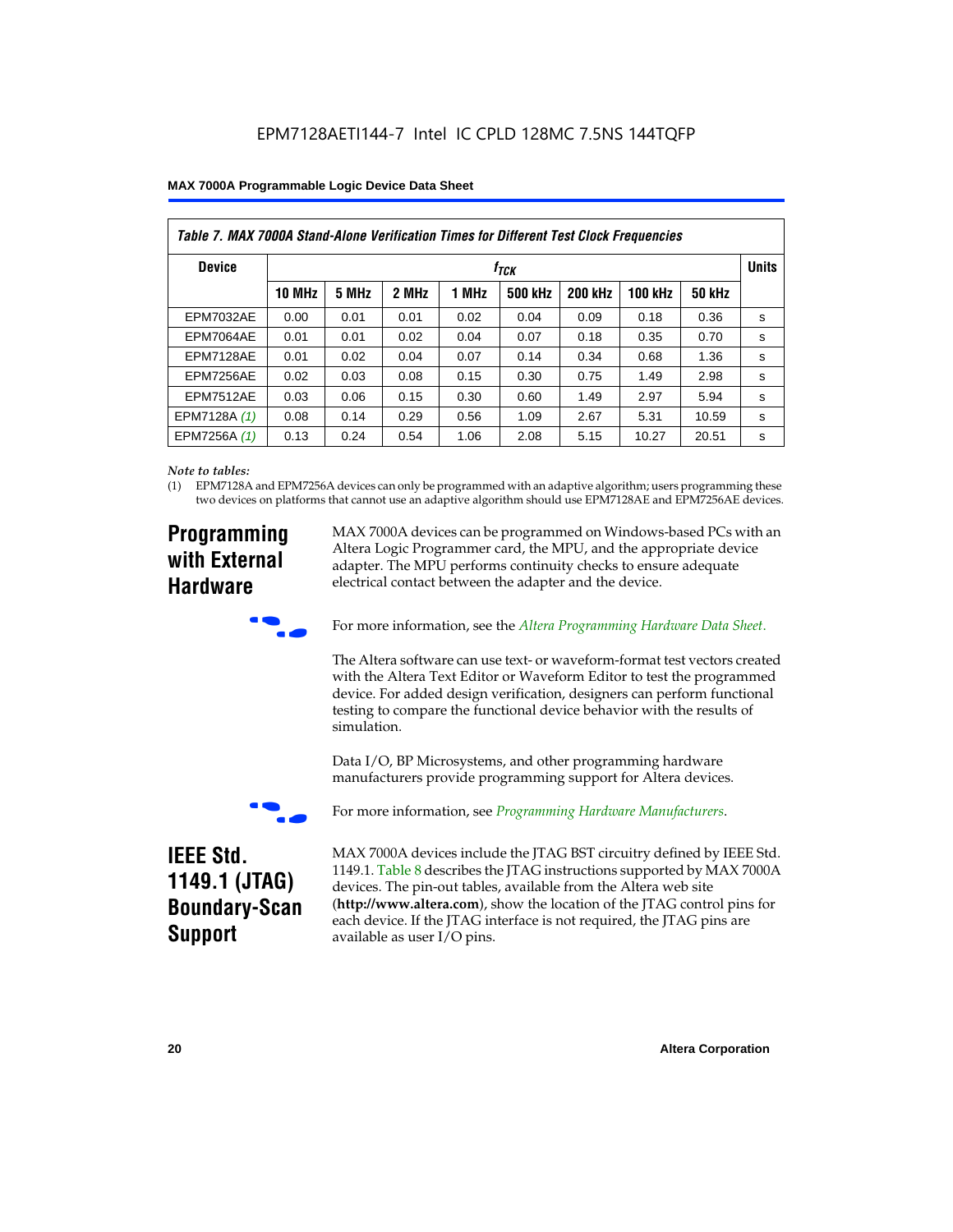**Table 7. MAX 7000A Stand-Alone Verification Times for Different Test Clock Frequencies**

| Device | $f_{TCK}$ | | | | | | | | Units |
|---|---|---|---|---|---|---|---|---|---|
| | 10 MHz | 5 MHz | 2 MHz | 1 MHz | 500 kHz | 200 kHz | 100 kHz | 50 kHz | |
| EPM7032AE | 0.00 | 0.01 | 0.01 | 0.02 | 0.04 | 0.09 | 0.18 | 0.36 | s |
| EPM7064AE | 0.01 | 0.01 | 0.02 | 0.04 | 0.07 | 0.18 | 0.35 | 0.70 | s |
| EPM7128AE | 0.01 | 0.02 | 0.04 | 0.07 | 0.14 | 0.34 | 0.68 | 1.36 | s |
| EPM7256AE | 0.02 | 0.03 | 0.08 | 0.15 | 0.30 | 0.75 | 1.49 | 2.98 | s |
| EPM7512AE | 0.03 | 0.06 | 0.15 | 0.30 | 0.60 | 1.49 | 2.97 | 5.94 | s |
| EPM7128A *(1)* | 0.08 | 0.14 | 0.29 | 0.56 | 1.09 | 2.67 | 5.31 | 10.59 | s |
| EPM7256A *(1)* | 0.13 | 0.24 | 0.54 | 1.06 | 2.08 | 5.15 | 10.27 | 20.51 | s |

*Note to tables:*

(1) EPM7128A and EPM7256A devices can only be programmed with an adaptive algorithm; users programming these two devices on platforms that cannot use an adaptive algorithm should use EPM7128AE and EPM7256AE devices.

## Programming with External Hardware

MAX 7000A devices can be programmed on Windows-based PCs with an Altera Logic Programmer card, the MPU, and the appropriate device adapter. The MPU performs continuity checks to ensure adequate electrical contact between the adapter and the device.

For more information, see the *Altera Programming Hardware Data Sheet.*

The Altera software can use text- or waveform-format test vectors created with the Altera Text Editor or Waveform Editor to test the programmed device. For added design verification, designers can perform functional testing to compare the functional device behavior with the results of simulation.

Data I/O, BP Microsystems, and other programming hardware manufacturers provide programming support for Altera devices.

For more information, see *Programming Hardware Manufacturers*.

## IEEE Std. 1149.1 (JTAG) Boundary-Scan Support

MAX 7000A devices include the JTAG BST circuitry defined by IEEE Std. 1149.1. Table 8 describes the JTAG instructions supported by MAX 7000A devices. The pin-out tables, available from the Altera web site (**http://www.altera.com**), show the location of the JTAG control pins for each device. If the JTAG interface is not required, the JTAG pins are available as user I/O pins.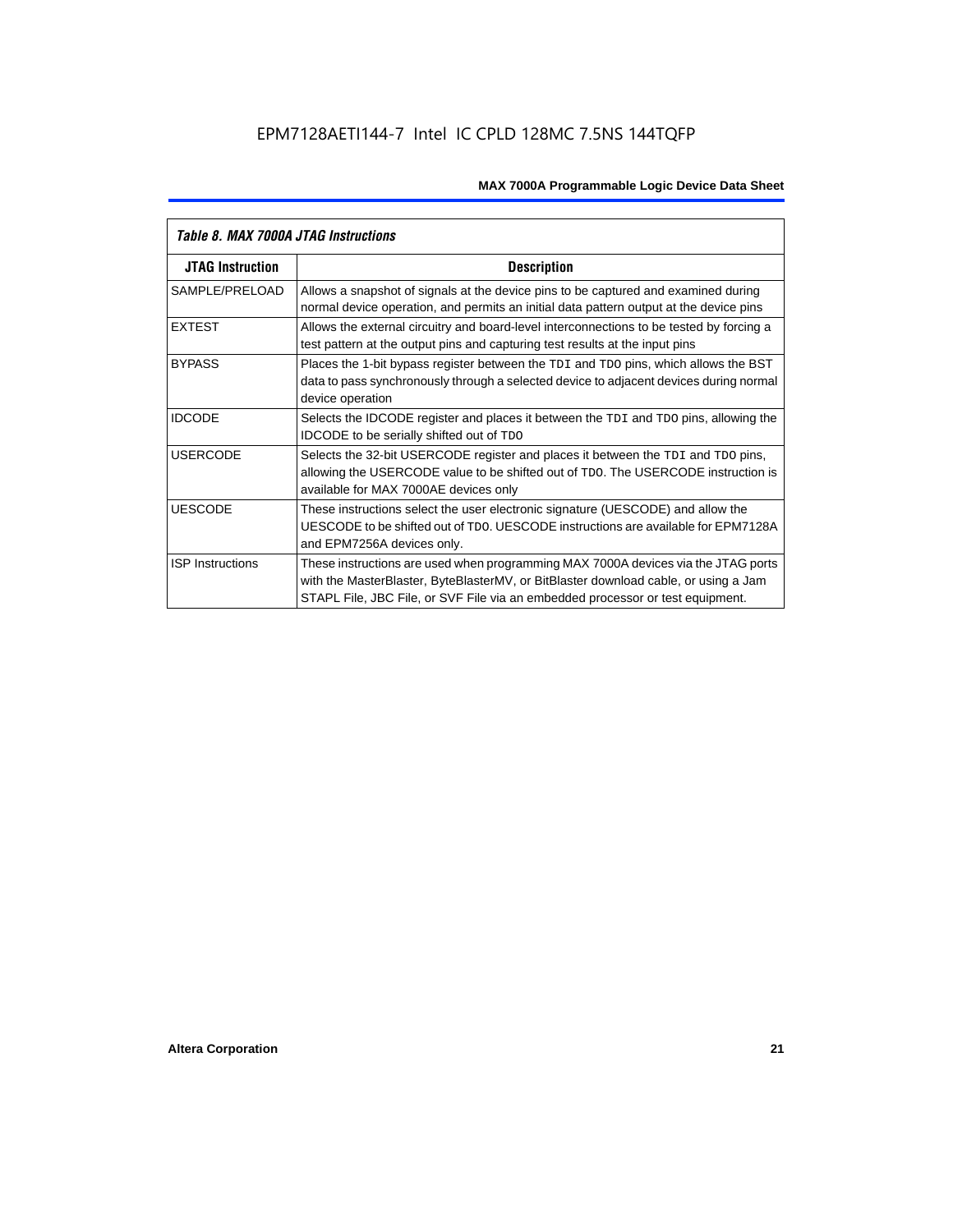*Table 8. MAX 7000A JTAG Instructions*

| JTAG Instruction | Description |
|---|---|
| SAMPLE/PRELOAD | Allows a snapshot of signals at the device pins to be captured and examined during normal device operation, and permits an initial data pattern output at the device pins |
| EXTEST | Allows the external circuitry and board-level interconnections to be tested by forcing a test pattern at the output pins and capturing test results at the input pins |
| BYPASS | Places the 1-bit bypass register between the `TDI` and `TDO` pins, which allows the BST data to pass synchronously through a selected device to adjacent devices during normal device operation |
| IDCODE | Selects the IDCODE register and places it between the `TDI` and `TDO` pins, allowing the IDCODE to be serially shifted out of `TDO` |
| USERCODE | Selects the 32-bit USERCODE register and places it between the `TDI` and `TDO` pins, allowing the USERCODE value to be shifted out of `TDO`. The USERCODE instruction is available for MAX 7000AE devices only |
| UESCODE | These instructions select the user electronic signature (UESCODE) and allow the UESCODE to be shifted out of `TDO`. UESCODE instructions are available for EPM7128A and EPM7256A devices only. |
| ISP Instructions | These instructions are used when programming MAX 7000A devices via the JTAG ports with the MasterBlaster, ByteBlasterMV, or BitBlaster download cable, or using a Jam STAPL File, JBC File, or SVF File via an embedded processor or test equipment. |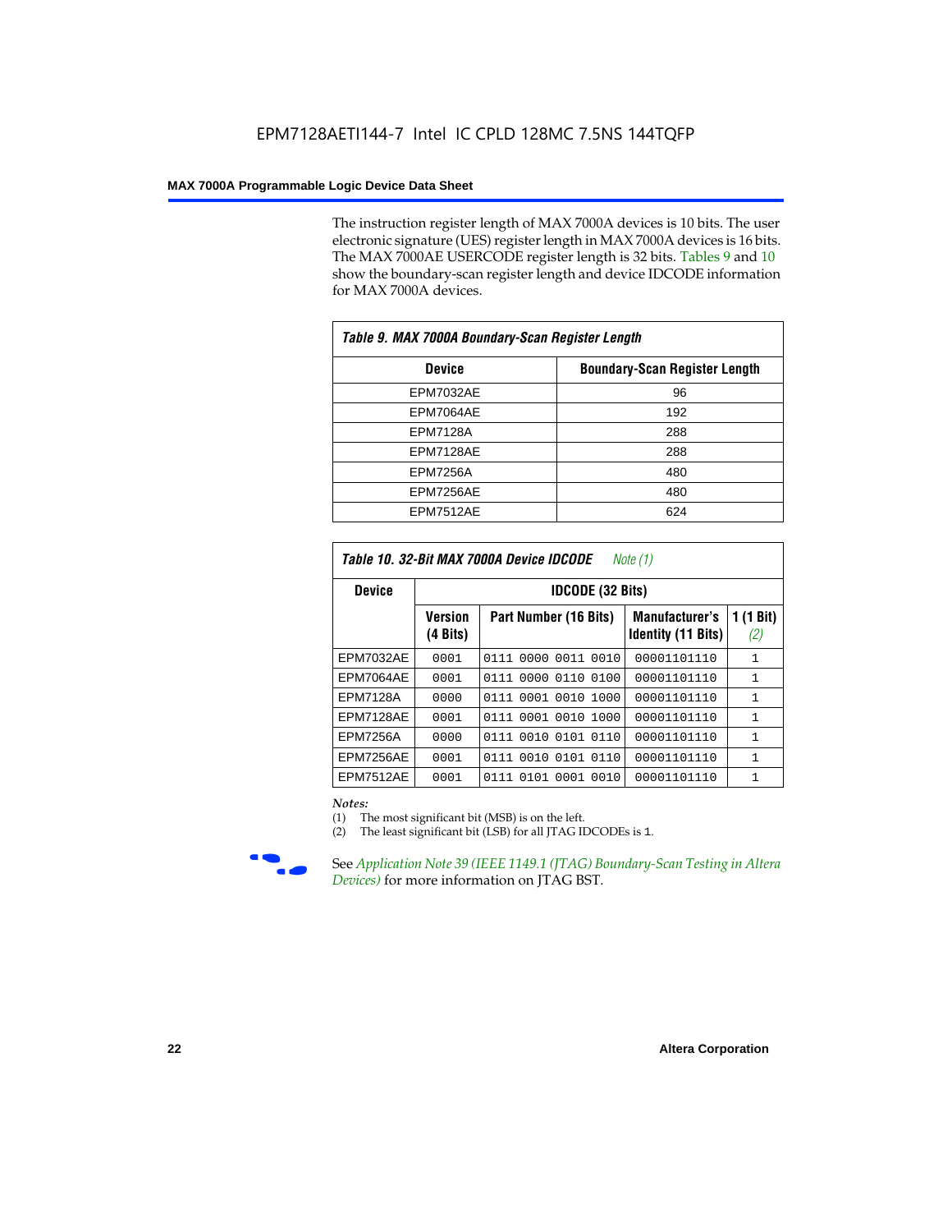The instruction register length of MAX 7000A devices is 10 bits. The user electronic signature (UES) register length in MAX 7000A devices is 16 bits. The MAX 7000AE USERCODE register length is 32 bits. Tables 9 and 10 show the boundary-scan register length and device IDCODE information for MAX 7000A devices.

**Table 9. MAX 7000A Boundary-Scan Register Length**

| Device | Boundary-Scan Register Length |
|---|---|
| EPM7032AE | 96 |
| EPM7064AE | 192 |
| EPM7128A | 288 |
| EPM7128AE | 288 |
| EPM7256A | 480 |
| EPM7256AE | 480 |
| EPM7512AE | 624 |

**Table 10. 32-Bit MAX 7000A Device IDCODE** *Note (1)*

| Device | IDCODE (32 Bits) | | | |
|---|---|---|---|---|
| | Version (4 Bits) | Part Number (16 Bits) | Manufacturer's Identity (11 Bits) | 1 (1 Bit) *(2)* |
| EPM7032AE | 0001 | 0111 0000 0011 0010 | 00001101110 | 1 |
| EPM7064AE | 0001 | 0111 0000 0110 0100 | 00001101110 | 1 |
| EPM7128A | 0000 | 0111 0001 0010 1000 | 00001101110 | 1 |
| EPM7128AE | 0001 | 0111 0001 0010 1000 | 00001101110 | 1 |
| EPM7256A | 0000 | 0111 0010 0101 0110 | 00001101110 | 1 |
| EPM7256AE | 0001 | 0111 0010 0101 0110 | 00001101110 | 1 |
| EPM7512AE | 0001 | 0111 0101 0001 0010 | 00001101110 | 1 |

*Notes:*

(1) The most significant bit (MSB) is on the left.

(2) The least significant bit (LSB) for all JTAG IDCODEs is 1.

See *Application Note 39 (IEEE 1149.1 (JTAG) Boundary-Scan Testing in Altera Devices)* for more information on JTAG BST.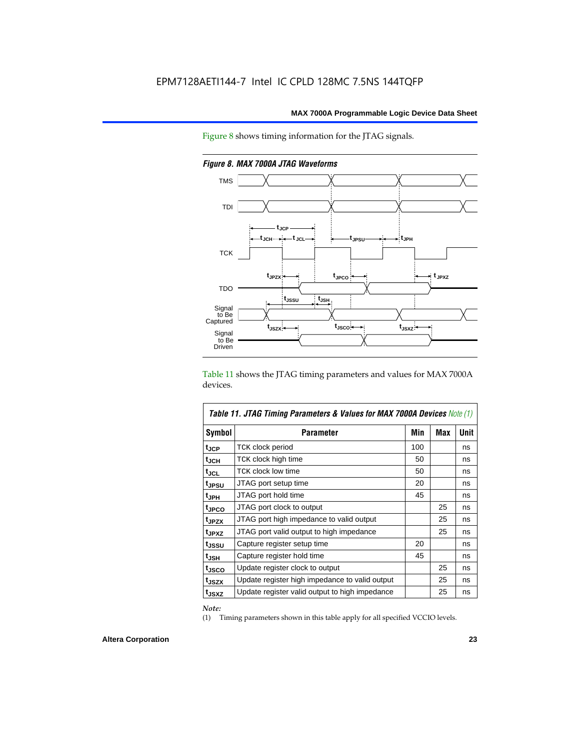Figure 8 shows timing information for the JTAG signals.

*Figure 8. MAX 7000A JTAG Waveforms*

Table 11 shows the JTAG timing parameters and values for MAX 7000A devices.

*Table 11. JTAG Timing Parameters & Values for MAX 7000A Devices Note (1)*

| Symbol | Parameter | Min | Max | Unit |
|---|---|---|---|---|
| $t_{JCP}$ | TCK clock period | 100 | | ns |
| $t_{JCH}$ | TCK clock high time | 50 | | ns |
| $t_{JCL}$ | TCK clock low time | 50 | | ns |
| $t_{JPSU}$ | JTAG port setup time | 20 | | ns |
| $t_{JPH}$ | JTAG port hold time | 45 | | ns |
| $t_{JPCO}$ | JTAG port clock to output | | 25 | ns |
| $t_{JPZX}$ | JTAG port high impedance to valid output | | 25 | ns |
| $t_{JPXZ}$ | JTAG port valid output to high impedance | | 25 | ns |
| $t_{JSSU}$ | Capture register setup time | 20 | | ns |
| $t_{JSH}$ | Capture register hold time | 45 | | ns |
| $t_{JSCO}$ | Update register clock to output | | 25 | ns |
| $t_{JSZX}$ | Update register high impedance to valid output | | 25 | ns |
| $t_{JSXZ}$ | Update register valid output to high impedance | | 25 | ns |

*Note:*

(1) Timing parameters shown in this table apply for all specified VCCIO levels.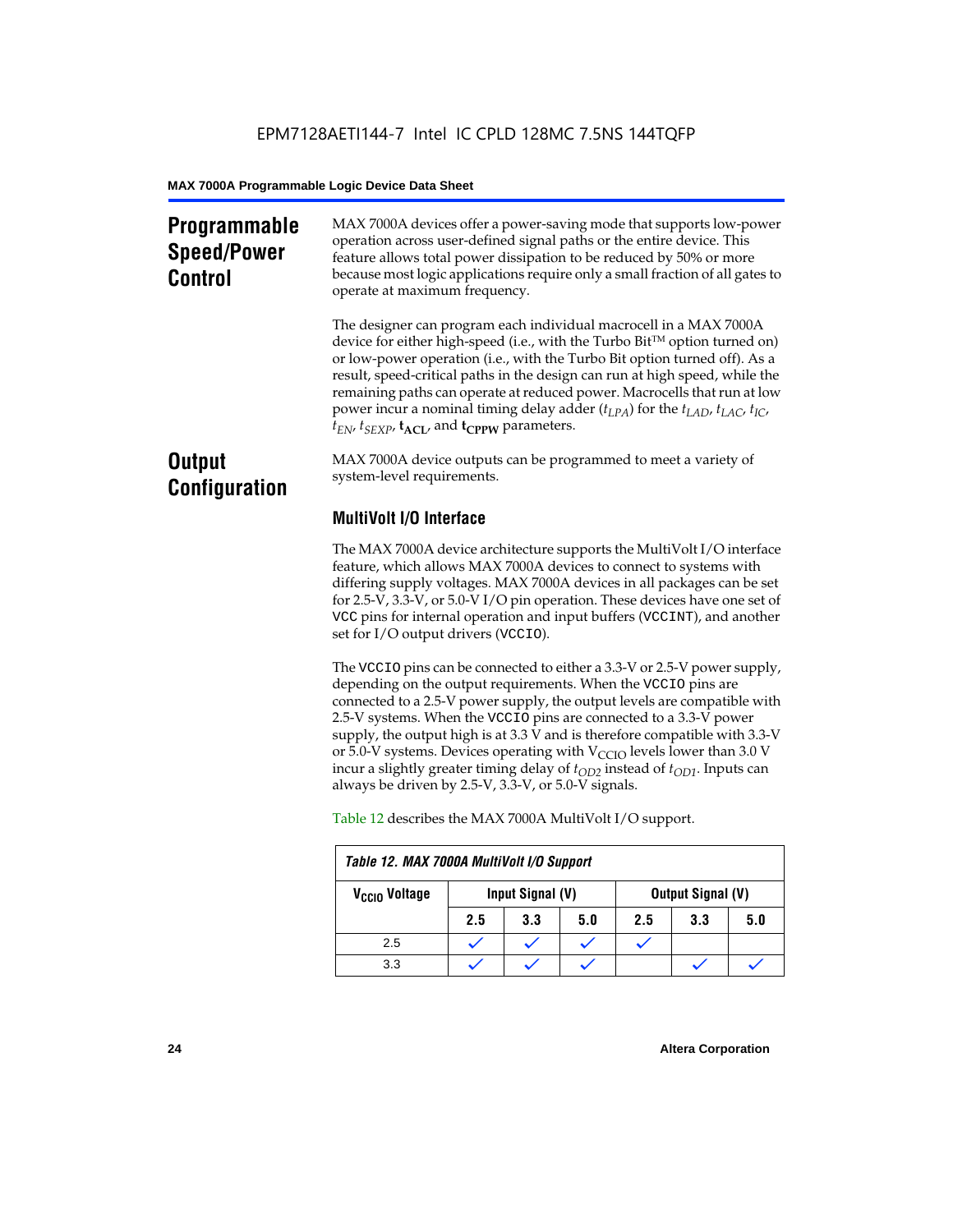## Programmable Speed/Power Control

MAX 7000A devices offer a power-saving mode that supports low-power operation across user-defined signal paths or the entire device. This feature allows total power dissipation to be reduced by 50% or more because most logic applications require only a small fraction of all gates to operate at maximum frequency.

The designer can program each individual macrocell in a MAX 7000A device for either high-speed (i.e., with the Turbo Bit™ option turned on) or low-power operation (i.e., with the Turbo Bit option turned off). As a result, speed-critical paths in the design can run at high speed, while the remaining paths can operate at reduced power. Macrocells that run at low power incur a nominal timing delay adder ($t_{LPA}$) for the $t_{LAD}$, $t_{LAC}$, $t_{IC}$, $t_{EN}$, $t_{SEXP}$, $\mathbf{t_{ACL}}$, and $\mathbf{t_{CPPW}}$ parameters.

## Output Configuration

MAX 7000A device outputs can be programmed to meet a variety of system-level requirements.

### MultiVolt I/O Interface

The MAX 7000A device architecture supports the MultiVolt I/O interface feature, which allows MAX 7000A devices to connect to systems with differing supply voltages. MAX 7000A devices in all packages can be set for 2.5-V, 3.3-V, or 5.0-V I/O pin operation. These devices have one set of VCC pins for internal operation and input buffers (VCCINT), and another set for I/O output drivers (VCCIO).

The VCCIO pins can be connected to either a 3.3-V or 2.5-V power supply, depending on the output requirements. When the VCCIO pins are connected to a 2.5-V power supply, the output levels are compatible with 2.5-V systems. When the VCCIO pins are connected to a 3.3-V power supply, the output high is at 3.3 V and is therefore compatible with 3.3-V or 5.0-V systems. Devices operating with $V_{CCIO}$ levels lower than 3.0 V incur a slightly greater timing delay of $t_{OD2}$ instead of $t_{OD1}$. Inputs can always be driven by 2.5-V, 3.3-V, or 5.0-V signals.

Table 12 describes the MAX 7000A MultiVolt I/O support.

*Table 12. MAX 7000A MultiVolt I/O Support*

| $V_{CCIO}$ Voltage | Input Signal (V) | | | Output Signal (V) | | |
|---|---|---|---|---|---|---|
| | 2.5 | 3.3 | 5.0 | 2.5 | 3.3 | 5.0 |
| 2.5 | ✓ | ✓ | ✓ | ✓ | | |
| 3.3 | ✓ | ✓ | ✓ | | ✓ | ✓ |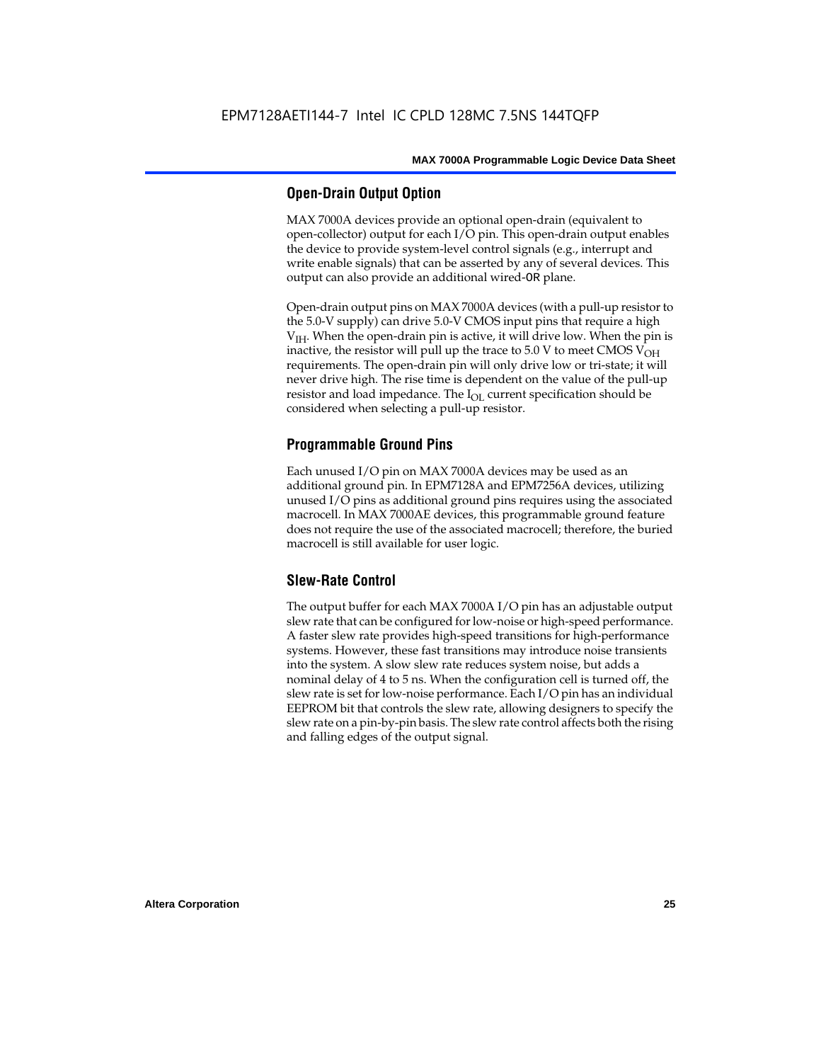## Open-Drain Output Option

MAX 7000A devices provide an optional open-drain (equivalent to open-collector) output for each I/O pin. This open-drain output enables the device to provide system-level control signals (e.g., interrupt and write enable signals) that can be asserted by any of several devices. This output can also provide an additional wired-OR plane.

Open-drain output pins on MAX 7000A devices (with a pull-up resistor to the 5.0-V supply) can drive 5.0-V CMOS input pins that require a high $V_{IH}$. When the open-drain pin is active, it will drive low. When the pin is inactive, the resistor will pull up the trace to 5.0 V to meet CMOS $V_{OH}$ requirements. The open-drain pin will only drive low or tri-state; it will never drive high. The rise time is dependent on the value of the pull-up resistor and load impedance. The $I_{OL}$ current specification should be considered when selecting a pull-up resistor.

## Programmable Ground Pins

Each unused I/O pin on MAX 7000A devices may be used as an additional ground pin. In EPM7128A and EPM7256A devices, utilizing unused I/O pins as additional ground pins requires using the associated macrocell. In MAX 7000AE devices, this programmable ground feature does not require the use of the associated macrocell; therefore, the buried macrocell is still available for user logic.

## Slew-Rate Control

The output buffer for each MAX 7000A I/O pin has an adjustable output slew rate that can be configured for low-noise or high-speed performance. A faster slew rate provides high-speed transitions for high-performance systems. However, these fast transitions may introduce noise transients into the system. A slow slew rate reduces system noise, but adds a nominal delay of 4 to 5 ns. When the configuration cell is turned off, the slew rate is set for low-noise performance. Each I/O pin has an individual EEPROM bit that controls the slew rate, allowing designers to specify the slew rate on a pin-by-pin basis. The slew rate control affects both the rising and falling edges of the output signal.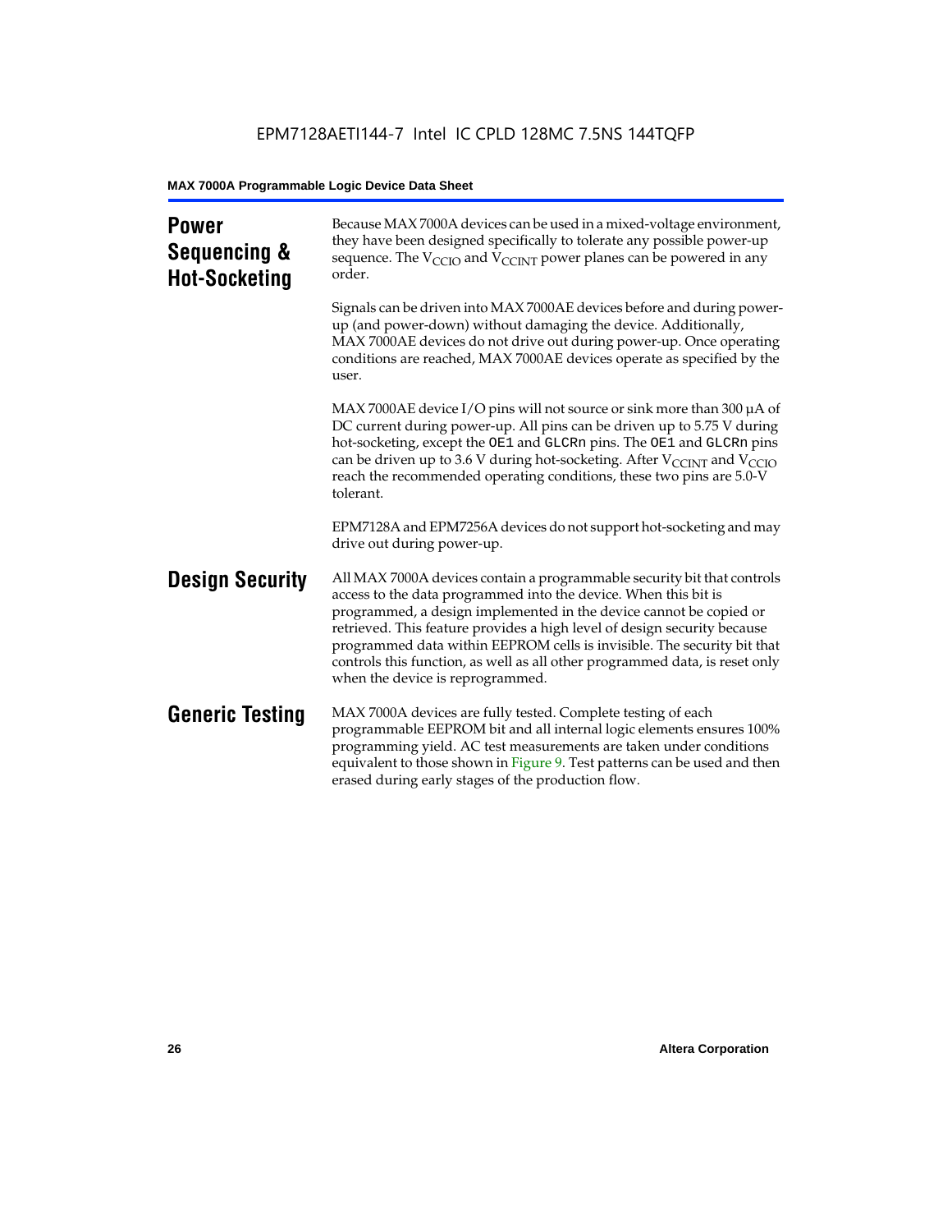## Power Sequencing & Hot-Socketing

Because MAX 7000A devices can be used in a mixed-voltage environment, they have been designed specifically to tolerate any possible power-up sequence. The $V_{CCIO}$ and $V_{CCINT}$ power planes can be powered in any order.

Signals can be driven into MAX 7000AE devices before and during power-up (and power-down) without damaging the device. Additionally, MAX 7000AE devices do not drive out during power-up. Once operating conditions are reached, MAX 7000AE devices operate as specified by the user.

MAX 7000AE device I/O pins will not source or sink more than 300 µA of DC current during power-up. All pins can be driven up to 5.75 V during hot-socketing, except the `OE1` and `GLCRn` pins. The `OE1` and `GLCRn` pins can be driven up to 3.6 V during hot-socketing. After $V_{CCINT}$ and $V_{CCIO}$ reach the recommended operating conditions, these two pins are 5.0-V tolerant.

EPM7128A and EPM7256A devices do not support hot-socketing and may drive out during power-up.

## Design Security

All MAX 7000A devices contain a programmable security bit that controls access to the data programmed into the device. When this bit is programmed, a design implemented in the device cannot be copied or retrieved. This feature provides a high level of design security because programmed data within EEPROM cells is invisible. The security bit that controls this function, as well as all other programmed data, is reset only when the device is reprogrammed.

## Generic Testing

MAX 7000A devices are fully tested. Complete testing of each programmable EEPROM bit and all internal logic elements ensures 100% programming yield. AC test measurements are taken under conditions equivalent to those shown in Figure 9. Test patterns can be used and then erased during early stages of the production flow.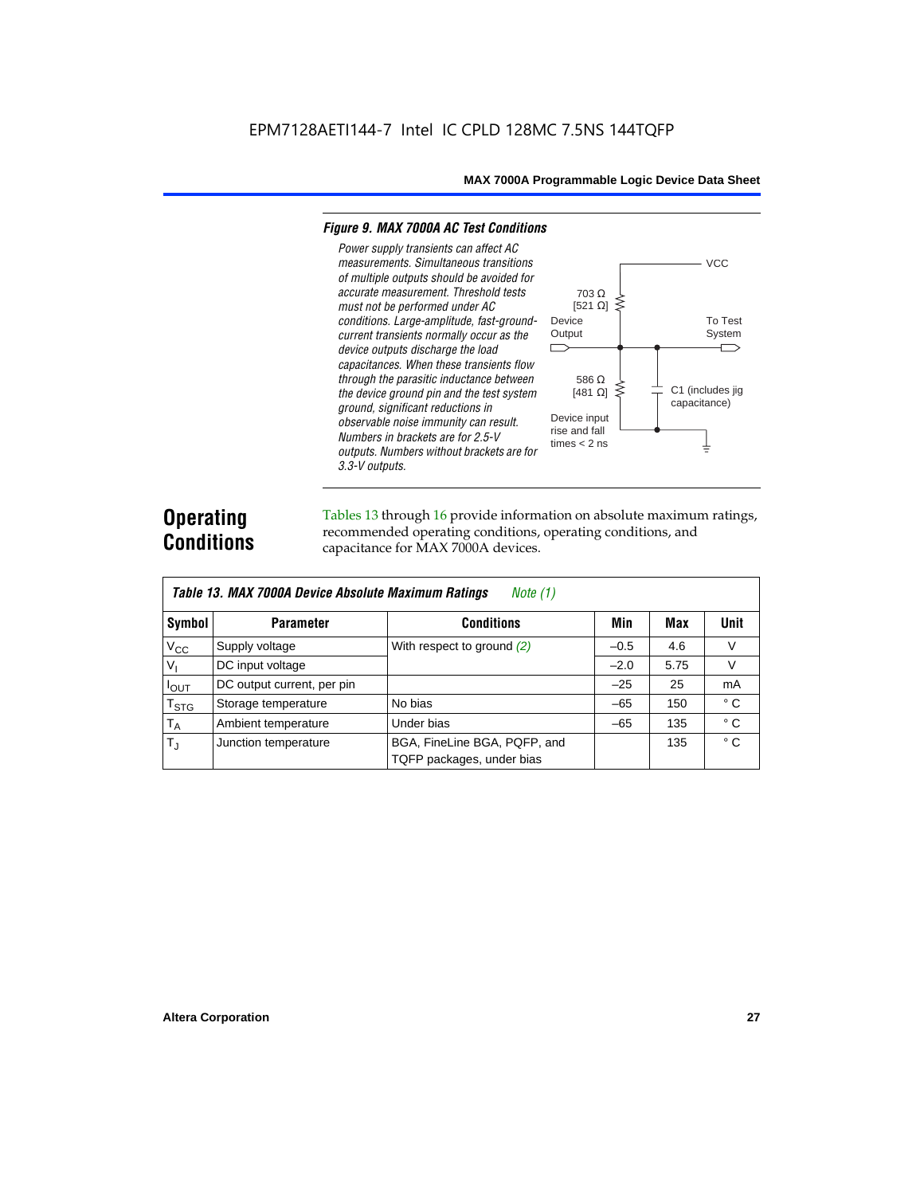EPM7128AETI144-7 Intel IC CPLD 128MC 7.5NS 144TQFP

**Figure 9. MAX 7000A AC Test Conditions**

*Power supply transients can affect AC measurements. Simultaneous transitions of multiple outputs should be avoided for accurate measurement. Threshold tests must not be performed under AC conditions. Large-amplitude, fast-ground-current transients normally occur as the device outputs discharge the load capacitances. When these transients flow through the parasitic inductance between the device ground pin and the test system ground, significant reductions in observable noise immunity can result. Numbers in brackets are for 2.5-V outputs. Numbers without brackets are for 3.3-V outputs.*

VCC

703 Ω [521 Ω]

Device Output

To Test System

586 Ω [481 Ω]

C1 (includes jig capacitance)

Device input rise and fall times < 2 ns

## Operating Conditions

Tables 13 through 16 provide information on absolute maximum ratings, recommended operating conditions, operating conditions, and capacitance for MAX 7000A devices.

**Table 13. MAX 7000A Device Absolute Maximum Ratings** *Note (1)*

| Symbol | Parameter | Conditions | Min | Max | Unit |
|---|---|---|---|---|---|
| $V_{CC}$ | Supply voltage | With respect to ground *(2)* | –0.5 | 4.6 | V |
| $V_I$ | DC input voltage | | –2.0 | 5.75 | V |
| $I_{OUT}$ | DC output current, per pin | | –25 | 25 | mA |
| $T_{STG}$ | Storage temperature | No bias | –65 | 150 | ° C |
| $T_A$ | Ambient temperature | Under bias | –65 | 135 | ° C |
| $T_J$ | Junction temperature | BGA, FineLine BGA, PQFP, and TQFP packages, under bias | | 135 | ° C |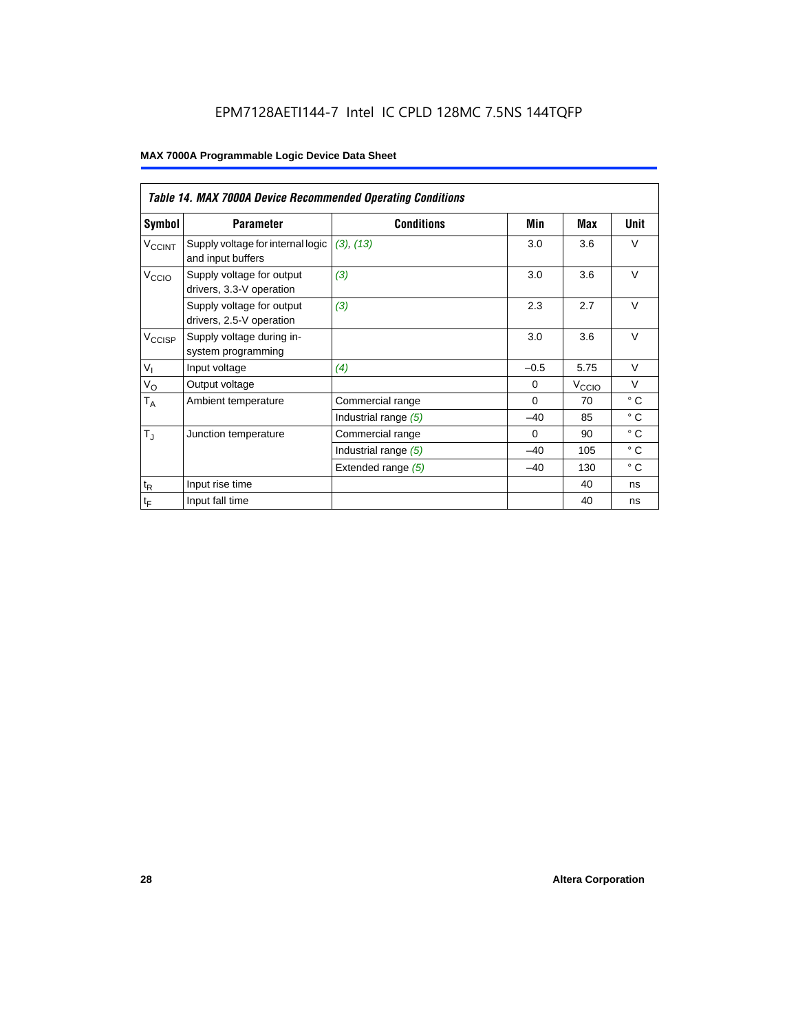EPM7128AETI144-7 Intel IC CPLD 128MC 7.5NS 144TQFP

**MAX 7000A Programmable Logic Device Data Sheet**

| *Table 14. MAX 7000A Device Recommended Operating Conditions* | | | | | |
|---|---|---|---|---|---|
| **Symbol** | **Parameter** | **Conditions** | **Min** | **Max** | **Unit** |
| $V_{CCINT}$ | Supply voltage for internal logic and input buffers | *(3), (13)* | 3.0 | 3.6 | V |
| $V_{CCIO}$ | Supply voltage for output drivers, 3.3-V operation | *(3)* | 3.0 | 3.6 | V |
| | Supply voltage for output drivers, 2.5-V operation | *(3)* | 2.3 | 2.7 | V |
| $V_{CCISP}$ | Supply voltage during in-system programming | | 3.0 | 3.6 | V |
| $V_I$ | Input voltage | *(4)* | –0.5 | 5.75 | V |
| $V_O$ | Output voltage | | 0 | $V_{CCIO}$ | V |
| $T_A$ | Ambient temperature | Commercial range | 0 | 70 | ° C |
| | | Industrial range *(5)* | –40 | 85 | ° C |
| $T_J$ | Junction temperature | Commercial range | 0 | 90 | ° C |
| | | Industrial range *(5)* | –40 | 105 | ° C |
| | | Extended range *(5)* | –40 | 130 | ° C |
| $t_R$ | Input rise time | | | 40 | ns |
| $t_F$ | Input fall time | | | 40 | ns |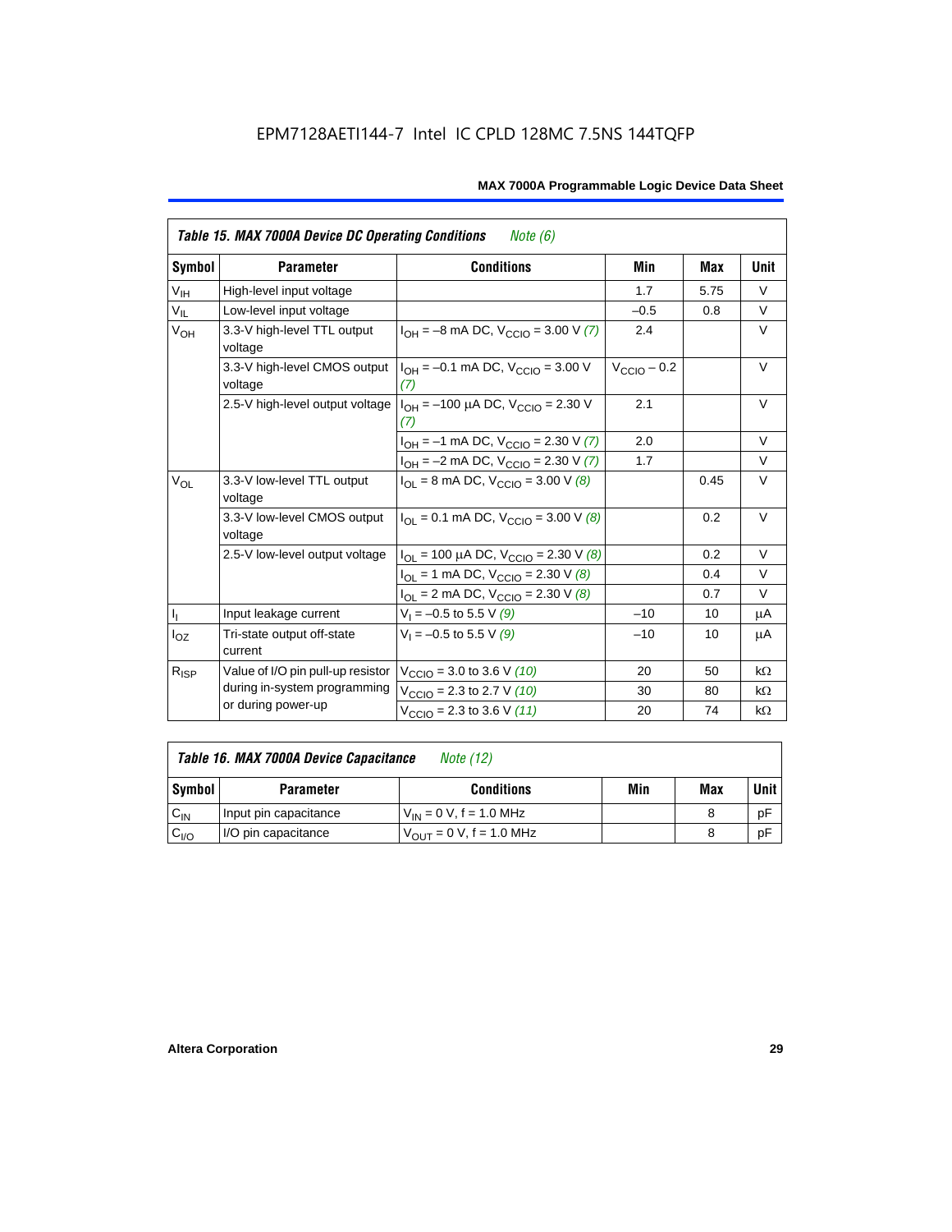**Table 15. MAX 7000A Device DC Operating Conditions** *Note (6)*

| Symbol | Parameter | Conditions | Min | Max | Unit |
|---|---|---|---|---|---|
| $V_{IH}$ | High-level input voltage | | 1.7 | 5.75 | V |
| $V_{IL}$ | Low-level input voltage | | –0.5 | 0.8 | V |
| $V_{OH}$ | 3.3-V high-level TTL output voltage | $I_{OH}$ = –8 mA DC, $V_{CCIO}$ = 3.00 V *(7)* | 2.4 | | V |
| | 3.3-V high-level CMOS output voltage | $I_{OH}$ = –0.1 mA DC, $V_{CCIO}$ = 3.00 V *(7)* | $V_{CCIO}$ – 0.2 | | V |
| | 2.5-V high-level output voltage | $I_{OH}$ = –100 µA DC, $V_{CCIO}$ = 2.30 V *(7)* | 2.1 | | V |
| | | $I_{OH}$ = –1 mA DC, $V_{CCIO}$ = 2.30 V *(7)* | 2.0 | | V |
| | | $I_{OH}$ = –2 mA DC, $V_{CCIO}$ = 2.30 V *(7)* | 1.7 | | V |
| $V_{OL}$ | 3.3-V low-level TTL output voltage | $I_{OL}$ = 8 mA DC, $V_{CCIO}$ = 3.00 V *(8)* | | 0.45 | V |
| | 3.3-V low-level CMOS output voltage | $I_{OL}$ = 0.1 mA DC, $V_{CCIO}$ = 3.00 V *(8)* | | 0.2 | V |
| | 2.5-V low-level output voltage | $I_{OL}$ = 100 µA DC, $V_{CCIO}$ = 2.30 V *(8)* | | 0.2 | V |
| | | $I_{OL}$ = 1 mA DC, $V_{CCIO}$ = 2.30 V *(8)* | | 0.4 | V |
| | | $I_{OL}$ = 2 mA DC, $V_{CCIO}$ = 2.30 V *(8)* | | 0.7 | V |
| $I_I$ | Input leakage current | $V_I$ = –0.5 to 5.5 V *(9)* | –10 | 10 | µA |
| $I_{OZ}$ | Tri-state output off-state current | $V_I$ = –0.5 to 5.5 V *(9)* | –10 | 10 | µA |
| $R_{ISP}$ | Value of I/O pin pull-up resistor during in-system programming or during power-up | $V_{CCIO}$ = 3.0 to 3.6 V *(10)* | 20 | 50 | kΩ |
| | | $V_{CCIO}$ = 2.3 to 2.7 V *(10)* | 30 | 80 | kΩ |
| | | $V_{CCIO}$ = 2.3 to 3.6 V *(11)* | 20 | 74 | kΩ |

**Table 16. MAX 7000A Device Capacitance** *Note (12)*

| Symbol | Parameter | Conditions | Min | Max | Unit |
|---|---|---|---|---|---|
| $C_{IN}$ | Input pin capacitance | $V_{IN}$ = 0 V, f = 1.0 MHz | | 8 | pF |
| $C_{I/O}$ | I/O pin capacitance | $V_{OUT}$ = 0 V, f = 1.0 MHz | | 8 | pF |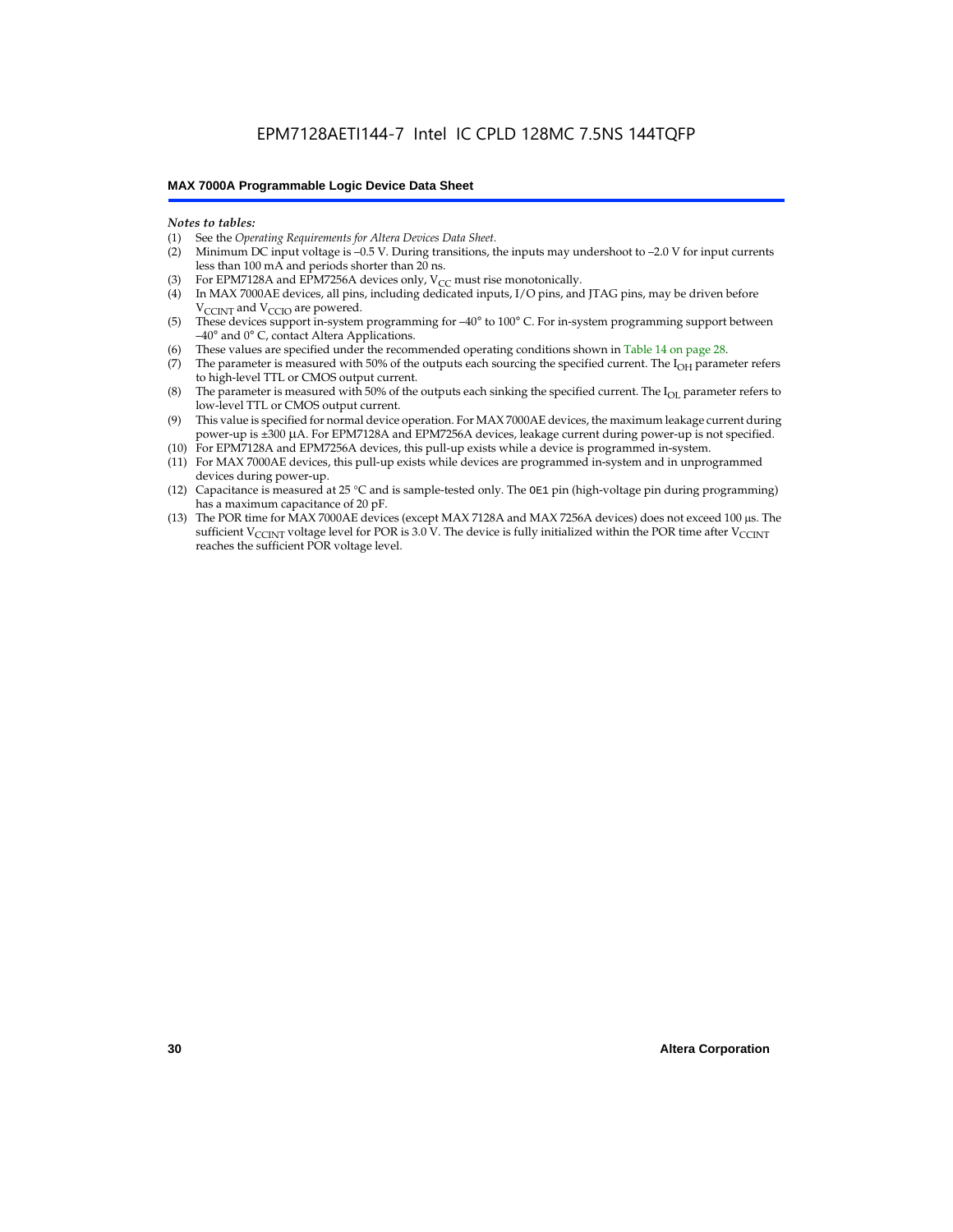*Notes to tables:*

(1) See the *Operating Requirements for Altera Devices Data Sheet*.
(2) Minimum DC input voltage is –0.5 V. During transitions, the inputs may undershoot to –2.0 V for input currents less than 100 mA and periods shorter than 20 ns.
(3) For EPM7128A and EPM7256A devices only, $V_{CC}$ must rise monotonically.
(4) In MAX 7000AE devices, all pins, including dedicated inputs, I/O pins, and JTAG pins, may be driven before $V_{CCINT}$ and $V_{CCIO}$ are powered.
(5) These devices support in-system programming for –40° to 100° C. For in-system programming support between –40° and 0° C, contact Altera Applications.
(6) These values are specified under the recommended operating conditions shown in Table 14 on page 28.
(7) The parameter is measured with 50% of the outputs each sourcing the specified current. The $I_{OH}$ parameter refers to high-level TTL or CMOS output current.
(8) The parameter is measured with 50% of the outputs each sinking the specified current. The $I_{OL}$ parameter refers to low-level TTL or CMOS output current.
(9) This value is specified for normal device operation. For MAX 7000AE devices, the maximum leakage current during power-up is ±300 µA. For EPM7128A and EPM7256A devices, leakage current during power-up is not specified.
(10) For EPM7128A and EPM7256A devices, this pull-up exists while a device is programmed in-system.
(11) For MAX 7000AE devices, this pull-up exists while devices are programmed in-system and in unprogrammed devices during power-up.
(12) Capacitance is measured at 25 °C and is sample-tested only. The `OE1` pin (high-voltage pin during programming) has a maximum capacitance of 20 pF.
(13) The POR time for MAX 7000AE devices (except MAX 7128A and MAX 7256A devices) does not exceed 100 µs. The sufficient $V_{CCINT}$ voltage level for POR is 3.0 V. The device is fully initialized within the POR time after $V_{CCINT}$ reaches the sufficient POR voltage level.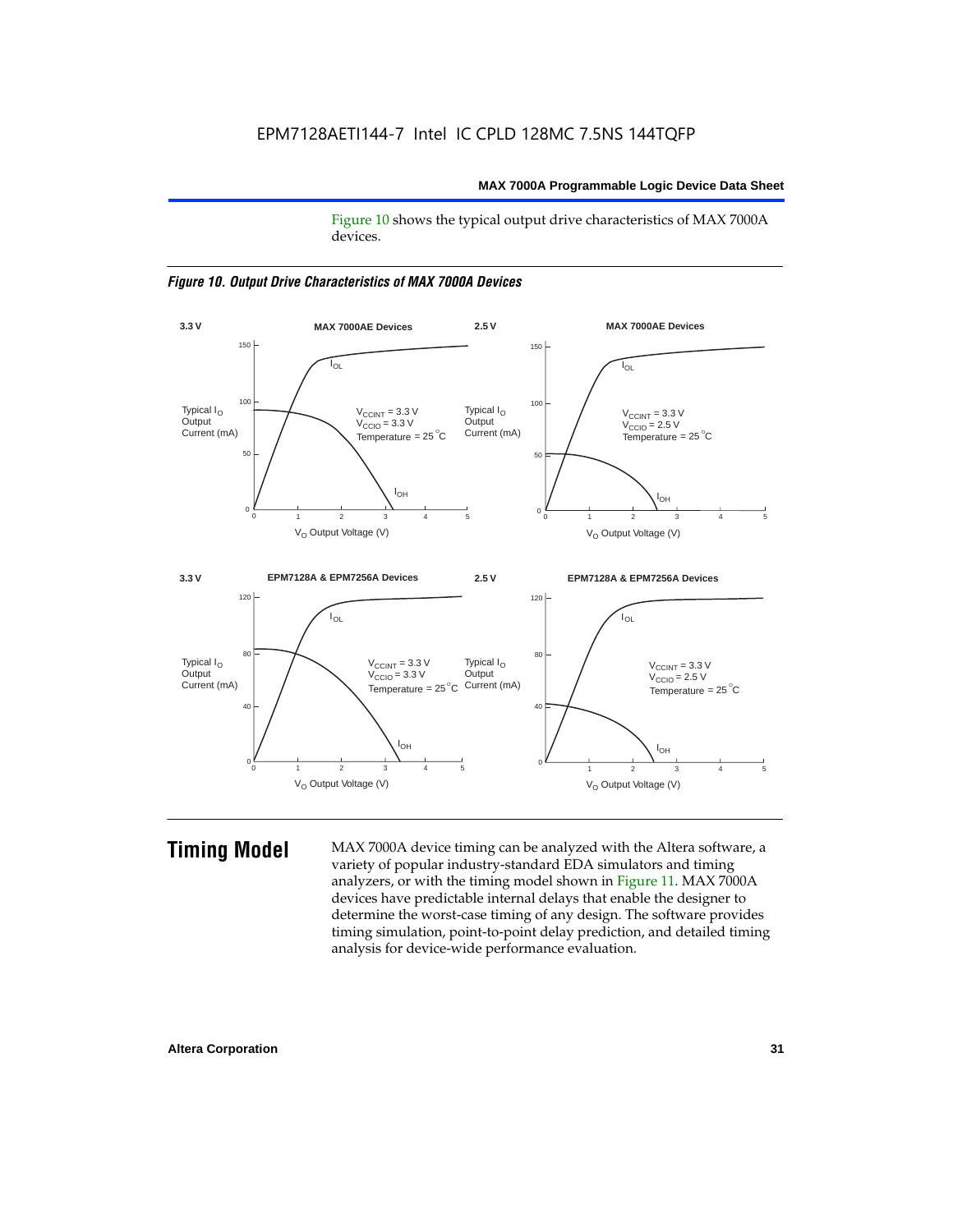Figure 10 shows the typical output drive characteristics of MAX 7000A devices.

*Figure 10. Output Drive Characteristics of MAX 7000A Devices*

## Timing Model

MAX 7000A device timing can be analyzed with the Altera software, a variety of popular industry-standard EDA simulators and timing analyzers, or with the timing model shown in Figure 11. MAX 7000A devices have predictable internal delays that enable the designer to determine the worst-case timing of any design. The software provides timing simulation, point-to-point delay prediction, and detailed timing analysis for device-wide performance evaluation.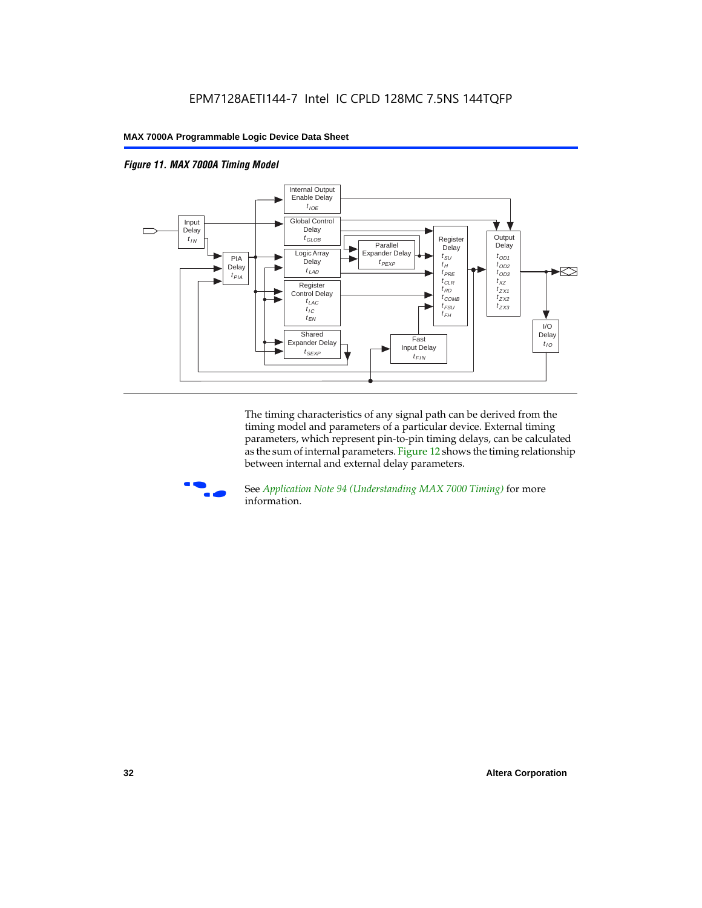EPM7128AETI144-7 Intel IC CPLD 128MC 7.5NS 144TQFP

*Figure 11. MAX 7000A Timing Model*

Input Delay $t_{IN}$

PIA Delay $t_{PIA}$

Internal Output Enable Delay $t_{IOE}$

Global Control Delay $t_{GLOB}$

Logic Array Delay $t_{LAD}$

Parallel Expander Delay $t_{PEXP}$

Register Control Delay $t_{LAC}$ $t_{IC}$ $t_{EN}$

Shared Expander Delay $t_{SEXP}$

Fast Input Delay $t_{FIN}$

Register Delay $t_{SU}$ $t_{H}$ $t_{PRE}$ $t_{CLR}$ $t_{RD}$ $t_{COMB}$ $t_{FSU}$ $t_{FH}$

Output Delay $t_{OD1}$ $t_{OD2}$ $t_{OD3}$ $t_{XZ}$ $t_{ZX1}$ $t_{ZX2}$ $t_{ZX3}$

I/O Delay $t_{IO}$

The timing characteristics of any signal path can be derived from the timing model and parameters of a particular device. External timing parameters, which represent pin-to-pin timing delays, can be calculated as the sum of internal parameters. Figure 12 shows the timing relationship between internal and external delay parameters.

See *Application Note 94 (Understanding MAX 7000 Timing)* for more information.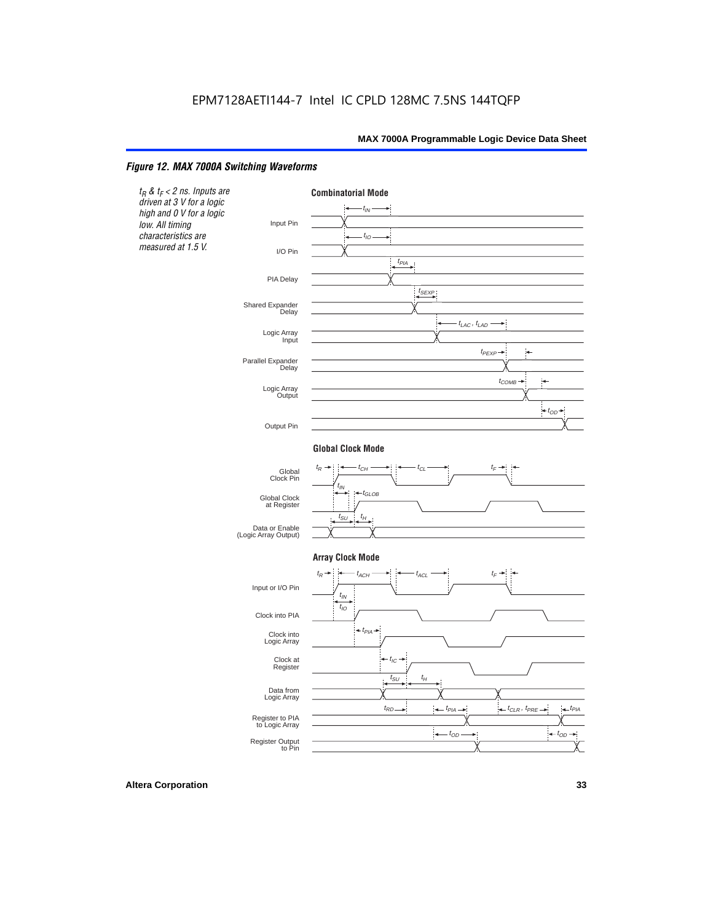# EPM7128AETI144-7 Intel IC CPLD 128MC 7.5NS 144TQFP

*Figure 12. MAX 7000A Switching Waveforms*

*$t_R$ & $t_F$ < 2 ns. Inputs are driven at 3 V for a logic high and 0 V for a logic low. All timing characteristics are measured at 1.5 V.*

**Combinatorial Mode**

Input Pin — $t_{IN}$

I/O Pin — $t_{IO}$

PIA Delay — $t_{PIA}$

Shared Expander Delay — $t_{SEXP}$

Logic Array Input — $t_{LAC}$, $t_{LAD}$

Parallel Expander Delay — $t_{PEXP}$

Logic Array Output — $t_{COMB}$

Output Pin — $t_{OD}$

**Global Clock Mode**

Global Clock Pin — $t_R$, $t_{CH}$, $t_{CL}$, $t_F$

Global Clock at Register — $t_{IN}$, $t_{GLOB}$

Data or Enable (Logic Array Output) — $t_{SU}$, $t_H$

**Array Clock Mode**

Input or I/O Pin — $t_R$, $t_{ACH}$, $t_{ACL}$, $t_F$

Clock into PIA — $t_{IN}$, $t_{IO}$

Clock into Logic Array — $t_{PIA}$

Clock at Register — $t_{IC}$

Data from Logic Array — $t_{SU}$, $t_H$

Register to PIA to Logic Array — $t_{RD}$, $t_{PIA}$, $t_{CLR}$, $t_{PRE}$, $t_{PIA}$

Register Output to Pin — $t_{OD}$, $t_{OD}$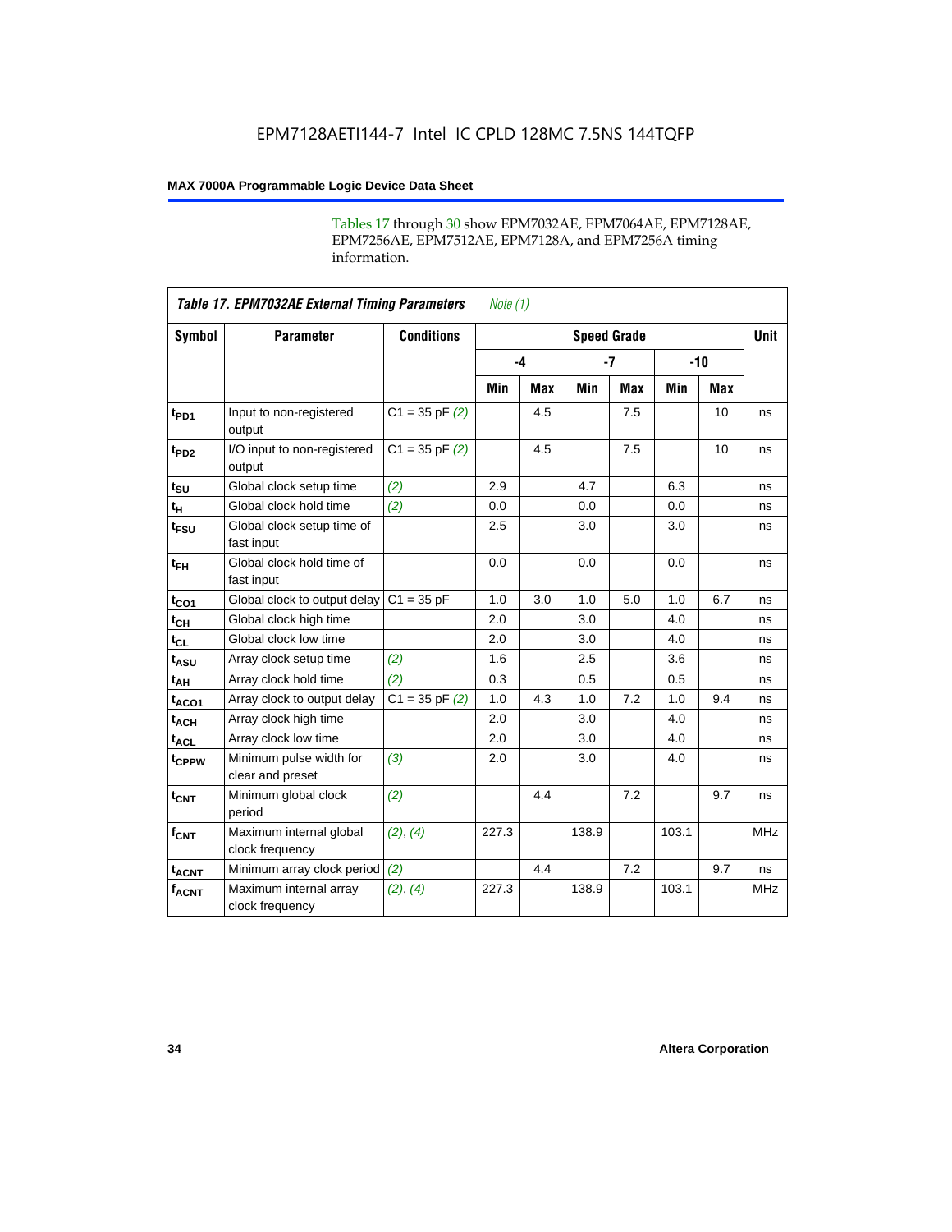Tables 17 through 30 show EPM7032AE, EPM7064AE, EPM7128AE, EPM7256AE, EPM7512AE, EPM7128A, and EPM7256A timing information.

**Table 17. EPM7032AE External Timing Parameters** *Note (1)*

| Symbol | Parameter | Conditions | Speed Grade | | | | | | Unit |
|---|---|---|---|---|---|---|---|---|---|
| | | | -4 | | -7 | | -10 | | |
| | | | Min | Max | Min | Max | Min | Max | |
| $t_{PD1}$ | Input to non-registered output | C1 = 35 pF *(2)* | | 4.5 | | 7.5 | | 10 | ns |
| $t_{PD2}$ | I/O input to non-registered output | C1 = 35 pF *(2)* | | 4.5 | | 7.5 | | 10 | ns |
| $t_{SU}$ | Global clock setup time | *(2)* | 2.9 | | 4.7 | | 6.3 | | ns |
| $t_{H}$ | Global clock hold time | *(2)* | 0.0 | | 0.0 | | 0.0 | | ns |
| $t_{FSU}$ | Global clock setup time of fast input | | 2.5 | | 3.0 | | 3.0 | | ns |
| $t_{FH}$ | Global clock hold time of fast input | | 0.0 | | 0.0 | | 0.0 | | ns |
| $t_{CO1}$ | Global clock to output delay | C1 = 35 pF | 1.0 | 3.0 | 1.0 | 5.0 | 1.0 | 6.7 | ns |
| $t_{CH}$ | Global clock high time | | 2.0 | | 3.0 | | 4.0 | | ns |
| $t_{CL}$ | Global clock low time | | 2.0 | | 3.0 | | 4.0 | | ns |
| $t_{ASU}$ | Array clock setup time | *(2)* | 1.6 | | 2.5 | | 3.6 | | ns |
| $t_{AH}$ | Array clock hold time | *(2)* | 0.3 | | 0.5 | | 0.5 | | ns |
| $t_{ACO1}$ | Array clock to output delay | C1 = 35 pF *(2)* | 1.0 | 4.3 | 1.0 | 7.2 | 1.0 | 9.4 | ns |
| $t_{ACH}$ | Array clock high time | | 2.0 | | 3.0 | | 4.0 | | ns |
| $t_{ACL}$ | Array clock low time | | 2.0 | | 3.0 | | 4.0 | | ns |
| $t_{CPPW}$ | Minimum pulse width for clear and preset | *(3)* | 2.0 | | 3.0 | | 4.0 | | ns |
| $t_{CNT}$ | Minimum global clock period | *(2)* | | 4.4 | | 7.2 | | 9.7 | ns |
| $f_{CNT}$ | Maximum internal global clock frequency | *(2)*, *(4)* | 227.3 | | 138.9 | | 103.1 | | MHz |
| $t_{ACNT}$ | Minimum array clock period | *(2)* | | 4.4 | | 7.2 | | 9.7 | ns |
| $f_{ACNT}$ | Maximum internal array clock frequency | *(2)*, *(4)* | 227.3 | | 138.9 | | 103.1 | | MHz |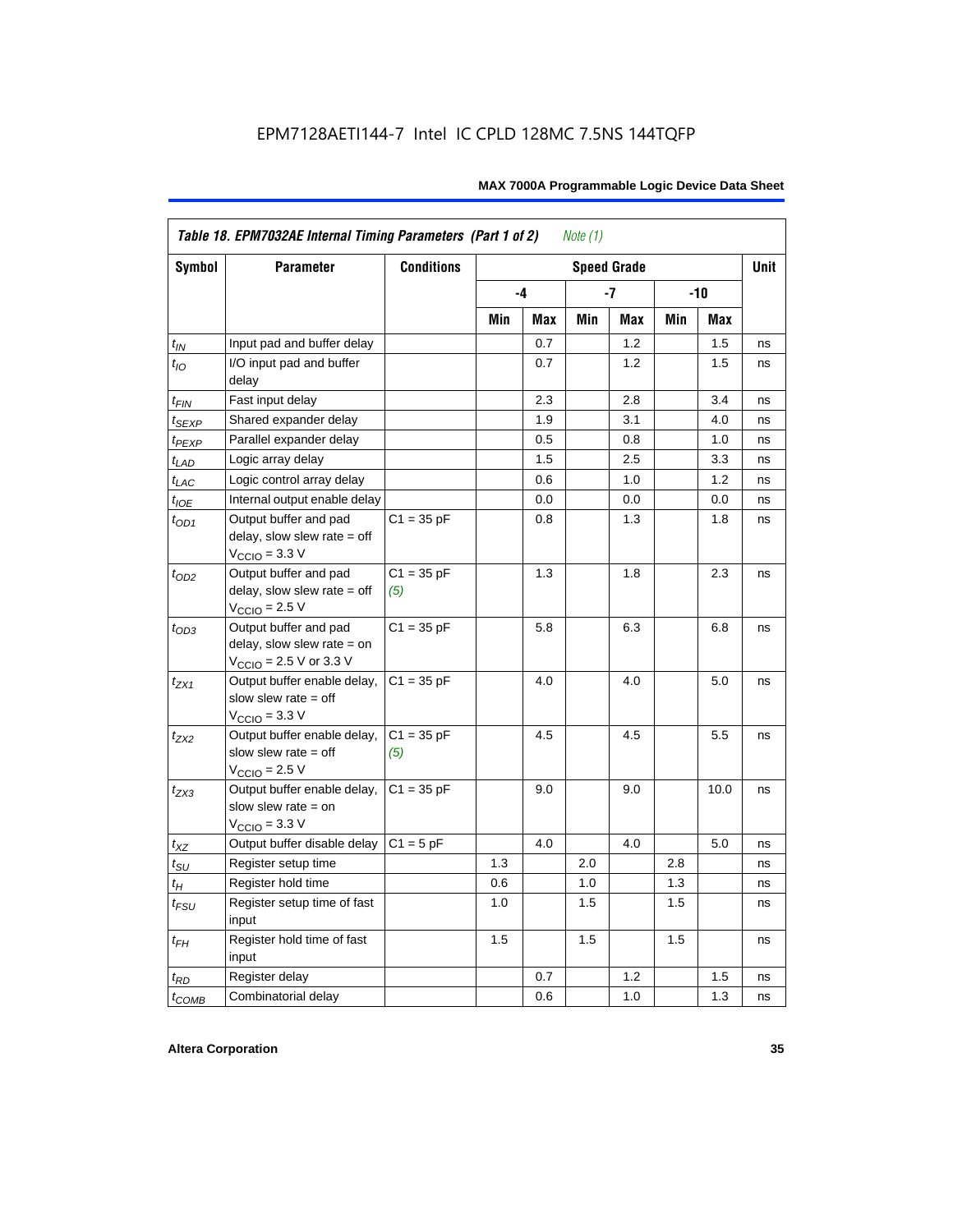| Table 18. EPM7032AE Internal Timing Parameters (Part 1 of 2) *Note (1)* | | | | | | | | | |
|---|---|---|---|---|---|---|---|---|---|
| Symbol | Parameter | Conditions | Speed Grade | | | | | | Unit |
| | | | -4 | | -7 | | -10 | | |
| | | | Min | Max | Min | Max | Min | Max | |
| $t_{IN}$ | Input pad and buffer delay | | | 0.7 | | 1.2 | | 1.5 | ns |
| $t_{IO}$ | I/O input pad and buffer delay | | | 0.7 | | 1.2 | | 1.5 | ns |
| $t_{FIN}$ | Fast input delay | | | 2.3 | | 2.8 | | 3.4 | ns |
| $t_{SEXP}$ | Shared expander delay | | | 1.9 | | 3.1 | | 4.0 | ns |
| $t_{PEXP}$ | Parallel expander delay | | | 0.5 | | 0.8 | | 1.0 | ns |
| $t_{LAD}$ | Logic array delay | | | 1.5 | | 2.5 | | 3.3 | ns |
| $t_{LAC}$ | Logic control array delay | | | 0.6 | | 1.0 | | 1.2 | ns |
| $t_{IOE}$ | Internal output enable delay | | | 0.0 | | 0.0 | | 0.0 | ns |
| $t_{OD1}$ | Output buffer and pad delay, slow slew rate = off $V_{CCIO}$ = 3.3 V | C1 = 35 pF | | 0.8 | | 1.3 | | 1.8 | ns |
| $t_{OD2}$ | Output buffer and pad delay, slow slew rate = off $V_{CCIO}$ = 2.5 V | C1 = 35 pF *(5)* | | 1.3 | | 1.8 | | 2.3 | ns |
| $t_{OD3}$ | Output buffer and pad delay, slow slew rate = on $V_{CCIO}$ = 2.5 V or 3.3 V | C1 = 35 pF | | 5.8 | | 6.3 | | 6.8 | ns |
| $t_{ZX1}$ | Output buffer enable delay, slow slew rate = off $V_{CCIO}$ = 3.3 V | C1 = 35 pF | | 4.0 | | 4.0 | | 5.0 | ns |
| $t_{ZX2}$ | Output buffer enable delay, slow slew rate = off $V_{CCIO}$ = 2.5 V | C1 = 35 pF *(5)* | | 4.5 | | 4.5 | | 5.5 | ns |
| $t_{ZX3}$ | Output buffer enable delay, slow slew rate = on $V_{CCIO}$ = 3.3 V | C1 = 35 pF | | 9.0 | | 9.0 | | 10.0 | ns |
| $t_{XZ}$ | Output buffer disable delay | C1 = 5 pF | | 4.0 | | 4.0 | | 5.0 | ns |
| $t_{SU}$ | Register setup time | | 1.3 | | 2.0 | | 2.8 | | ns |
| $t_{H}$ | Register hold time | | 0.6 | | 1.0 | | 1.3 | | ns |
| $t_{FSU}$ | Register setup time of fast input | | 1.0 | | 1.5 | | 1.5 | | ns |
| $t_{FH}$ | Register hold time of fast input | | 1.5 | | 1.5 | | 1.5 | | ns |
| $t_{RD}$ | Register delay | | | 0.7 | | 1.2 | | 1.5 | ns |
| $t_{COMB}$ | Combinatorial delay | | | 0.6 | | 1.0 | | 1.3 | ns |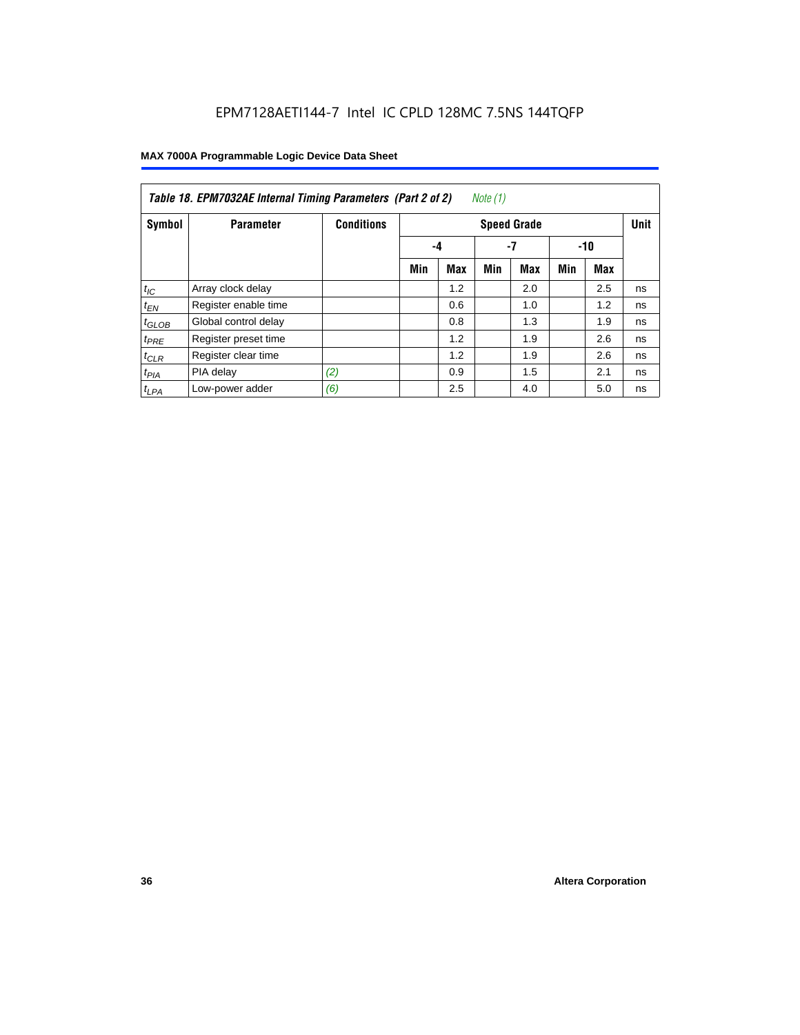*Table 18. EPM7032AE Internal Timing Parameters (Part 2 of 2) Note (1)*

| Symbol | Parameter | Conditions | Speed Grade | | | | | | Unit |
|---|---|---|---|---|---|---|---|---|---|
| | | | -4 | | -7 | | -10 | | |
| | | | Min | Max | Min | Max | Min | Max | |
| $t_{IC}$ | Array clock delay | | | 1.2 | | 2.0 | | 2.5 | ns |
| $t_{EN}$ | Register enable time | | | 0.6 | | 1.0 | | 1.2 | ns |
| $t_{GLOB}$ | Global control delay | | | 0.8 | | 1.3 | | 1.9 | ns |
| $t_{PRE}$ | Register preset time | | | 1.2 | | 1.9 | | 2.6 | ns |
| $t_{CLR}$ | Register clear time | | | 1.2 | | 1.9 | | 2.6 | ns |
| $t_{PIA}$ | PIA delay | (2) | | 0.9 | | 1.5 | | 2.1 | ns |
| $t_{LPA}$ | Low-power adder | (6) | | 2.5 | | 4.0 | | 5.0 | ns |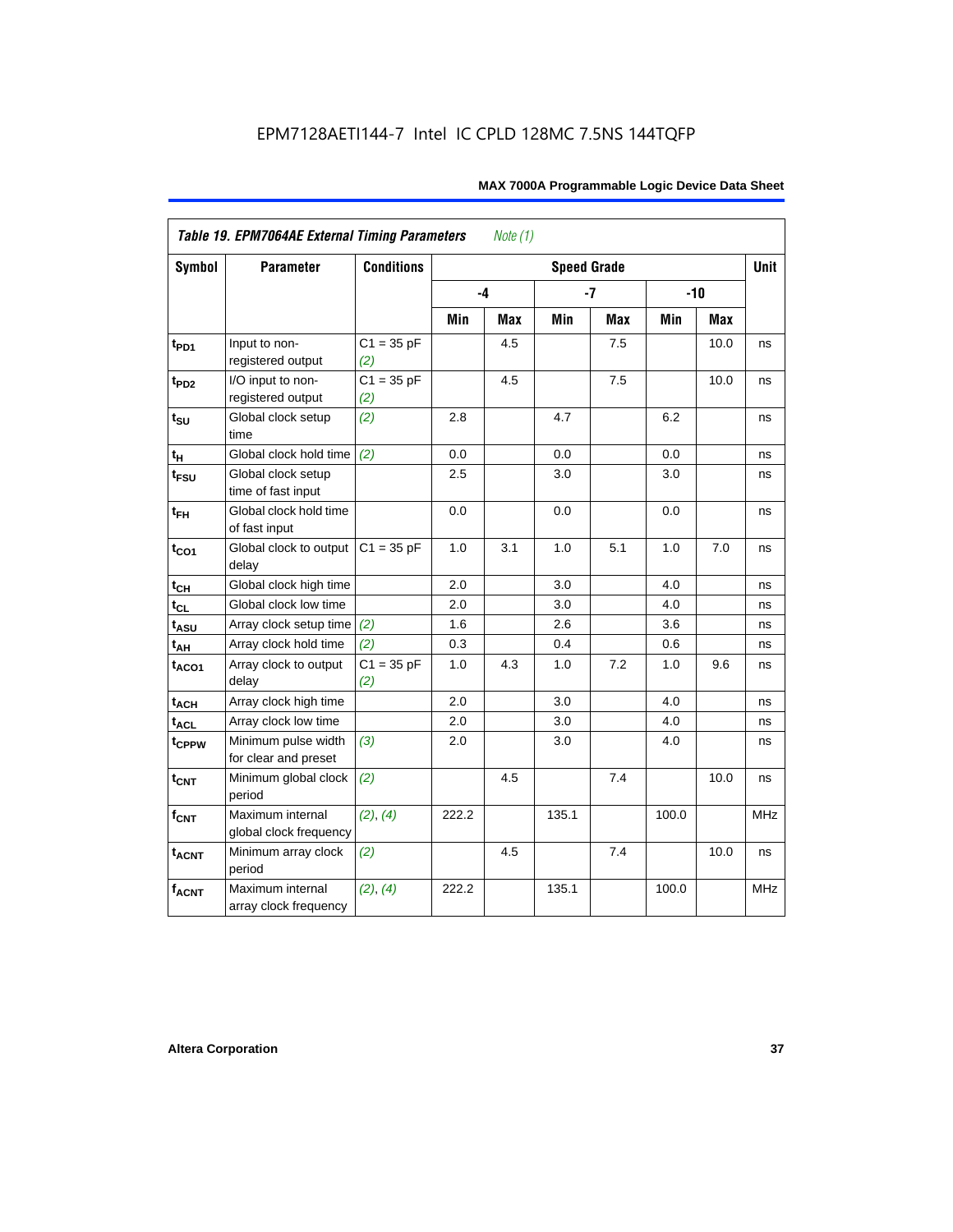EPM7128AETI144-7 Intel IC CPLD 128MC 7.5NS 144TQFP

*Table 19. EPM7064AE External Timing Parameters* *Note (1)*

| Symbol | Parameter | Conditions | Speed Grade | | | | | | Unit |
|---|---|---|---|---|---|---|---|---|---|
| | | | -4 | | -7 | | -10 | | |
| | | | Min | Max | Min | Max | Min | Max | |
| $t_{PD1}$ | Input to non-registered output | C1 = 35 pF *(2)* | | 4.5 | | 7.5 | | 10.0 | ns |
| $t_{PD2}$ | I/O input to non-registered output | C1 = 35 pF *(2)* | | 4.5 | | 7.5 | | 10.0 | ns |
| $t_{SU}$ | Global clock setup time | *(2)* | 2.8 | | 4.7 | | 6.2 | | ns |
| $t_{H}$ | Global clock hold time | *(2)* | 0.0 | | 0.0 | | 0.0 | | ns |
| $t_{FSU}$ | Global clock setup time of fast input | | 2.5 | | 3.0 | | 3.0 | | ns |
| $t_{FH}$ | Global clock hold time of fast input | | 0.0 | | 0.0 | | 0.0 | | ns |
| $t_{CO1}$ | Global clock to output delay | C1 = 35 pF | 1.0 | 3.1 | 1.0 | 5.1 | 1.0 | 7.0 | ns |
| $t_{CH}$ | Global clock high time | | 2.0 | | 3.0 | | 4.0 | | ns |
| $t_{CL}$ | Global clock low time | | 2.0 | | 3.0 | | 4.0 | | ns |
| $t_{ASU}$ | Array clock setup time | *(2)* | 1.6 | | 2.6 | | 3.6 | | ns |
| $t_{AH}$ | Array clock hold time | *(2)* | 0.3 | | 0.4 | | 0.6 | | ns |
| $t_{ACO1}$ | Array clock to output delay | C1 = 35 pF *(2)* | 1.0 | 4.3 | 1.0 | 7.2 | 1.0 | 9.6 | ns |
| $t_{ACH}$ | Array clock high time | | 2.0 | | 3.0 | | 4.0 | | ns |
| $t_{ACL}$ | Array clock low time | | 2.0 | | 3.0 | | 4.0 | | ns |
| $t_{CPPW}$ | Minimum pulse width for clear and preset | *(3)* | 2.0 | | 3.0 | | 4.0 | | ns |
| $t_{CNT}$ | Minimum global clock period | *(2)* | | 4.5 | | 7.4 | | 10.0 | ns |
| $f_{CNT}$ | Maximum internal global clock frequency | *(2)*, *(4)* | 222.2 | | 135.1 | | 100.0 | | MHz |
| $t_{ACNT}$ | Minimum array clock period | *(2)* | | 4.5 | | 7.4 | | 10.0 | ns |
| $f_{ACNT}$ | Maximum internal array clock frequency | *(2)*, *(4)* | 222.2 | | 135.1 | | 100.0 | | MHz |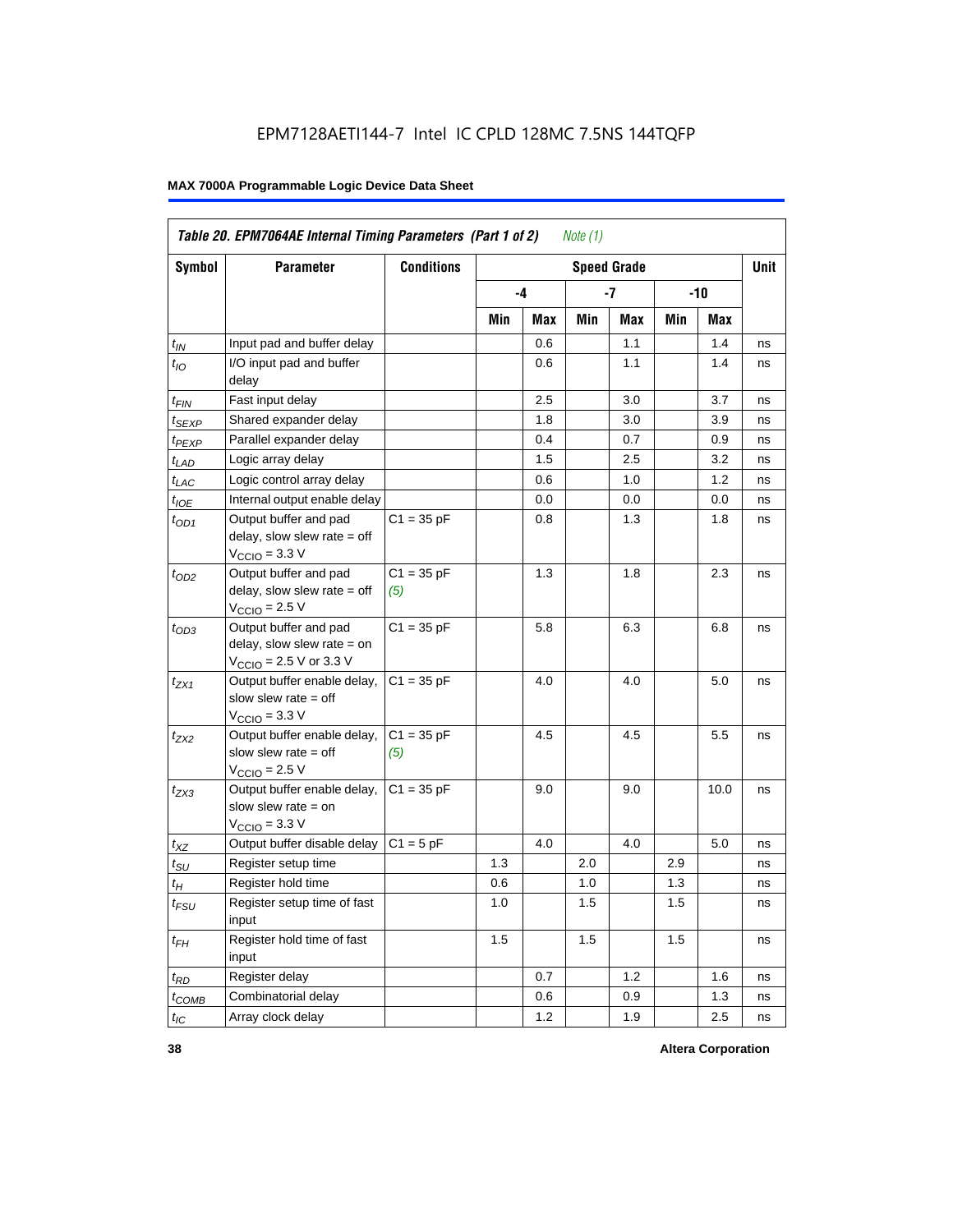EPM7128AETI144-7 Intel IC CPLD 128MC 7.5NS 144TQFP

**MAX 7000A Programmable Logic Device Data Sheet**

| *Table 20. EPM7064AE Internal Timing Parameters (Part 1 of 2) Note (1)* | | | | | | | | | |
|---|---|---|---|---|---|---|---|---|---|
| **Symbol** | **Parameter** | **Conditions** | **Speed Grade** | | | | | | **Unit** |
| | | | **-4** | | **-7** | | **-10** | | |
| | | | **Min** | **Max** | **Min** | **Max** | **Min** | **Max** | |
| $t_{IN}$ | Input pad and buffer delay | | | 0.6 | | 1.1 | | 1.4 | ns |
| $t_{IO}$ | I/O input pad and buffer delay | | | 0.6 | | 1.1 | | 1.4 | ns |
| $t_{FIN}$ | Fast input delay | | | 2.5 | | 3.0 | | 3.7 | ns |
| $t_{SEXP}$ | Shared expander delay | | | 1.8 | | 3.0 | | 3.9 | ns |
| $t_{PEXP}$ | Parallel expander delay | | | 0.4 | | 0.7 | | 0.9 | ns |
| $t_{LAD}$ | Logic array delay | | | 1.5 | | 2.5 | | 3.2 | ns |
| $t_{LAC}$ | Logic control array delay | | | 0.6 | | 1.0 | | 1.2 | ns |
| $t_{IOE}$ | Internal output enable delay | | | 0.0 | | 0.0 | | 0.0 | ns |
| $t_{OD1}$ | Output buffer and pad delay, slow slew rate = off $V_{CCIO}$ = 3.3 V | C1 = 35 pF | | 0.8 | | 1.3 | | 1.8 | ns |
| $t_{OD2}$ | Output buffer and pad delay, slow slew rate = off $V_{CCIO}$ = 2.5 V | C1 = 35 pF *(5)* | | 1.3 | | 1.8 | | 2.3 | ns |
| $t_{OD3}$ | Output buffer and pad delay, slow slew rate = on $V_{CCIO}$ = 2.5 V or 3.3 V | C1 = 35 pF | | 5.8 | | 6.3 | | 6.8 | ns |
| $t_{ZX1}$ | Output buffer enable delay, slow slew rate = off $V_{CCIO}$ = 3.3 V | C1 = 35 pF | | 4.0 | | 4.0 | | 5.0 | ns |
| $t_{ZX2}$ | Output buffer enable delay, slow slew rate = off $V_{CCIO}$ = 2.5 V | C1 = 35 pF *(5)* | | 4.5 | | 4.5 | | 5.5 | ns |
| $t_{ZX3}$ | Output buffer enable delay, slow slew rate = on $V_{CCIO}$ = 3.3 V | C1 = 35 pF | | 9.0 | | 9.0 | | 10.0 | ns |
| $t_{XZ}$ | Output buffer disable delay | C1 = 5 pF | | 4.0 | | 4.0 | | 5.0 | ns |
| $t_{SU}$ | Register setup time | | 1.3 | | 2.0 | | 2.9 | | ns |
| $t_{H}$ | Register hold time | | 0.6 | | 1.0 | | 1.3 | | ns |
| $t_{FSU}$ | Register setup time of fast input | | 1.0 | | 1.5 | | 1.5 | | ns |
| $t_{FH}$ | Register hold time of fast input | | 1.5 | | 1.5 | | 1.5 | | ns |
| $t_{RD}$ | Register delay | | | 0.7 | | 1.2 | | 1.6 | ns |
| $t_{COMB}$ | Combinatorial delay | | | 0.6 | | 0.9 | | 1.3 | ns |
| $t_{IC}$ | Array clock delay | | | 1.2 | | 1.9 | | 2.5 | ns |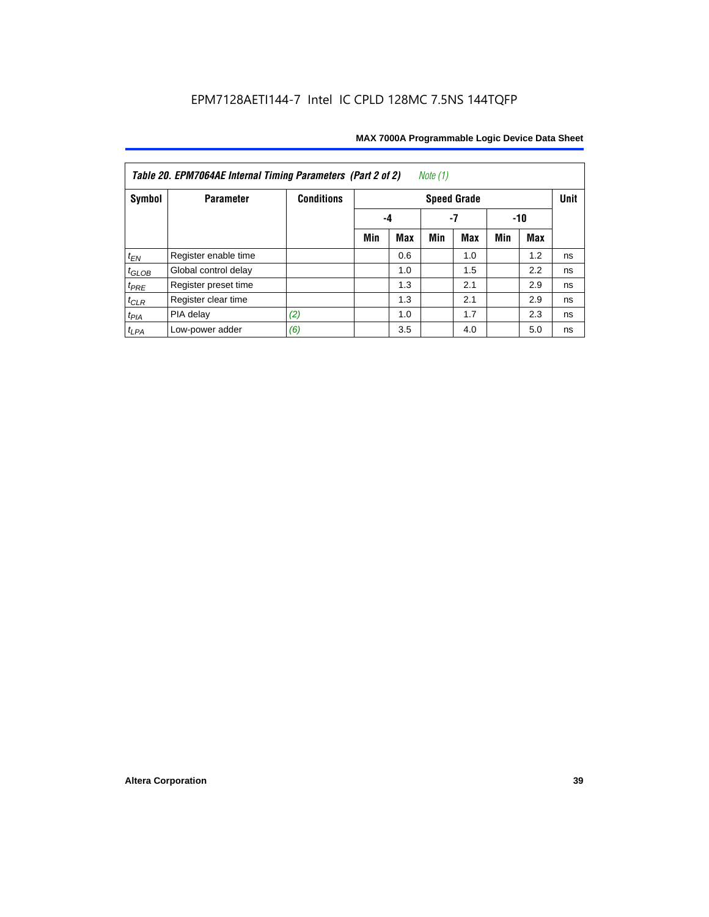**Table 20. EPM7064AE Internal Timing Parameters (Part 2 of 2)** *Note (1)*

| Symbol | Parameter | Conditions | Speed Grade | | | | | | Unit |
|---|---|---|---|---|---|---|---|---|---|
| | | | -4 | | -7 | | -10 | | |
| | | | Min | Max | Min | Max | Min | Max | |
| $t_{EN}$ | Register enable time | | | 0.6 | | 1.0 | | 1.2 | ns |
| $t_{GLOB}$ | Global control delay | | | 1.0 | | 1.5 | | 2.2 | ns |
| $t_{PRE}$ | Register preset time | | | 1.3 | | 2.1 | | 2.9 | ns |
| $t_{CLR}$ | Register clear time | | | 1.3 | | 2.1 | | 2.9 | ns |
| $t_{PIA}$ | PIA delay | *(2)* | | 1.0 | | 1.7 | | 2.3 | ns |
| $t_{LPA}$ | Low-power adder | *(6)* | | 3.5 | | 4.0 | | 5.0 | ns |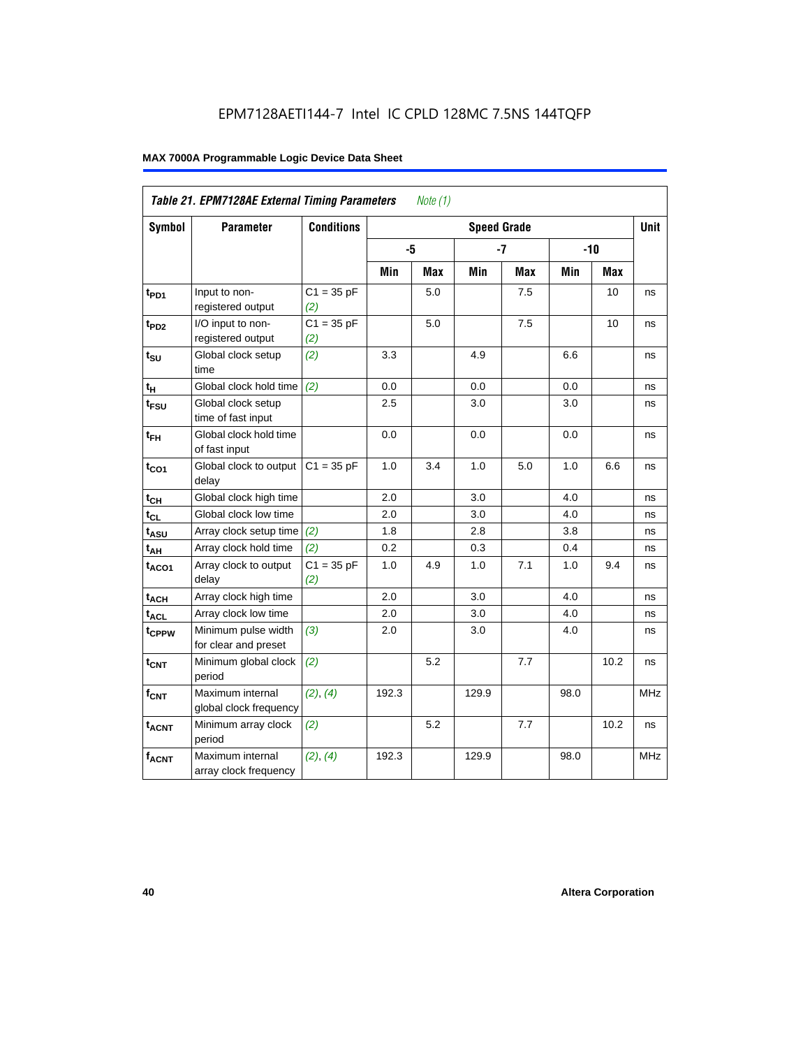EPM7128AETI144-7 Intel IC CPLD 128MC 7.5NS 144TQFP

**MAX 7000A Programmable Logic Device Data Sheet**

| *Table 21. EPM7128AE External Timing Parameters* *Note (1)* | | | | | | | | | |
|---|---|---|---|---|---|---|---|---|---|
| **Symbol** | **Parameter** | **Conditions** | **Speed Grade** | | | | | | **Unit** |
| | | | **-5** | | **-7** | | **-10** | | |
| | | | **Min** | **Max** | **Min** | **Max** | **Min** | **Max** | |
| $t_{PD1}$ | Input to non-registered output | C1 = 35 pF *(2)* | | 5.0 | | 7.5 | | 10 | ns |
| $t_{PD2}$ | I/O input to non-registered output | C1 = 35 pF *(2)* | | 5.0 | | 7.5 | | 10 | ns |
| $t_{SU}$ | Global clock setup time | *(2)* | 3.3 | | 4.9 | | 6.6 | | ns |
| $t_{H}$ | Global clock hold time | *(2)* | 0.0 | | 0.0 | | 0.0 | | ns |
| $t_{FSU}$ | Global clock setup time of fast input | | 2.5 | | 3.0 | | 3.0 | | ns |
| $t_{FH}$ | Global clock hold time of fast input | | 0.0 | | 0.0 | | 0.0 | | ns |
| $t_{CO1}$ | Global clock to output delay | C1 = 35 pF | 1.0 | 3.4 | 1.0 | 5.0 | 1.0 | 6.6 | ns |
| $t_{CH}$ | Global clock high time | | 2.0 | | 3.0 | | 4.0 | | ns |
| $t_{CL}$ | Global clock low time | | 2.0 | | 3.0 | | 4.0 | | ns |
| $t_{ASU}$ | Array clock setup time | *(2)* | 1.8 | | 2.8 | | 3.8 | | ns |
| $t_{AH}$ | Array clock hold time | *(2)* | 0.2 | | 0.3 | | 0.4 | | ns |
| $t_{ACO1}$ | Array clock to output delay | C1 = 35 pF *(2)* | 1.0 | 4.9 | 1.0 | 7.1 | 1.0 | 9.4 | ns |
| $t_{ACH}$ | Array clock high time | | 2.0 | | 3.0 | | 4.0 | | ns |
| $t_{ACL}$ | Array clock low time | | 2.0 | | 3.0 | | 4.0 | | ns |
| $t_{CPPW}$ | Minimum pulse width for clear and preset | *(3)* | 2.0 | | 3.0 | | 4.0 | | ns |
| $t_{CNT}$ | Minimum global clock period | *(2)* | | 5.2 | | 7.7 | | 10.2 | ns |
| $f_{CNT}$ | Maximum internal global clock frequency | *(2)*, *(4)* | 192.3 | | 129.9 | | 98.0 | | MHz |
| $t_{ACNT}$ | Minimum array clock period | *(2)* | | 5.2 | | 7.7 | | 10.2 | ns |
| $f_{ACNT}$ | Maximum internal array clock frequency | *(2)*, *(4)* | 192.3 | | 129.9 | | 98.0 | | MHz |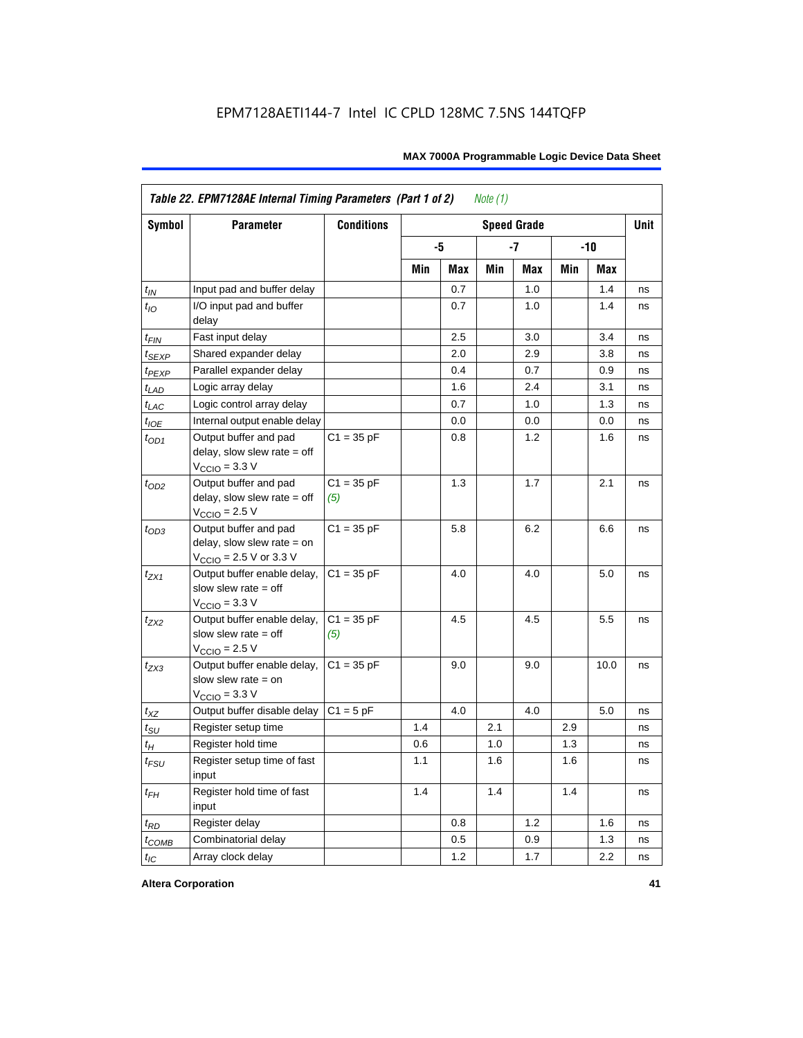**Table 22. EPM7128AE Internal Timing Parameters (Part 1 of 2)** *Note (1)*

| Symbol | Parameter | Conditions | Speed Grade | | | | | | Unit |
|---|---|---|---|---|---|---|---|---|---|
| | | | -5 | | -7 | | -10 | | |
| | | | Min | Max | Min | Max | Min | Max | |
| $t_{IN}$ | Input pad and buffer delay | | | 0.7 | | 1.0 | | 1.4 | ns |
| $t_{IO}$ | I/O input pad and buffer delay | | | 0.7 | | 1.0 | | 1.4 | ns |
| $t_{FIN}$ | Fast input delay | | | 2.5 | | 3.0 | | 3.4 | ns |
| $t_{SEXP}$ | Shared expander delay | | | 2.0 | | 2.9 | | 3.8 | ns |
| $t_{PEXP}$ | Parallel expander delay | | | 0.4 | | 0.7 | | 0.9 | ns |
| $t_{LAD}$ | Logic array delay | | | 1.6 | | 2.4 | | 3.1 | ns |
| $t_{LAC}$ | Logic control array delay | | | 0.7 | | 1.0 | | 1.3 | ns |
| $t_{IOE}$ | Internal output enable delay | | | 0.0 | | 0.0 | | 0.0 | ns |
| $t_{OD1}$ | Output buffer and pad delay, slow slew rate = off $V_{CCIO}$ = 3.3 V | C1 = 35 pF | | 0.8 | | 1.2 | | 1.6 | ns |
| $t_{OD2}$ | Output buffer and pad delay, slow slew rate = off $V_{CCIO}$ = 2.5 V | C1 = 35 pF *(5)* | | 1.3 | | 1.7 | | 2.1 | ns |
| $t_{OD3}$ | Output buffer and pad delay, slow slew rate = on $V_{CCIO}$ = 2.5 V or 3.3 V | C1 = 35 pF | | 5.8 | | 6.2 | | 6.6 | ns |
| $t_{ZX1}$ | Output buffer enable delay, slow slew rate = off $V_{CCIO}$ = 3.3 V | C1 = 35 pF | | 4.0 | | 4.0 | | 5.0 | ns |
| $t_{ZX2}$ | Output buffer enable delay, slow slew rate = off $V_{CCIO}$ = 2.5 V | C1 = 35 pF *(5)* | | 4.5 | | 4.5 | | 5.5 | ns |
| $t_{ZX3}$ | Output buffer enable delay, slow slew rate = on $V_{CCIO}$ = 3.3 V | C1 = 35 pF | | 9.0 | | 9.0 | | 10.0 | ns |
| $t_{XZ}$ | Output buffer disable delay | C1 = 5 pF | | 4.0 | | 4.0 | | 5.0 | ns |
| $t_{SU}$ | Register setup time | | 1.4 | | 2.1 | | 2.9 | | ns |
| $t_{H}$ | Register hold time | | 0.6 | | 1.0 | | 1.3 | | ns |
| $t_{FSU}$ | Register setup time of fast input | | 1.1 | | 1.6 | | 1.6 | | ns |
| $t_{FH}$ | Register hold time of fast input | | 1.4 | | 1.4 | | 1.4 | | ns |
| $t_{RD}$ | Register delay | | | 0.8 | | 1.2 | | 1.6 | ns |
| $t_{COMB}$ | Combinatorial delay | | | 0.5 | | 0.9 | | 1.3 | ns |
| $t_{IC}$ | Array clock delay | | | 1.2 | | 1.7 | | 2.2 | ns |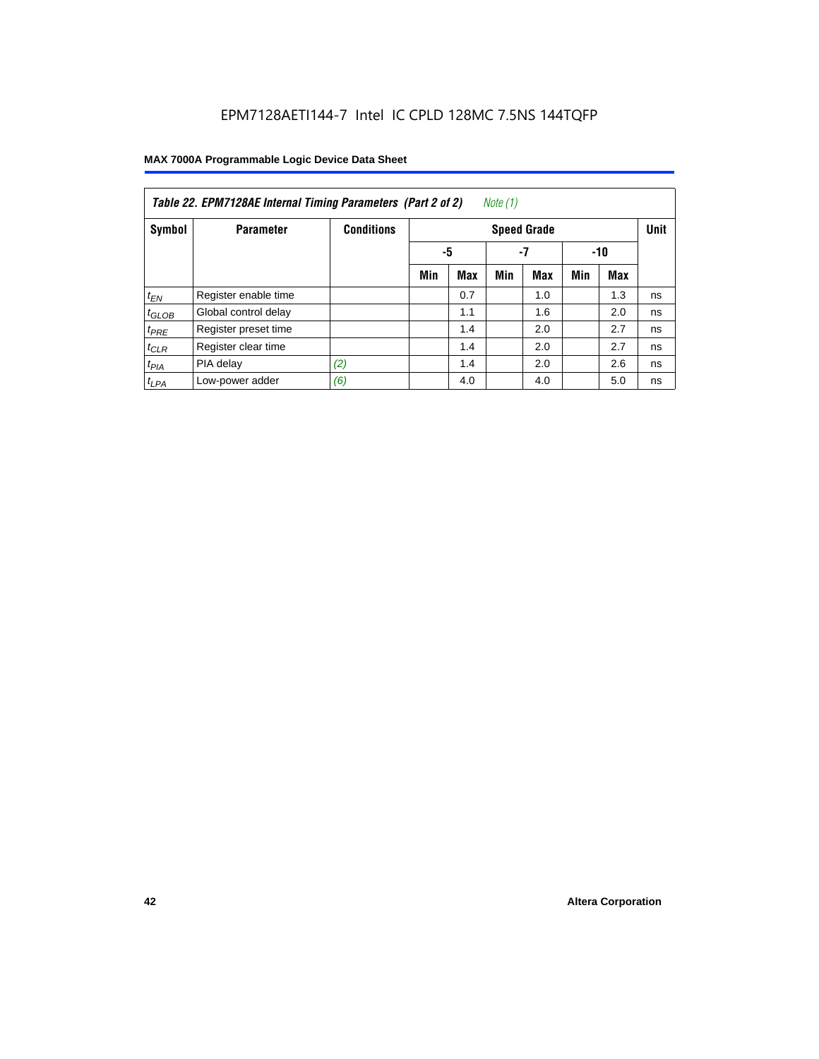EPM7128AETI144-7 Intel IC CPLD 128MC 7.5NS 144TQFP

| Table 22. EPM7128AE Internal Timing Parameters (Part 2 of 2) *Note (1)* | | | | | | | | | |
|---|---|---|---|---|---|---|---|---|---|
| Symbol | Parameter | Conditions | Speed Grade | | | | | | Unit |
| | | | -5 | | -7 | | -10 | | |
| | | | Min | Max | Min | Max | Min | Max | |
| $t_{EN}$ | Register enable time | | | 0.7 | | 1.0 | | 1.3 | ns |
| $t_{GLOB}$ | Global control delay | | | 1.1 | | 1.6 | | 2.0 | ns |
| $t_{PRE}$ | Register preset time | | | 1.4 | | 2.0 | | 2.7 | ns |
| $t_{CLR}$ | Register clear time | | | 1.4 | | 2.0 | | 2.7 | ns |
| $t_{PIA}$ | PIA delay | *(2)* | | 1.4 | | 2.0 | | 2.6 | ns |
| $t_{LPA}$ | Low-power adder | *(6)* | | 4.0 | | 4.0 | | 5.0 | ns |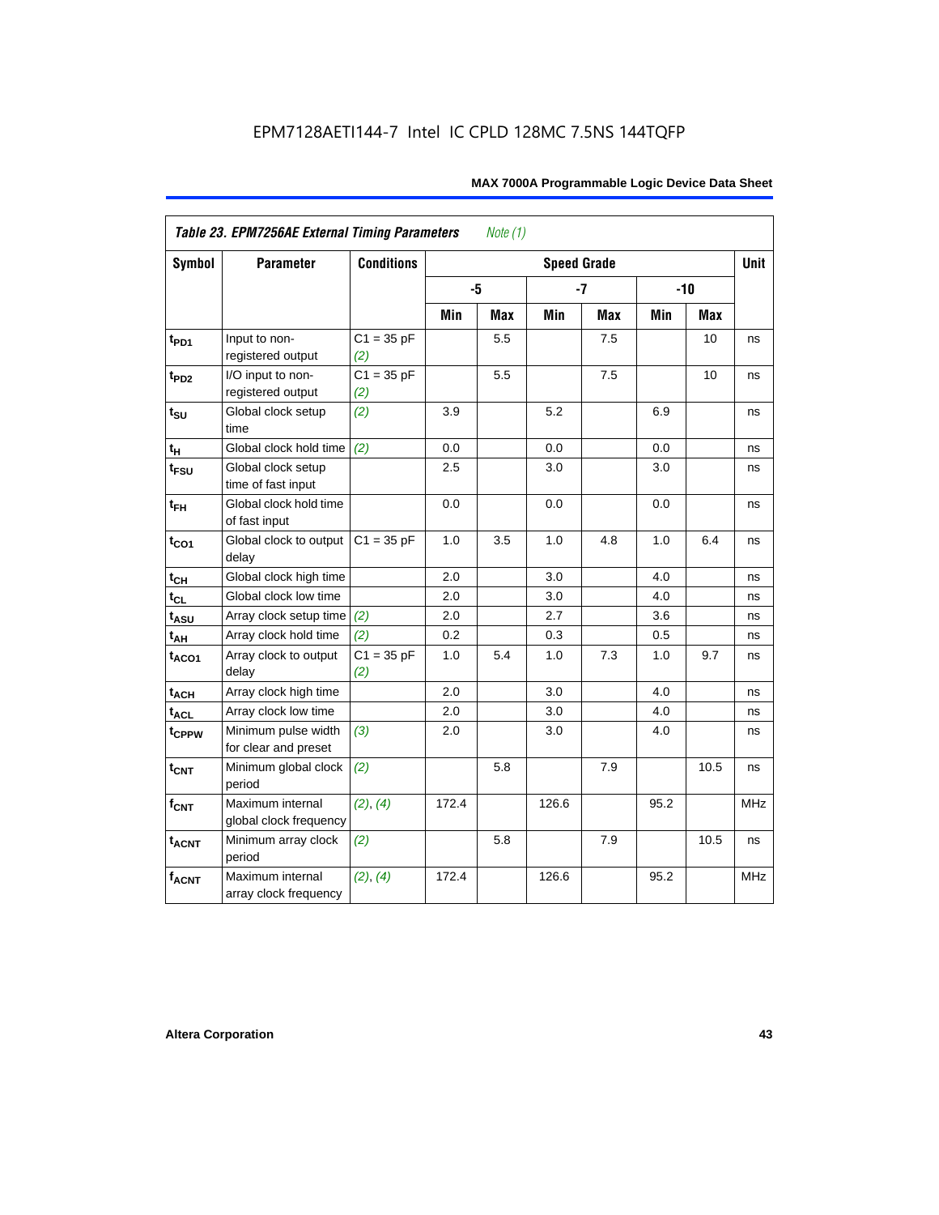| *Table 23. EPM7256AE External Timing Parameters* *Note (1)* | | | | | | | | | |
|---|---|---|---|---|---|---|---|---|---|
| **Symbol** | **Parameter** | **Conditions** | **Speed Grade** | | | | | | **Unit** |
| | | | **-5** | | **-7** | | **-10** | | |
| | | | **Min** | **Max** | **Min** | **Max** | **Min** | **Max** | |
| $t_{PD1}$ | Input to non-registered output | C1 = 35 pF *(2)* | | 5.5 | | 7.5 | | 10 | ns |
| $t_{PD2}$ | I/O input to non-registered output | C1 = 35 pF *(2)* | | 5.5 | | 7.5 | | 10 | ns |
| $t_{SU}$ | Global clock setup time | *(2)* | 3.9 | | 5.2 | | 6.9 | | ns |
| $t_{H}$ | Global clock hold time | *(2)* | 0.0 | | 0.0 | | 0.0 | | ns |
| $t_{FSU}$ | Global clock setup time of fast input | | 2.5 | | 3.0 | | 3.0 | | ns |
| $t_{FH}$ | Global clock hold time of fast input | | 0.0 | | 0.0 | | 0.0 | | ns |
| $t_{CO1}$ | Global clock to output delay | C1 = 35 pF | 1.0 | 3.5 | 1.0 | 4.8 | 1.0 | 6.4 | ns |
| $t_{CH}$ | Global clock high time | | 2.0 | | 3.0 | | 4.0 | | ns |
| $t_{CL}$ | Global clock low time | | 2.0 | | 3.0 | | 4.0 | | ns |
| $t_{ASU}$ | Array clock setup time | *(2)* | 2.0 | | 2.7 | | 3.6 | | ns |
| $t_{AH}$ | Array clock hold time | *(2)* | 0.2 | | 0.3 | | 0.5 | | ns |
| $t_{ACO1}$ | Array clock to output delay | C1 = 35 pF *(2)* | 1.0 | 5.4 | 1.0 | 7.3 | 1.0 | 9.7 | ns |
| $t_{ACH}$ | Array clock high time | | 2.0 | | 3.0 | | 4.0 | | ns |
| $t_{ACL}$ | Array clock low time | | 2.0 | | 3.0 | | 4.0 | | ns |
| $t_{CPPW}$ | Minimum pulse width for clear and preset | *(3)* | 2.0 | | 3.0 | | 4.0 | | ns |
| $t_{CNT}$ | Minimum global clock period | *(2)* | | 5.8 | | 7.9 | | 10.5 | ns |
| $f_{CNT}$ | Maximum internal global clock frequency | *(2)*, *(4)* | 172.4 | | 126.6 | | 95.2 | | MHz |
| $t_{ACNT}$ | Minimum array clock period | *(2)* | | 5.8 | | 7.9 | | 10.5 | ns |
| $f_{ACNT}$ | Maximum internal array clock frequency | *(2)*, *(4)* | 172.4 | | 126.6 | | 95.2 | | MHz |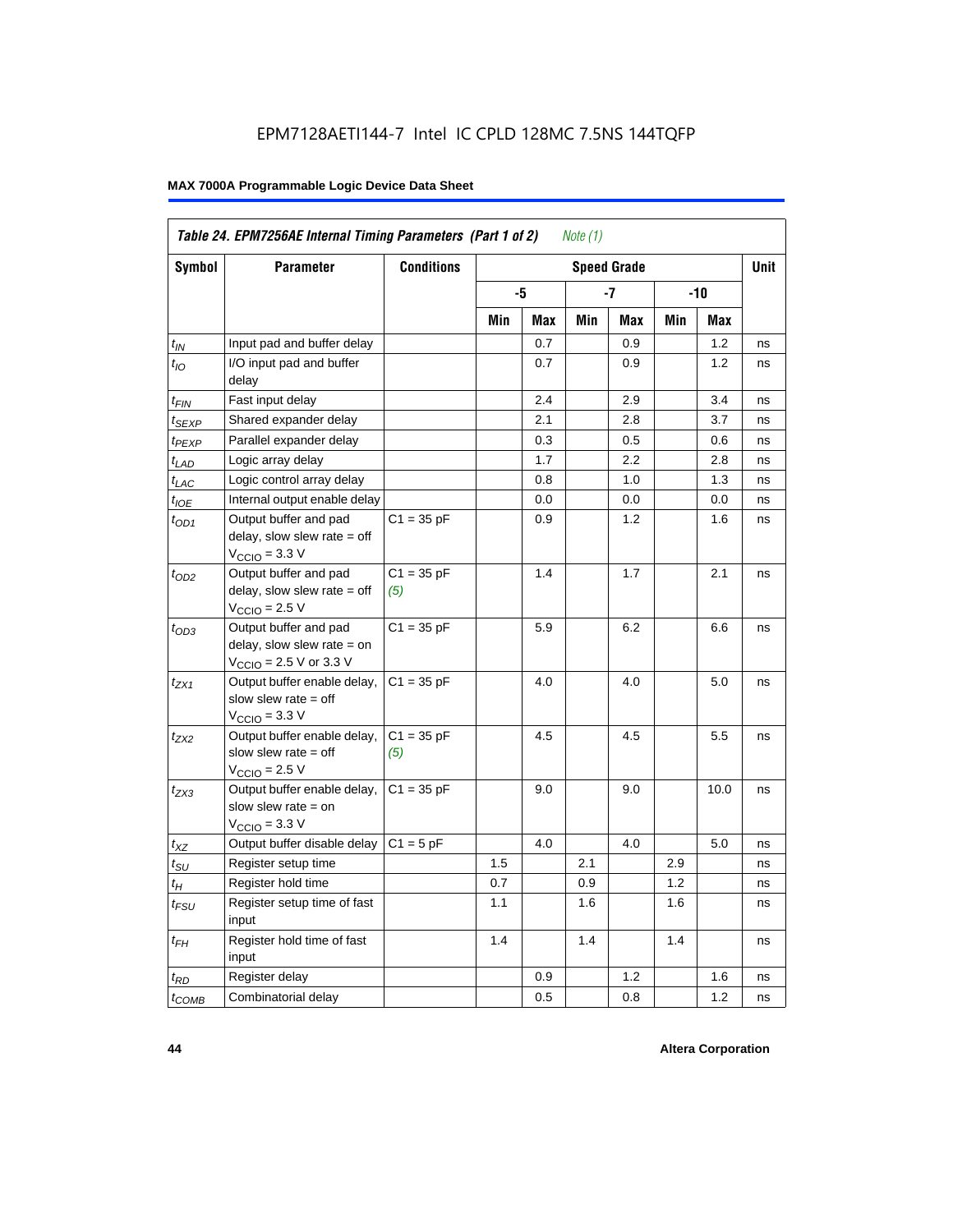**Table 24. EPM7256AE Internal Timing Parameters (Part 1 of 2)** *Note (1)*

| Symbol | Parameter | Conditions | Speed Grade | | | | | | Unit |
|---|---|---|---|---|---|---|---|---|---|
| | | | -5 | | -7 | | -10 | | |
| | | | Min | Max | Min | Max | Min | Max | |
| $t_{IN}$ | Input pad and buffer delay | | | 0.7 | | 0.9 | | 1.2 | ns |
| $t_{IO}$ | I/O input pad and buffer delay | | | 0.7 | | 0.9 | | 1.2 | ns |
| $t_{FIN}$ | Fast input delay | | | 2.4 | | 2.9 | | 3.4 | ns |
| $t_{SEXP}$ | Shared expander delay | | | 2.1 | | 2.8 | | 3.7 | ns |
| $t_{PEXP}$ | Parallel expander delay | | | 0.3 | | 0.5 | | 0.6 | ns |
| $t_{LAD}$ | Logic array delay | | | 1.7 | | 2.2 | | 2.8 | ns |
| $t_{LAC}$ | Logic control array delay | | | 0.8 | | 1.0 | | 1.3 | ns |
| $t_{IOE}$ | Internal output enable delay | | | 0.0 | | 0.0 | | 0.0 | ns |
| $t_{OD1}$ | Output buffer and pad delay, slow slew rate = off $V_{CCIO}$ = 3.3 V | C1 = 35 pF | | 0.9 | | 1.2 | | 1.6 | ns |
| $t_{OD2}$ | Output buffer and pad delay, slow slew rate = off $V_{CCIO}$ = 2.5 V | C1 = 35 pF *(5)* | | 1.4 | | 1.7 | | 2.1 | ns |
| $t_{OD3}$ | Output buffer and pad delay, slow slew rate = on $V_{CCIO}$ = 2.5 V or 3.3 V | C1 = 35 pF | | 5.9 | | 6.2 | | 6.6 | ns |
| $t_{ZX1}$ | Output buffer enable delay, slow slew rate = off $V_{CCIO}$ = 3.3 V | C1 = 35 pF | | 4.0 | | 4.0 | | 5.0 | ns |
| $t_{ZX2}$ | Output buffer enable delay, slow slew rate = off $V_{CCIO}$ = 2.5 V | C1 = 35 pF *(5)* | | 4.5 | | 4.5 | | 5.5 | ns |
| $t_{ZX3}$ | Output buffer enable delay, slow slew rate = on $V_{CCIO}$ = 3.3 V | C1 = 35 pF | | 9.0 | | 9.0 | | 10.0 | ns |
| $t_{XZ}$ | Output buffer disable delay | C1 = 5 pF | | 4.0 | | 4.0 | | 5.0 | ns |
| $t_{SU}$ | Register setup time | | 1.5 | | 2.1 | | 2.9 | | ns |
| $t_{H}$ | Register hold time | | 0.7 | | 0.9 | | 1.2 | | ns |
| $t_{FSU}$ | Register setup time of fast input | | 1.1 | | 1.6 | | 1.6 | | ns |
| $t_{FH}$ | Register hold time of fast input | | 1.4 | | 1.4 | | 1.4 | | ns |
| $t_{RD}$ | Register delay | | | 0.9 | | 1.2 | | 1.6 | ns |
| $t_{COMB}$ | Combinatorial delay | | | 0.5 | | 0.8 | | 1.2 | ns |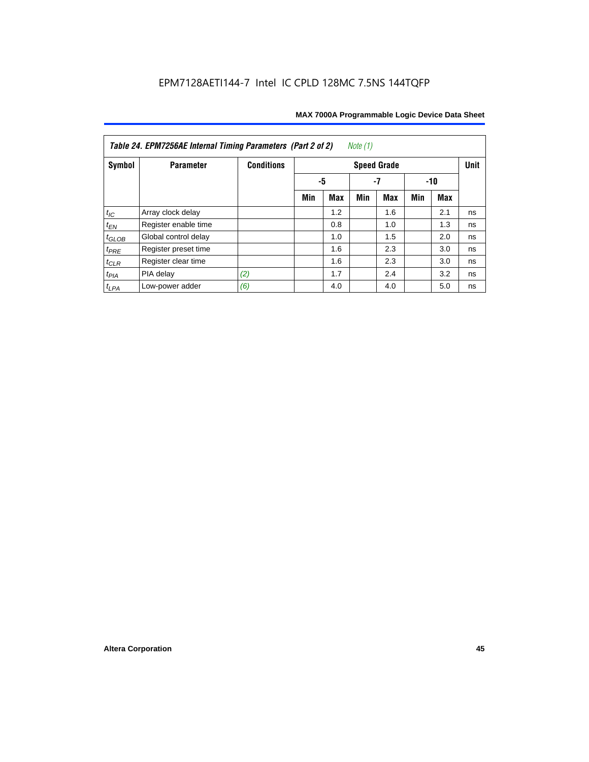*Table 24. EPM7256AE Internal Timing Parameters (Part 2 of 2)* *Note (1)*

| Symbol | Parameter | Conditions | Speed Grade | | | | | | Unit |
|---|---|---|---|---|---|---|---|---|---|
| | | | -5 | | -7 | | -10 | | |
| | | | Min | Max | Min | Max | Min | Max | |
| $t_{IC}$ | Array clock delay | | | 1.2 | | 1.6 | | 2.1 | ns |
| $t_{EN}$ | Register enable time | | | 0.8 | | 1.0 | | 1.3 | ns |
| $t_{GLOB}$ | Global control delay | | | 1.0 | | 1.5 | | 2.0 | ns |
| $t_{PRE}$ | Register preset time | | | 1.6 | | 2.3 | | 3.0 | ns |
| $t_{CLR}$ | Register clear time | | | 1.6 | | 2.3 | | 3.0 | ns |
| $t_{PIA}$ | PIA delay | *(2)* | | 1.7 | | 2.4 | | 3.2 | ns |
| $t_{LPA}$ | Low-power adder | *(6)* | | 4.0 | | 4.0 | | 5.0 | ns |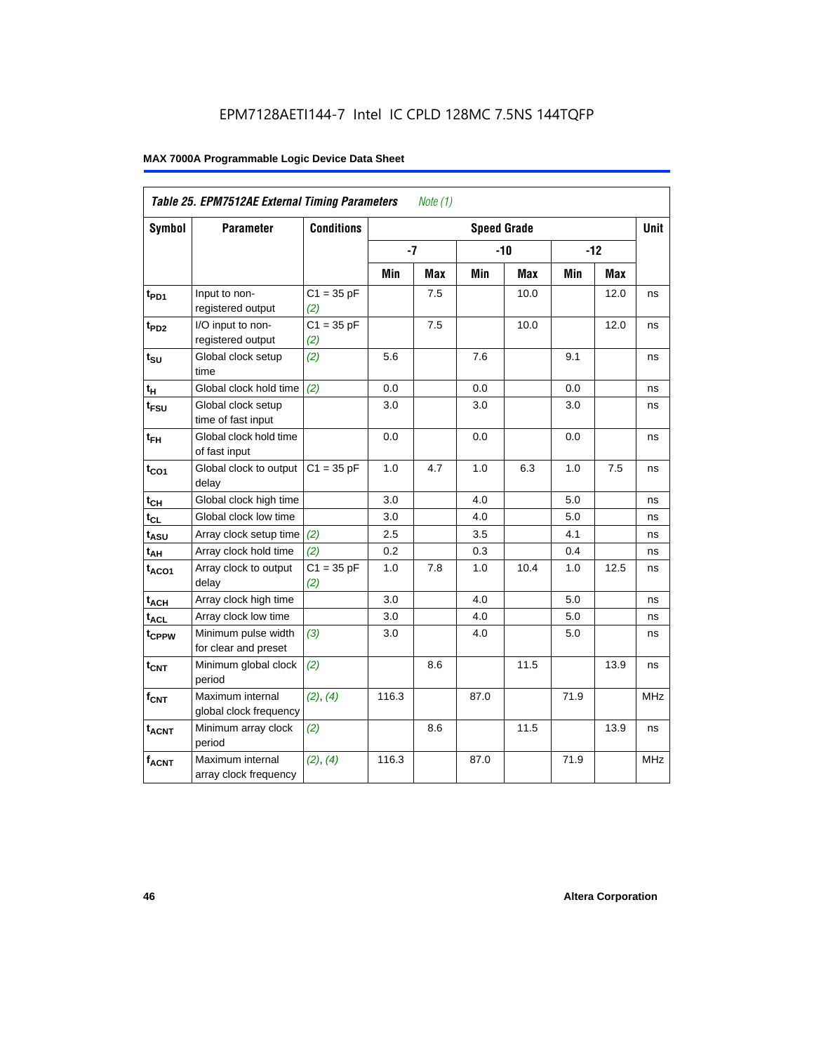EPM7128AETI144-7 Intel IC CPLD 128MC 7.5NS 144TQFP

**MAX 7000A Programmable Logic Device Data Sheet**

| *Table 25. EPM7512AE External Timing Parameters* *Note (1)* | | | | | | | | | |
|---|---|---|---|---|---|---|---|---|---|
| **Symbol** | **Parameter** | **Conditions** | **Speed Grade** | | | | | | **Unit** |
| | | | **-7** | | **-10** | | **-12** | | |
| | | | **Min** | **Max** | **Min** | **Max** | **Min** | **Max** | |
| $t_{PD1}$ | Input to non-registered output | C1 = 35 pF *(2)* | | 7.5 | | 10.0 | | 12.0 | ns |
| $t_{PD2}$ | I/O input to non-registered output | C1 = 35 pF *(2)* | | 7.5 | | 10.0 | | 12.0 | ns |
| $t_{SU}$ | Global clock setup time | *(2)* | 5.6 | | 7.6 | | 9.1 | | ns |
| $t_{H}$ | Global clock hold time | *(2)* | 0.0 | | 0.0 | | 0.0 | | ns |
| $t_{FSU}$ | Global clock setup time of fast input | | 3.0 | | 3.0 | | 3.0 | | ns |
| $t_{FH}$ | Global clock hold time of fast input | | 0.0 | | 0.0 | | 0.0 | | ns |
| $t_{CO1}$ | Global clock to output delay | C1 = 35 pF | 1.0 | 4.7 | 1.0 | 6.3 | 1.0 | 7.5 | ns |
| $t_{CH}$ | Global clock high time | | 3.0 | | 4.0 | | 5.0 | | ns |
| $t_{CL}$ | Global clock low time | | 3.0 | | 4.0 | | 5.0 | | ns |
| $t_{ASU}$ | Array clock setup time | *(2)* | 2.5 | | 3.5 | | 4.1 | | ns |
| $t_{AH}$ | Array clock hold time | *(2)* | 0.2 | | 0.3 | | 0.4 | | ns |
| $t_{ACO1}$ | Array clock to output delay | C1 = 35 pF *(2)* | 1.0 | 7.8 | 1.0 | 10.4 | 1.0 | 12.5 | ns |
| $t_{ACH}$ | Array clock high time | | 3.0 | | 4.0 | | 5.0 | | ns |
| $t_{ACL}$ | Array clock low time | | 3.0 | | 4.0 | | 5.0 | | ns |
| $t_{CPPW}$ | Minimum pulse width for clear and preset | *(3)* | 3.0 | | 4.0 | | 5.0 | | ns |
| $t_{CNT}$ | Minimum global clock period | *(2)* | | 8.6 | | 11.5 | | 13.9 | ns |
| $f_{CNT}$ | Maximum internal global clock frequency | *(2)*, *(4)* | 116.3 | | 87.0 | | 71.9 | | MHz |
| $t_{ACNT}$ | Minimum array clock period | *(2)* | | 8.6 | | 11.5 | | 13.9 | ns |
| $f_{ACNT}$ | Maximum internal array clock frequency | *(2)*, *(4)* | 116.3 | | 87.0 | | 71.9 | | MHz |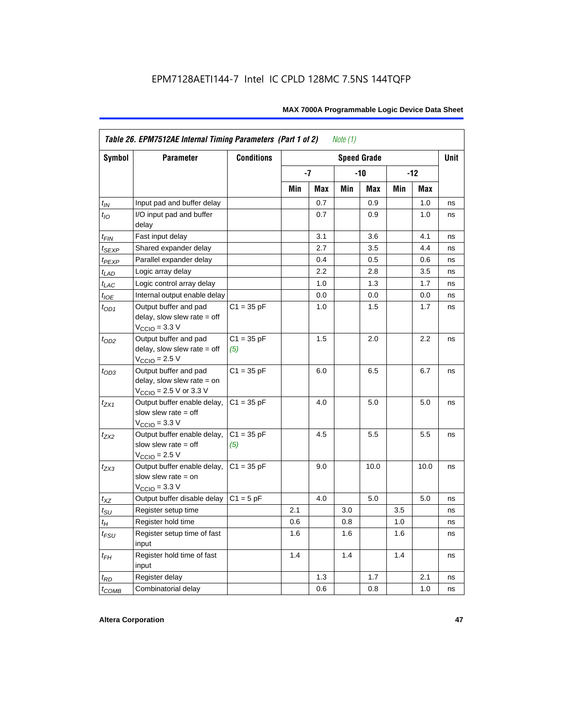| Table 26. EPM7512AE Internal Timing Parameters (Part 1 of 2) *Note (1)* | | | | | | | | | |
|---|---|---|---|---|---|---|---|---|---|
| Symbol | Parameter | Conditions | Speed Grade | | | | | | Unit |
| | | | -7 | | -10 | | -12 | | |
| | | | Min | Max | Min | Max | Min | Max | |
| $t_{IN}$ | Input pad and buffer delay | | | 0.7 | | 0.9 | | 1.0 | ns |
| $t_{IO}$ | I/O input pad and buffer delay | | | 0.7 | | 0.9 | | 1.0 | ns |
| $t_{FIN}$ | Fast input delay | | | 3.1 | | 3.6 | | 4.1 | ns |
| $t_{SEXP}$ | Shared expander delay | | | 2.7 | | 3.5 | | 4.4 | ns |
| $t_{PEXP}$ | Parallel expander delay | | | 0.4 | | 0.5 | | 0.6 | ns |
| $t_{LAD}$ | Logic array delay | | | 2.2 | | 2.8 | | 3.5 | ns |
| $t_{LAC}$ | Logic control array delay | | | 1.0 | | 1.3 | | 1.7 | ns |
| $t_{IOE}$ | Internal output enable delay | | | 0.0 | | 0.0 | | 0.0 | ns |
| $t_{OD1}$ | Output buffer and pad delay, slow slew rate = off $V_{CCIO}$ = 3.3 V | C1 = 35 pF | | 1.0 | | 1.5 | | 1.7 | ns |
| $t_{OD2}$ | Output buffer and pad delay, slow slew rate = off $V_{CCIO}$ = 2.5 V | C1 = 35 pF *(5)* | | 1.5 | | 2.0 | | 2.2 | ns |
| $t_{OD3}$ | Output buffer and pad delay, slow slew rate = on $V_{CCIO}$ = 2.5 V or 3.3 V | C1 = 35 pF | | 6.0 | | 6.5 | | 6.7 | ns |
| $t_{ZX1}$ | Output buffer enable delay, slow slew rate = off $V_{CCIO}$ = 3.3 V | C1 = 35 pF | | 4.0 | | 5.0 | | 5.0 | ns |
| $t_{ZX2}$ | Output buffer enable delay, slow slew rate = off $V_{CCIO}$ = 2.5 V | C1 = 35 pF *(5)* | | 4.5 | | 5.5 | | 5.5 | ns |
| $t_{ZX3}$ | Output buffer enable delay, slow slew rate = on $V_{CCIO}$ = 3.3 V | C1 = 35 pF | | 9.0 | | 10.0 | | 10.0 | ns |
| $t_{XZ}$ | Output buffer disable delay | C1 = 5 pF | | 4.0 | | 5.0 | | 5.0 | ns |
| $t_{SU}$ | Register setup time | | 2.1 | | 3.0 | | 3.5 | | ns |
| $t_{H}$ | Register hold time | | 0.6 | | 0.8 | | 1.0 | | ns |
| $t_{FSU}$ | Register setup time of fast input | | 1.6 | | 1.6 | | 1.6 | | ns |
| $t_{FH}$ | Register hold time of fast input | | 1.4 | | 1.4 | | 1.4 | | ns |
| $t_{RD}$ | Register delay | | | 1.3 | | 1.7 | | 2.1 | ns |
| $t_{COMB}$ | Combinatorial delay | | | 0.6 | | 0.8 | | 1.0 | ns |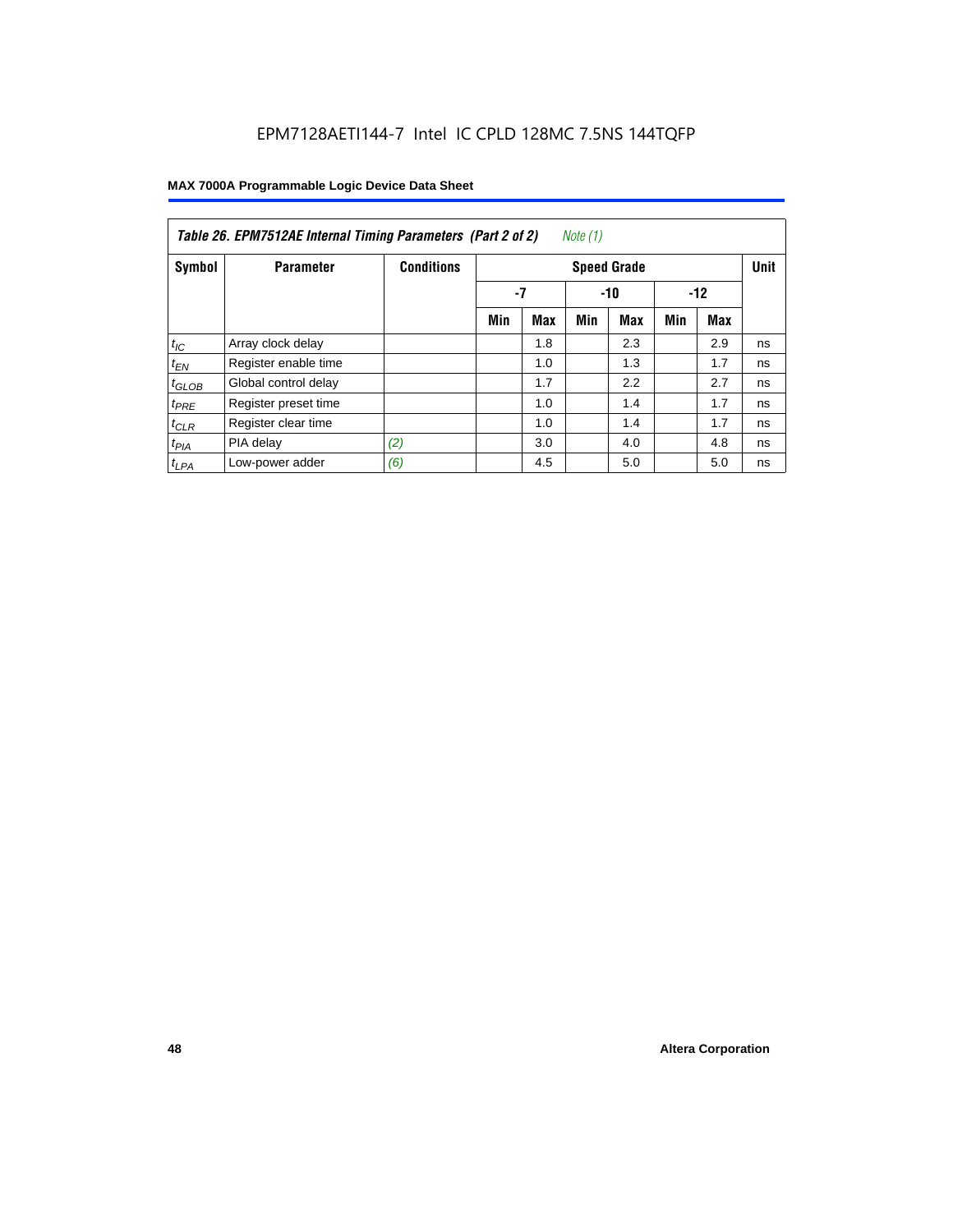EPM7128AETI144-7 Intel IC CPLD 128MC 7.5NS 144TQFP

**MAX 7000A Programmable Logic Device Data Sheet**

*Table 26. EPM7512AE Internal Timing Parameters (Part 2 of 2) Note (1)*

| Symbol | Parameter | Conditions | Speed Grade | | | | | | Unit |
|---|---|---|---|---|---|---|---|---|---|
| | | | -7 | | -10 | | -12 | | |
| | | | Min | Max | Min | Max | Min | Max | |
| $t_{IC}$ | Array clock delay | | | 1.8 | | 2.3 | | 2.9 | ns |
| $t_{EN}$ | Register enable time | | | 1.0 | | 1.3 | | 1.7 | ns |
| $t_{GLOB}$ | Global control delay | | | 1.7 | | 2.2 | | 2.7 | ns |
| $t_{PRE}$ | Register preset time | | | 1.0 | | 1.4 | | 1.7 | ns |
| $t_{CLR}$ | Register clear time | | | 1.0 | | 1.4 | | 1.7 | ns |
| $t_{PIA}$ | PIA delay | *(2)* | | 3.0 | | 4.0 | | 4.8 | ns |
| $t_{LPA}$ | Low-power adder | *(6)* | | 4.5 | | 5.0 | | 5.0 | ns |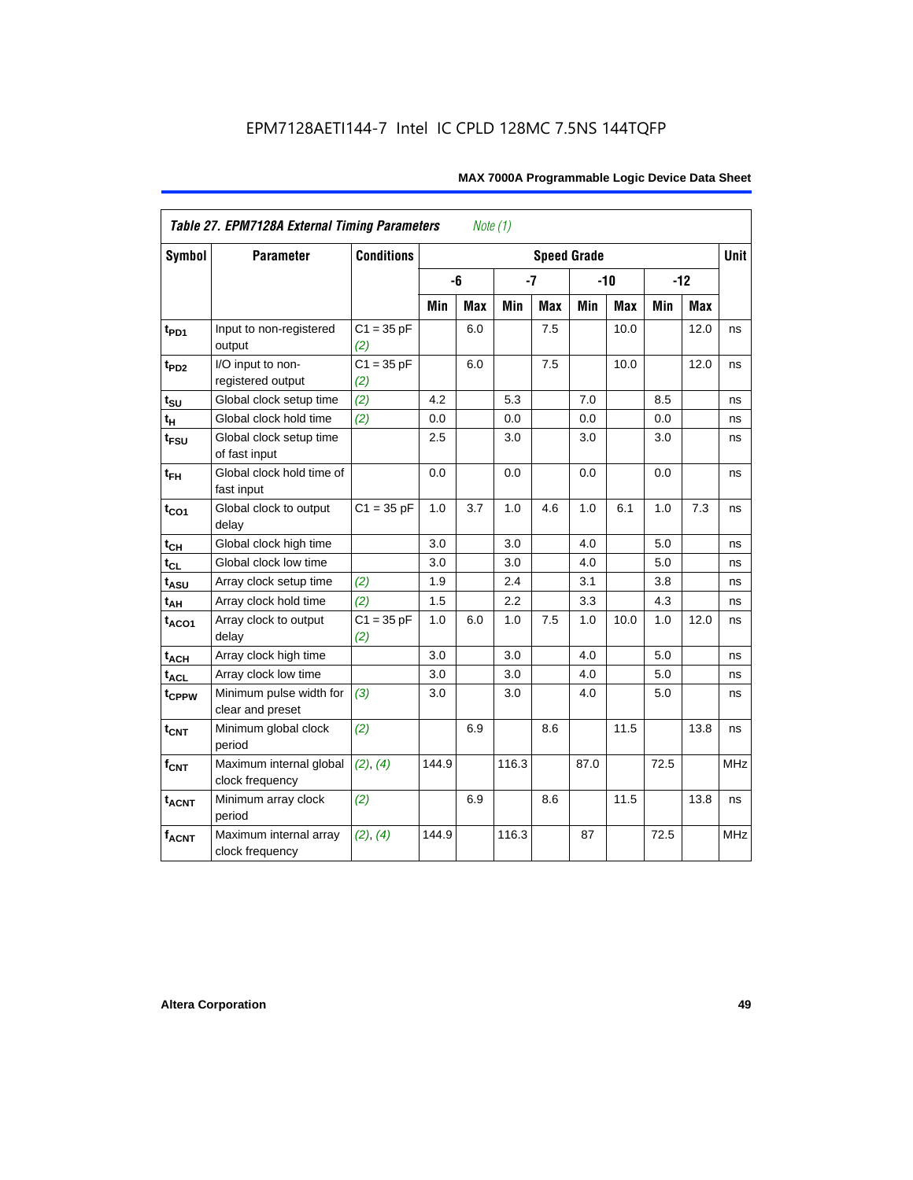EPM7128AETI144-7 Intel IC CPLD 128MC 7.5NS 144TQFP

**Table 27. EPM7128A External Timing Parameters** *Note (1)*

| Symbol | Parameter | Conditions | Speed Grade | | | | | | | | Unit |
|---|---|---|---|---|---|---|---|---|---|---|---|
| | | | -6 | | -7 | | -10 | | -12 | | |
| | | | Min | Max | Min | Max | Min | Max | Min | Max | |
| $t_{PD1}$ | Input to non-registered output | C1 = 35 pF (2) | | 6.0 | | 7.5 | | 10.0 | | 12.0 | ns |
| $t_{PD2}$ | I/O input to non-registered output | C1 = 35 pF (2) | | 6.0 | | 7.5 | | 10.0 | | 12.0 | ns |
| $t_{SU}$ | Global clock setup time | (2) | 4.2 | | 5.3 | | 7.0 | | 8.5 | | ns |
| $t_{H}$ | Global clock hold time | (2) | 0.0 | | 0.0 | | 0.0 | | 0.0 | | ns |
| $t_{FSU}$ | Global clock setup time of fast input | | 2.5 | | 3.0 | | 3.0 | | 3.0 | | ns |
| $t_{FH}$ | Global clock hold time of fast input | | 0.0 | | 0.0 | | 0.0 | | 0.0 | | ns |
| $t_{CO1}$ | Global clock to output delay | C1 = 35 pF | 1.0 | 3.7 | 1.0 | 4.6 | 1.0 | 6.1 | 1.0 | 7.3 | ns |
| $t_{CH}$ | Global clock high time | | 3.0 | | 3.0 | | 4.0 | | 5.0 | | ns |
| $t_{CL}$ | Global clock low time | | 3.0 | | 3.0 | | 4.0 | | 5.0 | | ns |
| $t_{ASU}$ | Array clock setup time | (2) | 1.9 | | 2.4 | | 3.1 | | 3.8 | | ns |
| $t_{AH}$ | Array clock hold time | (2) | 1.5 | | 2.2 | | 3.3 | | 4.3 | | ns |
| $t_{ACO1}$ | Array clock to output delay | C1 = 35 pF (2) | 1.0 | 6.0 | 1.0 | 7.5 | 1.0 | 10.0 | 1.0 | 12.0 | ns |
| $t_{ACH}$ | Array clock high time | | 3.0 | | 3.0 | | 4.0 | | 5.0 | | ns |
| $t_{ACL}$ | Array clock low time | | 3.0 | | 3.0 | | 4.0 | | 5.0 | | ns |
| $t_{CPPW}$ | Minimum pulse width for clear and preset | (3) | 3.0 | | 3.0 | | 4.0 | | 5.0 | | ns |
| $t_{CNT}$ | Minimum global clock period | (2) | | 6.9 | | 8.6 | | 11.5 | | 13.8 | ns |
| $f_{CNT}$ | Maximum internal global clock frequency | (2), (4) | 144.9 | | 116.3 | | 87.0 | | 72.5 | | MHz |
| $t_{ACNT}$ | Minimum array clock period | (2) | | 6.9 | | 8.6 | | 11.5 | | 13.8 | ns |
| $f_{ACNT}$ | Maximum internal array clock frequency | (2), (4) | 144.9 | | 116.3 | | 87 | | 72.5 | | MHz |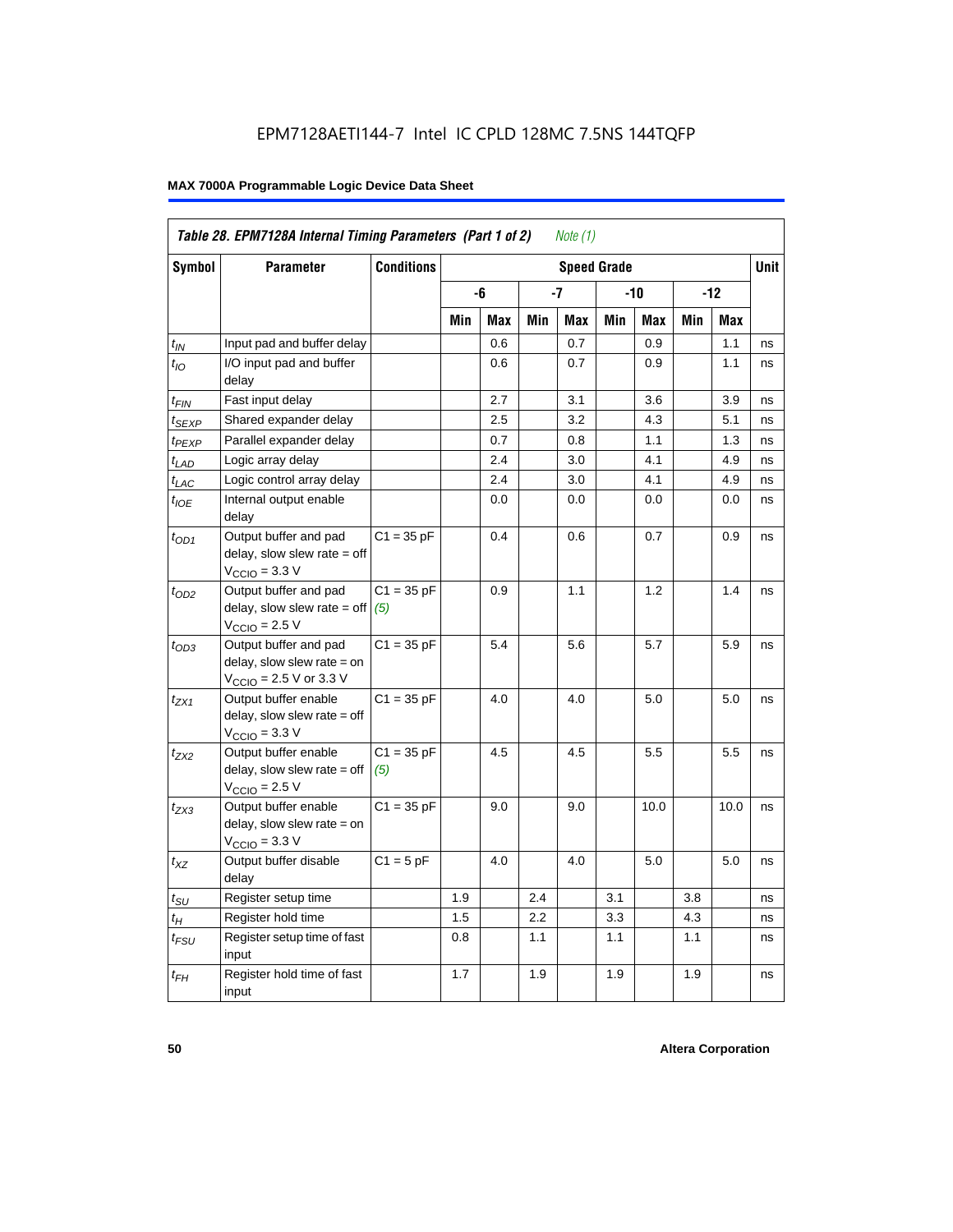EPM7128AETI144-7 Intel IC CPLD 128MC 7.5NS 144TQFP

**MAX 7000A Programmable Logic Device Data Sheet**

| *Table 28. EPM7128A Internal Timing Parameters (Part 1 of 2) Note (1)* | | | | | | | | | | | |
|---|---|---|---|---|---|---|---|---|---|---|---|
| **Symbol** | **Parameter** | **Conditions** | **Speed Grade** | | | | | | | | **Unit** |
| | | | **-6** | | **-7** | | **-10** | | **-12** | | |
| | | | **Min** | **Max** | **Min** | **Max** | **Min** | **Max** | **Min** | **Max** | |
| $t_{IN}$ | Input pad and buffer delay | | | 0.6 | | 0.7 | | 0.9 | | 1.1 | ns |
| $t_{IO}$ | I/O input pad and buffer delay | | | 0.6 | | 0.7 | | 0.9 | | 1.1 | ns |
| $t_{FIN}$ | Fast input delay | | | 2.7 | | 3.1 | | 3.6 | | 3.9 | ns |
| $t_{SEXP}$ | Shared expander delay | | | 2.5 | | 3.2 | | 4.3 | | 5.1 | ns |
| $t_{PEXP}$ | Parallel expander delay | | | 0.7 | | 0.8 | | 1.1 | | 1.3 | ns |
| $t_{LAD}$ | Logic array delay | | | 2.4 | | 3.0 | | 4.1 | | 4.9 | ns |
| $t_{LAC}$ | Logic control array delay | | | 2.4 | | 3.0 | | 4.1 | | 4.9 | ns |
| $t_{IOE}$ | Internal output enable delay | | | 0.0 | | 0.0 | | 0.0 | | 0.0 | ns |
| $t_{OD1}$ | Output buffer and pad delay, slow slew rate = off $V_{CCIO}$ = 3.3 V | C1 = 35 pF | | 0.4 | | 0.6 | | 0.7 | | 0.9 | ns |
| $t_{OD2}$ | Output buffer and pad delay, slow slew rate = off $V_{CCIO}$ = 2.5 V | C1 = 35 pF *(5)* | | 0.9 | | 1.1 | | 1.2 | | 1.4 | ns |
| $t_{OD3}$ | Output buffer and pad delay, slow slew rate = on $V_{CCIO}$ = 2.5 V or 3.3 V | C1 = 35 pF | | 5.4 | | 5.6 | | 5.7 | | 5.9 | ns |
| $t_{ZX1}$ | Output buffer enable delay, slow slew rate = off $V_{CCIO}$ = 3.3 V | C1 = 35 pF | | 4.0 | | 4.0 | | 5.0 | | 5.0 | ns |
| $t_{ZX2}$ | Output buffer enable delay, slow slew rate = off $V_{CCIO}$ = 2.5 V | C1 = 35 pF *(5)* | | 4.5 | | 4.5 | | 5.5 | | 5.5 | ns |
| $t_{ZX3}$ | Output buffer enable delay, slow slew rate = on $V_{CCIO}$ = 3.3 V | C1 = 35 pF | | 9.0 | | 9.0 | | 10.0 | | 10.0 | ns |
| $t_{XZ}$ | Output buffer disable delay | C1 = 5 pF | | 4.0 | | 4.0 | | 5.0 | | 5.0 | ns |
| $t_{SU}$ | Register setup time | | 1.9 | | 2.4 | | 3.1 | | 3.8 | | ns |
| $t_{H}$ | Register hold time | | 1.5 | | 2.2 | | 3.3 | | 4.3 | | ns |
| $t_{FSU}$ | Register setup time of fast input | | 0.8 | | 1.1 | | 1.1 | | 1.1 | | ns |
| $t_{FH}$ | Register hold time of fast input | | 1.7 | | 1.9 | | 1.9 | | 1.9 | | ns |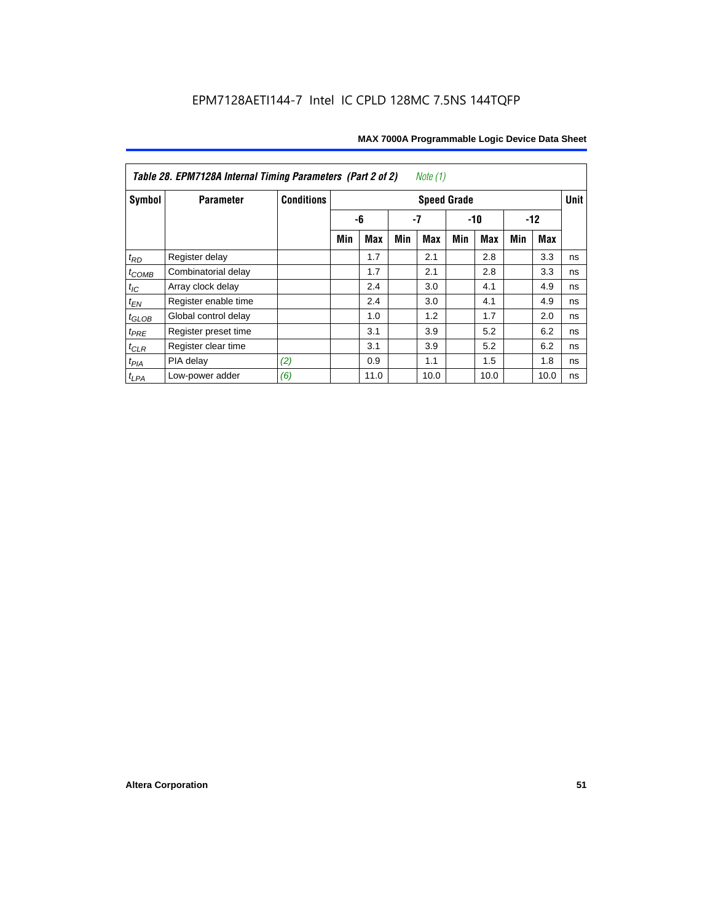EPM7128AETI144-7 Intel IC CPLD 128MC 7.5NS 144TQFP

| *Table 28. EPM7128A Internal Timing Parameters (Part 2 of 2)* *Note (1)* | | | | | | | | | | | |
|---|---|---|---|---|---|---|---|---|---|---|---|
| **Symbol** | **Parameter** | **Conditions** | **Speed Grade** | | | | | | | | **Unit** |
| | | | **-6** | | **-7** | | **-10** | | **-12** | | |
| | | | **Min** | **Max** | **Min** | **Max** | **Min** | **Max** | **Min** | **Max** | |
| $t_{RD}$ | Register delay | | | 1.7 | | 2.1 | | 2.8 | | 3.3 | ns |
| $t_{COMB}$ | Combinatorial delay | | | 1.7 | | 2.1 | | 2.8 | | 3.3 | ns |
| $t_{IC}$ | Array clock delay | | | 2.4 | | 3.0 | | 4.1 | | 4.9 | ns |
| $t_{EN}$ | Register enable time | | | 2.4 | | 3.0 | | 4.1 | | 4.9 | ns |
| $t_{GLOB}$ | Global control delay | | | 1.0 | | 1.2 | | 1.7 | | 2.0 | ns |
| $t_{PRE}$ | Register preset time | | | 3.1 | | 3.9 | | 5.2 | | 6.2 | ns |
| $t_{CLR}$ | Register clear time | | | 3.1 | | 3.9 | | 5.2 | | 6.2 | ns |
| $t_{PIA}$ | PIA delay | *(2)* | | 0.9 | | 1.1 | | 1.5 | | 1.8 | ns |
| $t_{LPA}$ | Low-power adder | *(6)* | | 11.0 | | 10.0 | | 10.0 | | 10.0 | ns |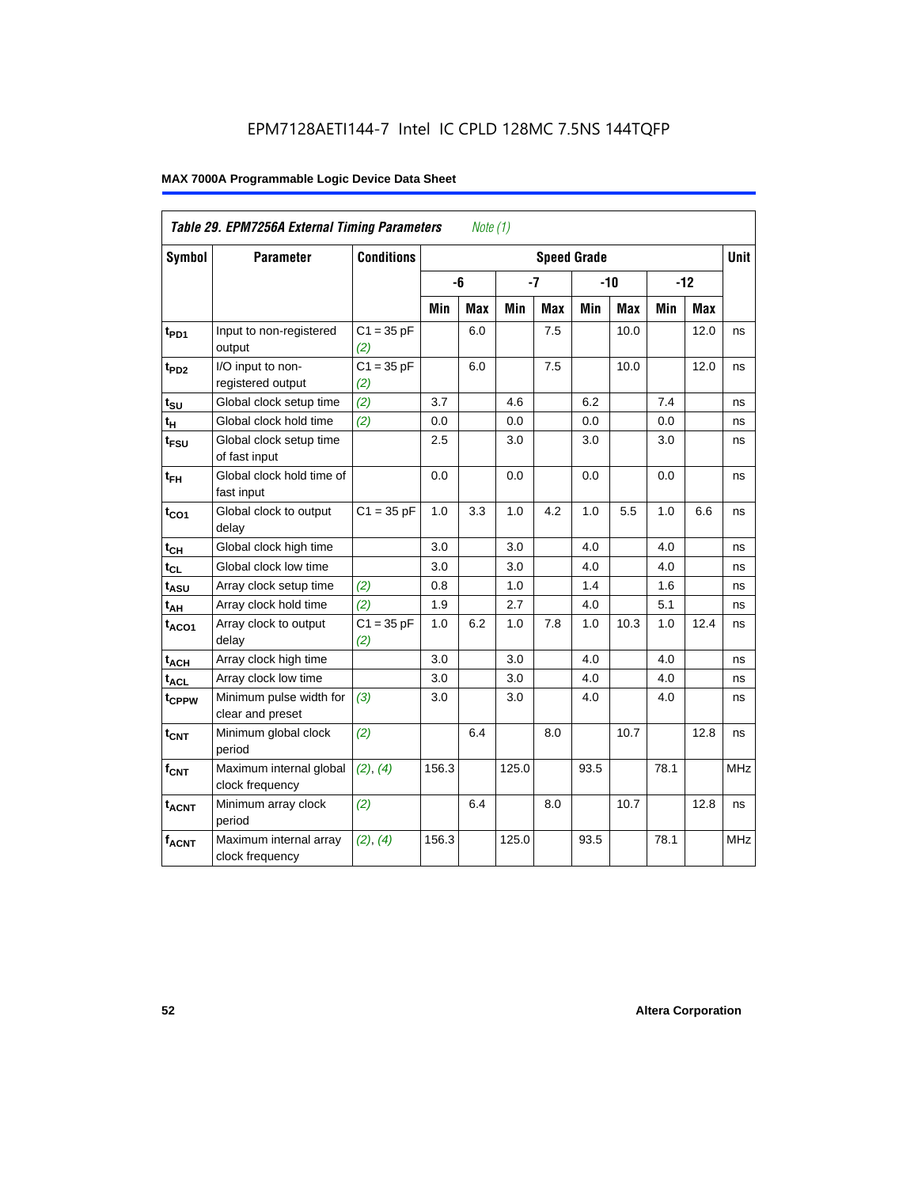| *Table 29. EPM7256A External Timing Parameters* *Note (1)* | | | | | | | | | | | |
|---|---|---|---|---|---|---|---|---|---|---|---|
| **Symbol** | **Parameter** | **Conditions** | **Speed Grade** | | | | | | | | **Unit** |
| | | | **-6** | | **-7** | | **-10** | | **-12** | | |
| | | | **Min** | **Max** | **Min** | **Max** | **Min** | **Max** | **Min** | **Max** | |
| $t_{PD1}$ | Input to non-registered output | C1 = 35 pF *(2)* | | 6.0 | | 7.5 | | 10.0 | | 12.0 | ns |
| $t_{PD2}$ | I/O input to non-registered output | C1 = 35 pF *(2)* | | 6.0 | | 7.5 | | 10.0 | | 12.0 | ns |
| $t_{SU}$ | Global clock setup time | *(2)* | 3.7 | | 4.6 | | 6.2 | | 7.4 | | ns |
| $t_{H}$ | Global clock hold time | *(2)* | 0.0 | | 0.0 | | 0.0 | | 0.0 | | ns |
| $t_{FSU}$ | Global clock setup time of fast input | | 2.5 | | 3.0 | | 3.0 | | 3.0 | | ns |
| $t_{FH}$ | Global clock hold time of fast input | | 0.0 | | 0.0 | | 0.0 | | 0.0 | | ns |
| $t_{CO1}$ | Global clock to output delay | C1 = 35 pF | 1.0 | 3.3 | 1.0 | 4.2 | 1.0 | 5.5 | 1.0 | 6.6 | ns |
| $t_{CH}$ | Global clock high time | | 3.0 | | 3.0 | | 4.0 | | 4.0 | | ns |
| $t_{CL}$ | Global clock low time | | 3.0 | | 3.0 | | 4.0 | | 4.0 | | ns |
| $t_{ASU}$ | Array clock setup time | *(2)* | 0.8 | | 1.0 | | 1.4 | | 1.6 | | ns |
| $t_{AH}$ | Array clock hold time | *(2)* | 1.9 | | 2.7 | | 4.0 | | 5.1 | | ns |
| $t_{ACO1}$ | Array clock to output delay | C1 = 35 pF *(2)* | 1.0 | 6.2 | 1.0 | 7.8 | 1.0 | 10.3 | 1.0 | 12.4 | ns |
| $t_{ACH}$ | Array clock high time | | 3.0 | | 3.0 | | 4.0 | | 4.0 | | ns |
| $t_{ACL}$ | Array clock low time | | 3.0 | | 3.0 | | 4.0 | | 4.0 | | ns |
| $t_{CPPW}$ | Minimum pulse width for clear and preset | *(3)* | 3.0 | | 3.0 | | 4.0 | | 4.0 | | ns |
| $t_{CNT}$ | Minimum global clock period | *(2)* | | 6.4 | | 8.0 | | 10.7 | | 12.8 | ns |
| $f_{CNT}$ | Maximum internal global clock frequency | *(2)*, *(4)* | 156.3 | | 125.0 | | 93.5 | | 78.1 | | MHz |
| $t_{ACNT}$ | Minimum array clock period | *(2)* | | 6.4 | | 8.0 | | 10.7 | | 12.8 | ns |
| $f_{ACNT}$ | Maximum internal array clock frequency | *(2)*, *(4)* | 156.3 | | 125.0 | | 93.5 | | 78.1 | | MHz |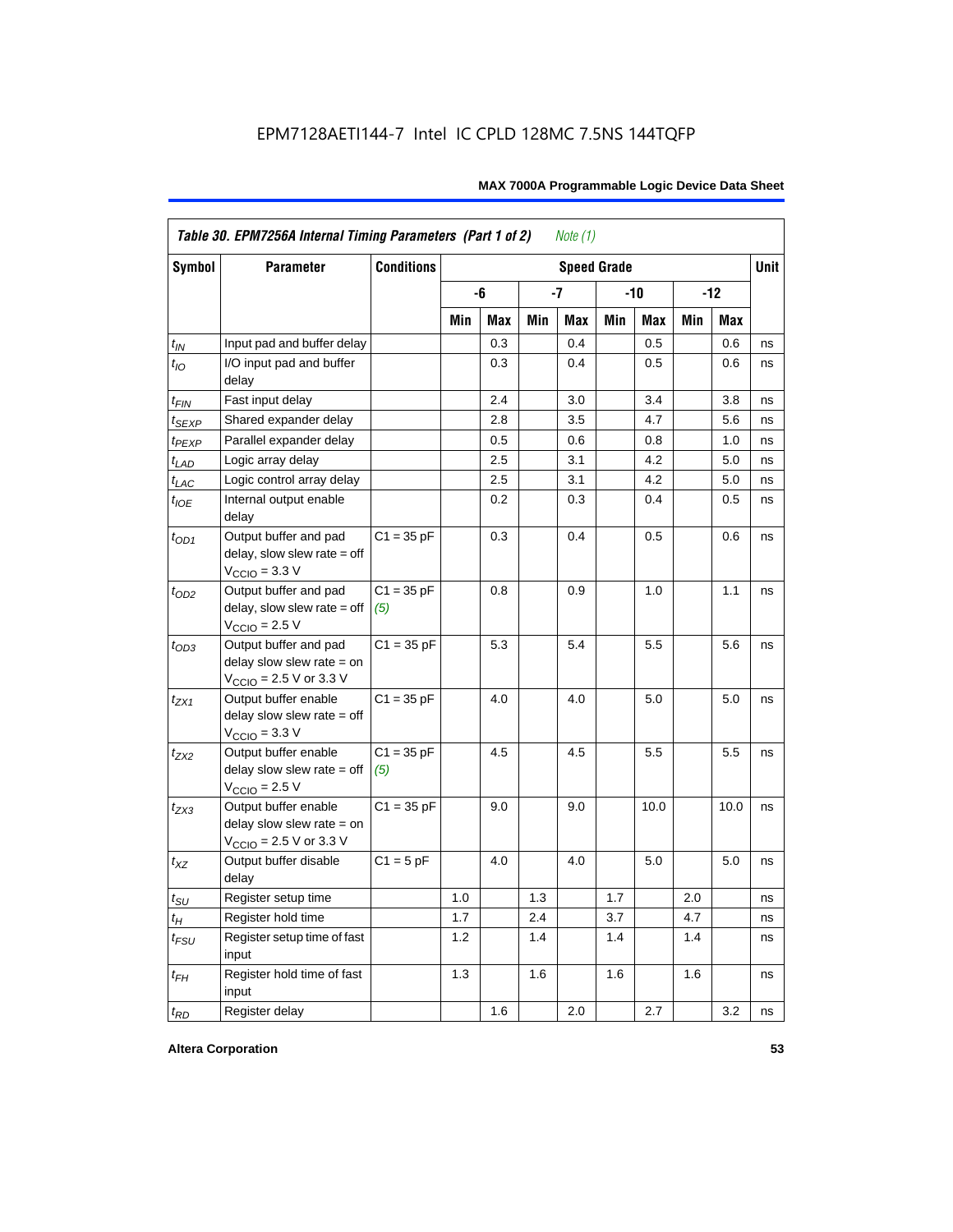EPM7128AETI144-7 Intel IC CPLD 128MC 7.5NS 144TQFP

| Table 30. EPM7256A Internal Timing Parameters (Part 1 of 2) *Note (1)* | | | | | | | | | | | |
|---|---|---|---|---|---|---|---|---|---|---|---|
| Symbol | Parameter | Conditions | Speed Grade | | | | | | | | Unit |
| | | | -6 | | -7 | | -10 | | -12 | | |
| | | | Min | Max | Min | Max | Min | Max | Min | Max | |
| $t_{IN}$ | Input pad and buffer delay | | | 0.3 | | 0.4 | | 0.5 | | 0.6 | ns |
| $t_{IO}$ | I/O input pad and buffer delay | | | 0.3 | | 0.4 | | 0.5 | | 0.6 | ns |
| $t_{FIN}$ | Fast input delay | | | 2.4 | | 3.0 | | 3.4 | | 3.8 | ns |
| $t_{SEXP}$ | Shared expander delay | | | 2.8 | | 3.5 | | 4.7 | | 5.6 | ns |
| $t_{PEXP}$ | Parallel expander delay | | | 0.5 | | 0.6 | | 0.8 | | 1.0 | ns |
| $t_{LAD}$ | Logic array delay | | | 2.5 | | 3.1 | | 4.2 | | 5.0 | ns |
| $t_{LAC}$ | Logic control array delay | | | 2.5 | | 3.1 | | 4.2 | | 5.0 | ns |
| $t_{IOE}$ | Internal output enable delay | | | 0.2 | | 0.3 | | 0.4 | | 0.5 | ns |
| $t_{OD1}$ | Output buffer and pad delay, slow slew rate = off $V_{CCIO}$ = 3.3 V | C1 = 35 pF | | 0.3 | | 0.4 | | 0.5 | | 0.6 | ns |
| $t_{OD2}$ | Output buffer and pad delay, slow slew rate = off $V_{CCIO}$ = 2.5 V | C1 = 35 pF *(5)* | | 0.8 | | 0.9 | | 1.0 | | 1.1 | ns |
| $t_{OD3}$ | Output buffer and pad delay slow slew rate = on $V_{CCIO}$ = 2.5 V or 3.3 V | C1 = 35 pF | | 5.3 | | 5.4 | | 5.5 | | 5.6 | ns |
| $t_{ZX1}$ | Output buffer enable delay slow slew rate = off $V_{CCIO}$ = 3.3 V | C1 = 35 pF | | 4.0 | | 4.0 | | 5.0 | | 5.0 | ns |
| $t_{ZX2}$ | Output buffer enable delay slow slew rate = off $V_{CCIO}$ = 2.5 V | C1 = 35 pF *(5)* | | 4.5 | | 4.5 | | 5.5 | | 5.5 | ns |
| $t_{ZX3}$ | Output buffer enable delay slow slew rate = on $V_{CCIO}$ = 2.5 V or 3.3 V | C1 = 35 pF | | 9.0 | | 9.0 | | 10.0 | | 10.0 | ns |
| $t_{XZ}$ | Output buffer disable delay | C1 = 5 pF | | 4.0 | | 4.0 | | 5.0 | | 5.0 | ns |
| $t_{SU}$ | Register setup time | | 1.0 | | 1.3 | | 1.7 | | 2.0 | | ns |
| $t_{H}$ | Register hold time | | 1.7 | | 2.4 | | 3.7 | | 4.7 | | ns |
| $t_{FSU}$ | Register setup time of fast input | | 1.2 | | 1.4 | | 1.4 | | 1.4 | | ns |
| $t_{FH}$ | Register hold time of fast input | | 1.3 | | 1.6 | | 1.6 | | 1.6 | | ns |
| $t_{RD}$ | Register delay | | | 1.6 | | 2.0 | | 2.7 | | 3.2 | ns |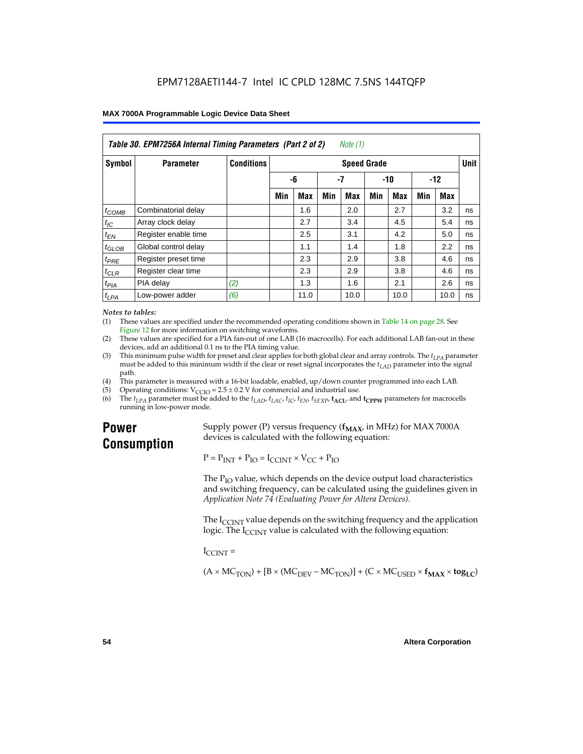**Table 30. EPM7256A Internal Timing Parameters (Part 2 of 2)** *Note (1)*

| Symbol | Parameter | Conditions | Speed Grade | | | | | | | | Unit |
|---|---|---|---|---|---|---|---|---|---|---|---|
| | | | -6 | | -7 | | -10 | | -12 | | |
| | | | Min | Max | Min | Max | Min | Max | Min | Max | |
| $t_{COMB}$ | Combinatorial delay | | | 1.6 | | 2.0 | | 2.7 | | 3.2 | ns |
| $t_{IC}$ | Array clock delay | | | 2.7 | | 3.4 | | 4.5 | | 5.4 | ns |
| $t_{EN}$ | Register enable time | | | 2.5 | | 3.1 | | 4.2 | | 5.0 | ns |
| $t_{GLOB}$ | Global control delay | | | 1.1 | | 1.4 | | 1.8 | | 2.2 | ns |
| $t_{PRE}$ | Register preset time | | | 2.3 | | 2.9 | | 3.8 | | 4.6 | ns |
| $t_{CLR}$ | Register clear time | | | 2.3 | | 2.9 | | 3.8 | | 4.6 | ns |
| $t_{PIA}$ | PIA delay | *(2)* | | 1.3 | | 1.6 | | 2.1 | | 2.6 | ns |
| $t_{LPA}$ | Low-power adder | *(6)* | | 11.0 | | 10.0 | | 10.0 | | 10.0 | ns |

*Notes to tables:*

(1) These values are specified under the recommended operating conditions shown in Table 14 on page 28. See Figure 12 for more information on switching waveforms.

(2) These values are specified for a PIA fan-out of one LAB (16 macrocells). For each additional LAB fan-out in these devices, add an additional 0.1 ns to the PIA timing value.

(3) This minimum pulse width for preset and clear applies for both global clear and array controls. The $t_{LPA}$ parameter must be added to this minimum width if the clear or reset signal incorporates the $t_{LAD}$ parameter into the signal path.

(4) This parameter is measured with a 16-bit loadable, enabled, up/down counter programmed into each LAB.

(5) Operating conditions: $V_{CCIO} = 2.5 \pm 0.2$ V for commercial and industrial use.

(6) The $t_{LPA}$ parameter must be added to the $t_{LAD}$, $t_{LAC}$, $t_{IC}$, $t_{EN}$, $t_{SEXP}$, $\mathbf{t_{ACL}}$, and $\mathbf{t_{CPPW}}$ parameters for macrocells running in low-power mode.

## Power Consumption

Supply power (P) versus frequency ($\mathbf{f_{MAX}}$, in MHz) for MAX 7000A devices is calculated with the following equation:

$$P = P_{INT} + P_{IO} = I_{CCINT} \times V_{CC} + P_{IO}$$

The $P_{IO}$ value, which depends on the device output load characteristics and switching frequency, can be calculated using the guidelines given in *Application Note 74 (Evaluating Power for Altera Devices)*.

The $I_{CCINT}$ value depends on the switching frequency and the application logic. The $I_{CCINT}$ value is calculated with the following equation:

$I_{CCINT} =$

$$(A \times MC_{TON}) + [B \times (MC_{DEV} - MC_{TON})] + (C \times MC_{USED} \times \mathbf{f_{MAX}} \times \mathbf{tog_{LC}})$$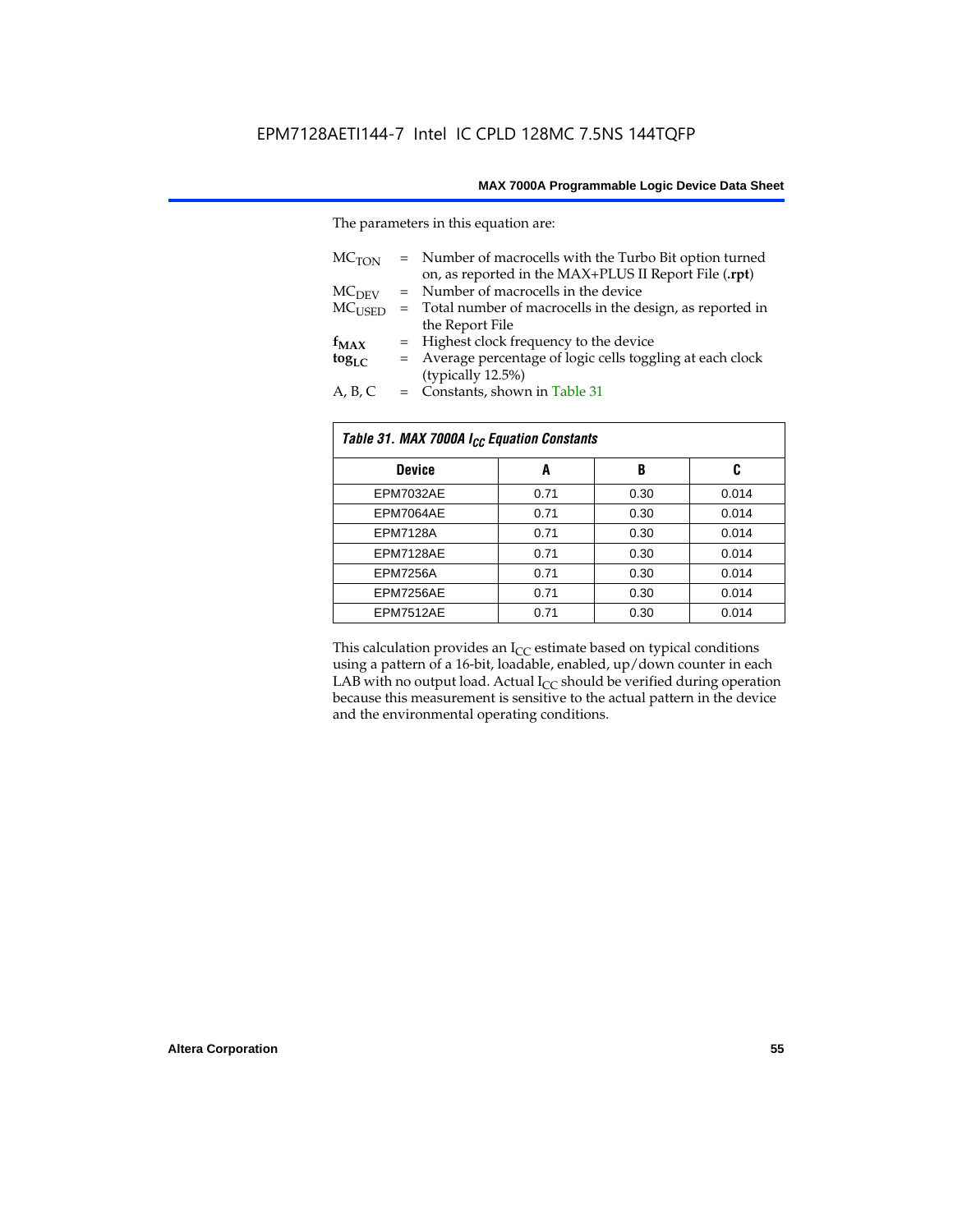The parameters in this equation are:

$MC_{TON}$ = Number of macrocells with the Turbo Bit option turned on, as reported in the MAX+PLUS II Report File (**.rpt**)
$MC_{DEV}$ = Number of macrocells in the device
$MC_{USED}$ = Total number of macrocells in the design, as reported in the Report File
$f_{MAX}$ = Highest clock frequency to the device
$tog_{LC}$ = Average percentage of logic cells toggling at each clock (typically 12.5%)
A, B, C = Constants, shown in Table 31

| *Table 31. MAX 7000A $I_{CC}$ Equation Constants* | | | |
|---|---|---|---|
| **Device** | **A** | **B** | **C** |
| EPM7032AE | 0.71 | 0.30 | 0.014 |
| EPM7064AE | 0.71 | 0.30 | 0.014 |
| EPM7128A | 0.71 | 0.30 | 0.014 |
| EPM7128AE | 0.71 | 0.30 | 0.014 |
| EPM7256A | 0.71 | 0.30 | 0.014 |
| EPM7256AE | 0.71 | 0.30 | 0.014 |
| EPM7512AE | 0.71 | 0.30 | 0.014 |

This calculation provides an $I_{CC}$ estimate based on typical conditions using a pattern of a 16-bit, loadable, enabled, up/down counter in each LAB with no output load. Actual $I_{CC}$ should be verified during operation because this measurement is sensitive to the actual pattern in the device and the environmental operating conditions.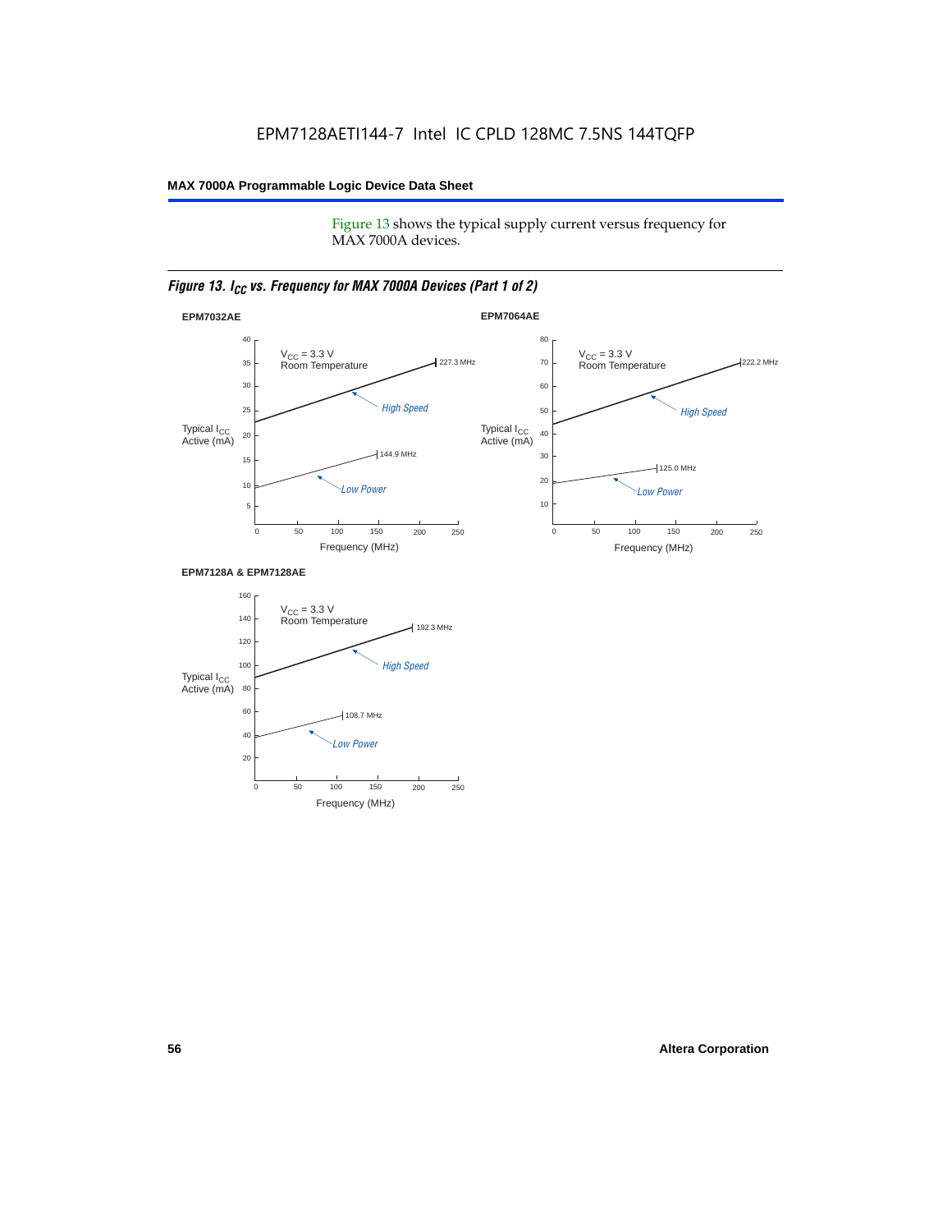Figure 13 shows the typical supply current versus frequency for MAX 7000A devices.

*Figure 13. $I_{CC}$ vs. Frequency for MAX 7000A Devices (Part 1 of 2)*

**EPM7032AE**

$V_{CC}$ = 3.3 V
Room Temperature

Typical $I_{CC}$ Active (mA)

High Speed: 227.3 MHz

Low Power: 144.9 MHz

Frequency (MHz)

**EPM7064AE**

$V_{CC}$ = 3.3 V
Room Temperature

Typical $I_{CC}$ Active (mA)

High Speed: 222.2 MHz

Low Power: 125.0 MHz

Frequency (MHz)

**EPM7128A & EPM7128AE**

$V_{CC}$ = 3.3 V
Room Temperature

Typical $I_{CC}$ Active (mA)

High Speed: 192.3 MHz

Low Power: 108.7 MHz

Frequency (MHz)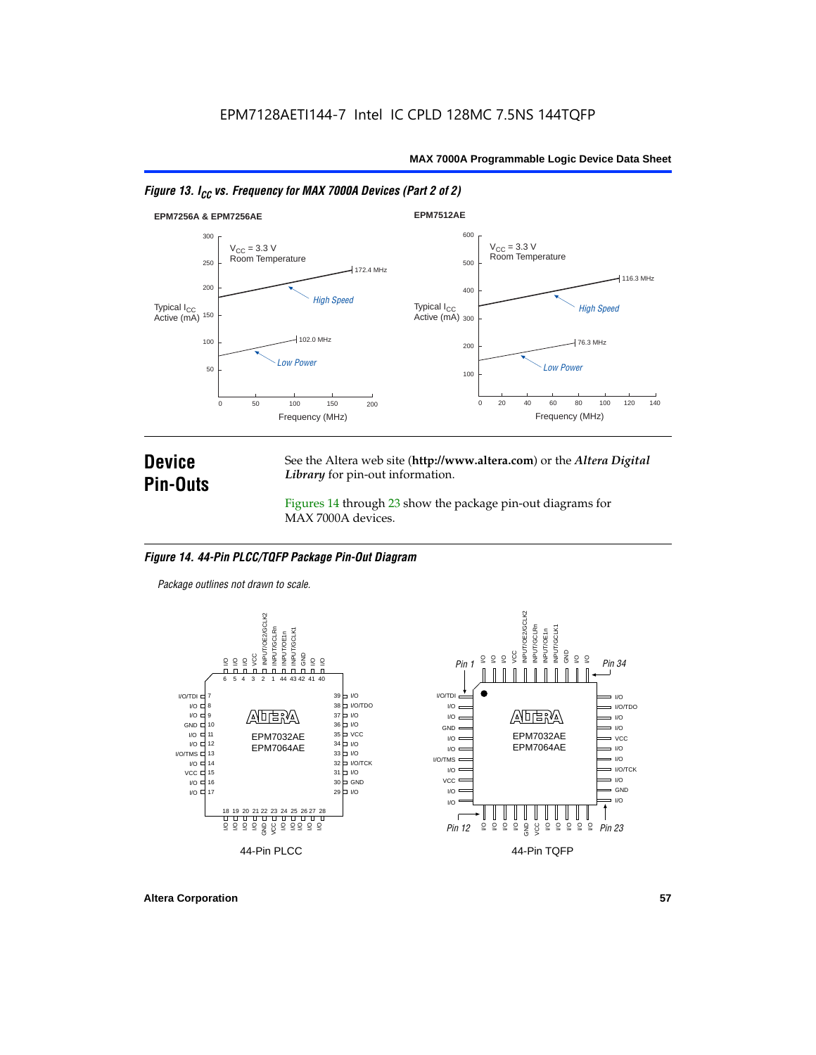EPM7128AETI144-7 Intel IC CPLD 128MC 7.5NS 144TQFP

*Figure 13. $I_{CC}$ vs. Frequency for MAX 7000A Devices (Part 2 of 2)*

**EPM7256A & EPM7256AE**

$V_{CC}$ = 3.3 V
Room Temperature

Typical $I_{CC}$ Active (mA)

High Speed — 172.4 MHz

Low Power — 102.0 MHz

Frequency (MHz)

**EPM7512AE**

$V_{CC}$ = 3.3 V
Room Temperature

Typical $I_{CC}$ Active (mA)

High Speed — 116.3 MHz

Low Power — 76.3 MHz

Frequency (MHz)

## Device Pin-Outs

See the Altera web site (**http://www.altera.com**) or the *Altera Digital Library* for pin-out information.

Figures 14 through 23 show the package pin-out diagrams for MAX 7000A devices.

*Figure 14. 44-Pin PLCC/TQFP Package Pin-Out Diagram*

*Package outlines not drawn to scale.*

EPM7032AE
EPM7064AE

44-Pin PLCC

EPM7032AE
EPM7064AE

44-Pin TQFP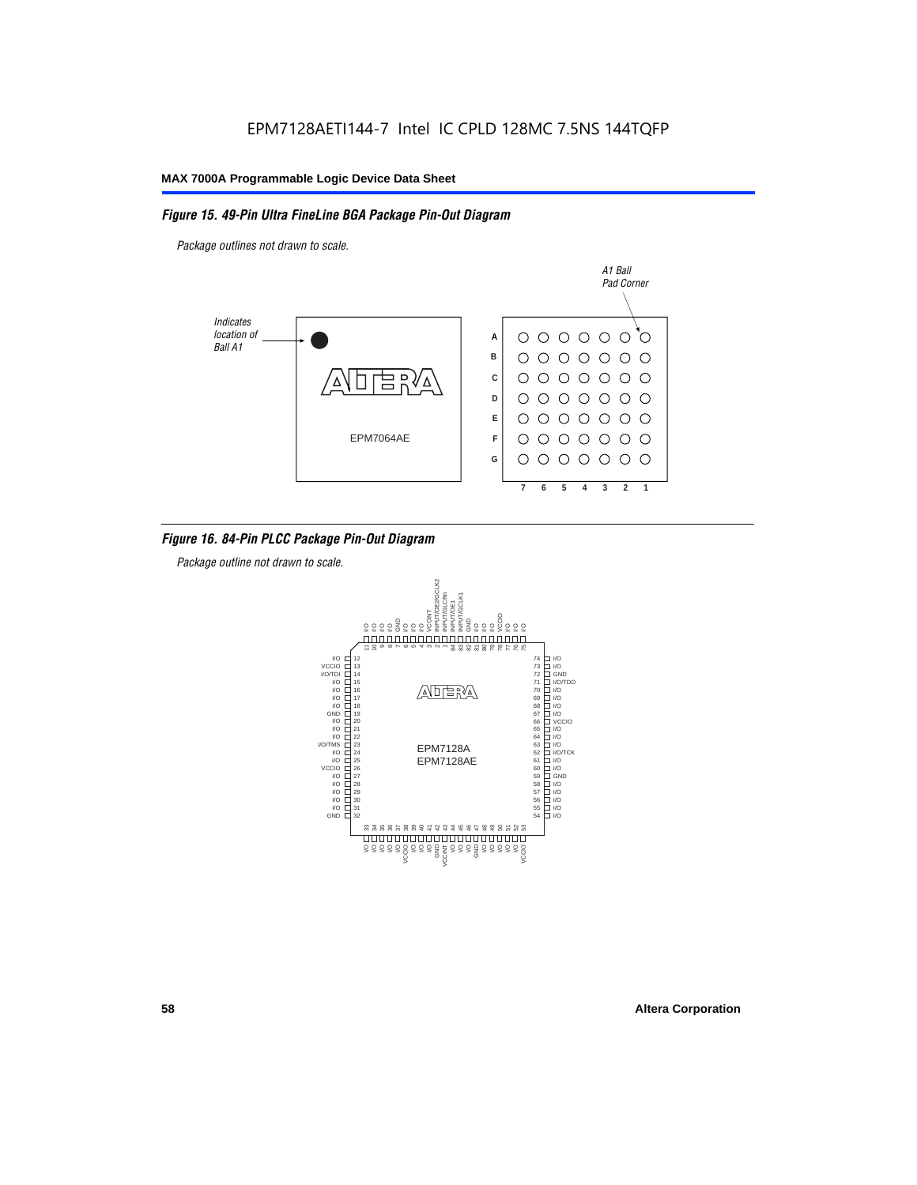EPM7128AETI144-7 Intel IC CPLD 128MC 7.5NS 144TQFP

## MAX 7000A Programmable Logic Device Data Sheet

### *Figure 15. 49-Pin Ultra FineLine BGA Package Pin-Out Diagram*

*Package outlines not drawn to scale.*

### *Figure 16. 84-Pin PLCC Package Pin-Out Diagram*

*Package outline not drawn to scale.*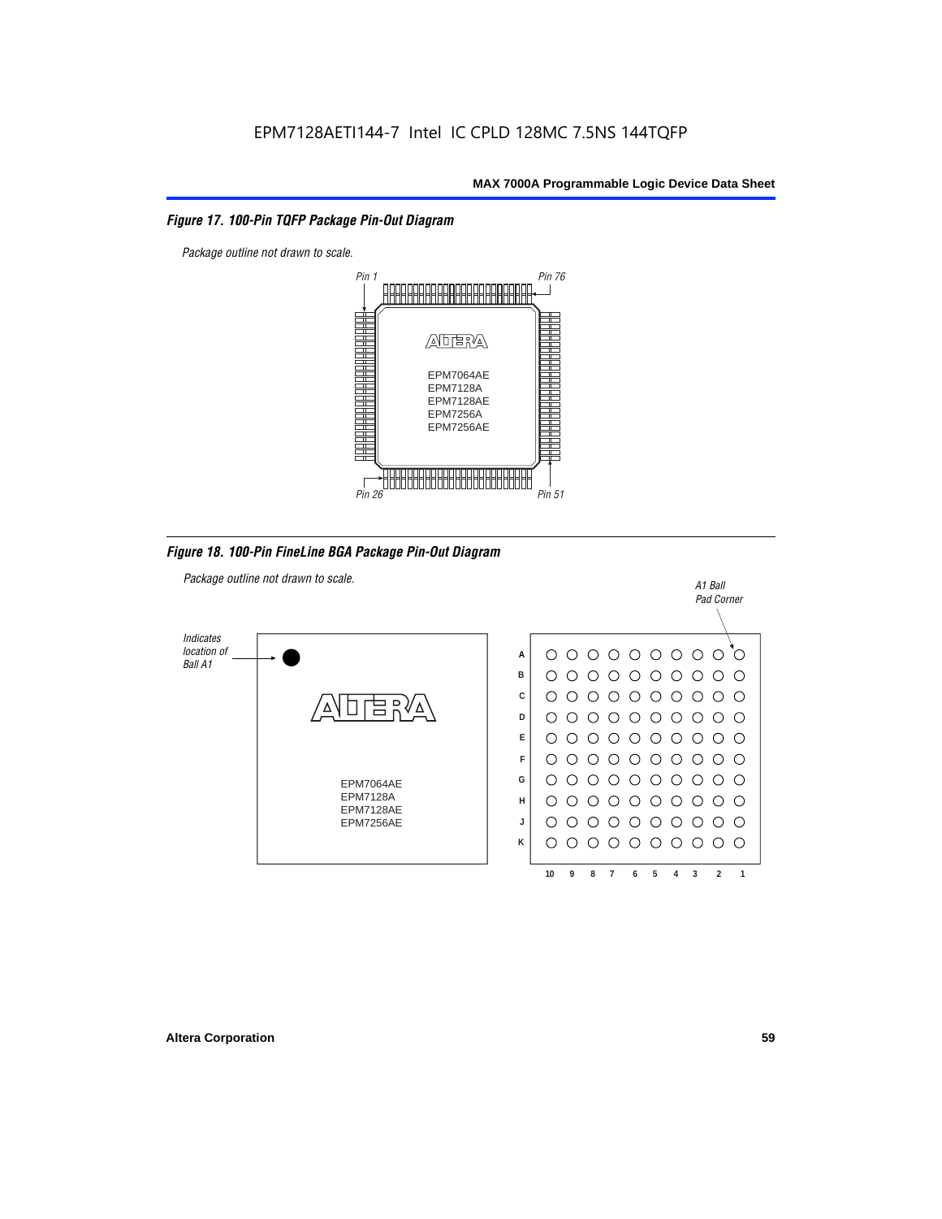## Figure 17. 100-Pin TQFP Package Pin-Out Diagram

*Package outline not drawn to scale.*

Pin 1 | Pin 76 | Pin 26 | Pin 51

EPM7064AE
EPM7128A
EPM7128AE
EPM7256A
EPM7256AE

## Figure 18. 100-Pin FineLine BGA Package Pin-Out Diagram

*Package outline not drawn to scale.*

*Indicates location of Ball A1*

*A1 Ball Pad Corner*

EPM7064AE
EPM7128A
EPM7128AE
EPM7256AE

Rows: A B C D E F G H J K

Columns: 10 9 8 7 6 5 4 3 2 1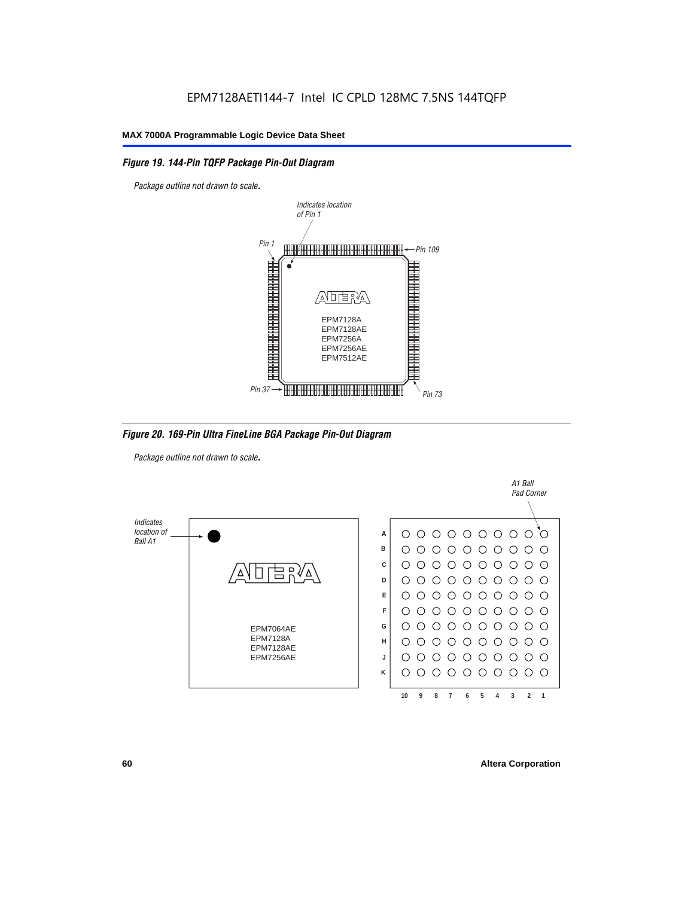## Figure 19. 144-Pin TQFP Package Pin-Out Diagram

*Package outline not drawn to scale.*

Indicates location of Pin 1

Pin 1

Pin 109

Pin 37

Pin 73

EPM7128A
EPM7128AE
EPM7256A
EPM7256AE
EPM7512AE

## Figure 20. 169-Pin Ultra FineLine BGA Package Pin-Out Diagram

*Package outline not drawn to scale.*

Indicates location of Ball A1

A1 Ball Pad Corner

EPM7064AE
EPM7128A
EPM7128AE
EPM7256AE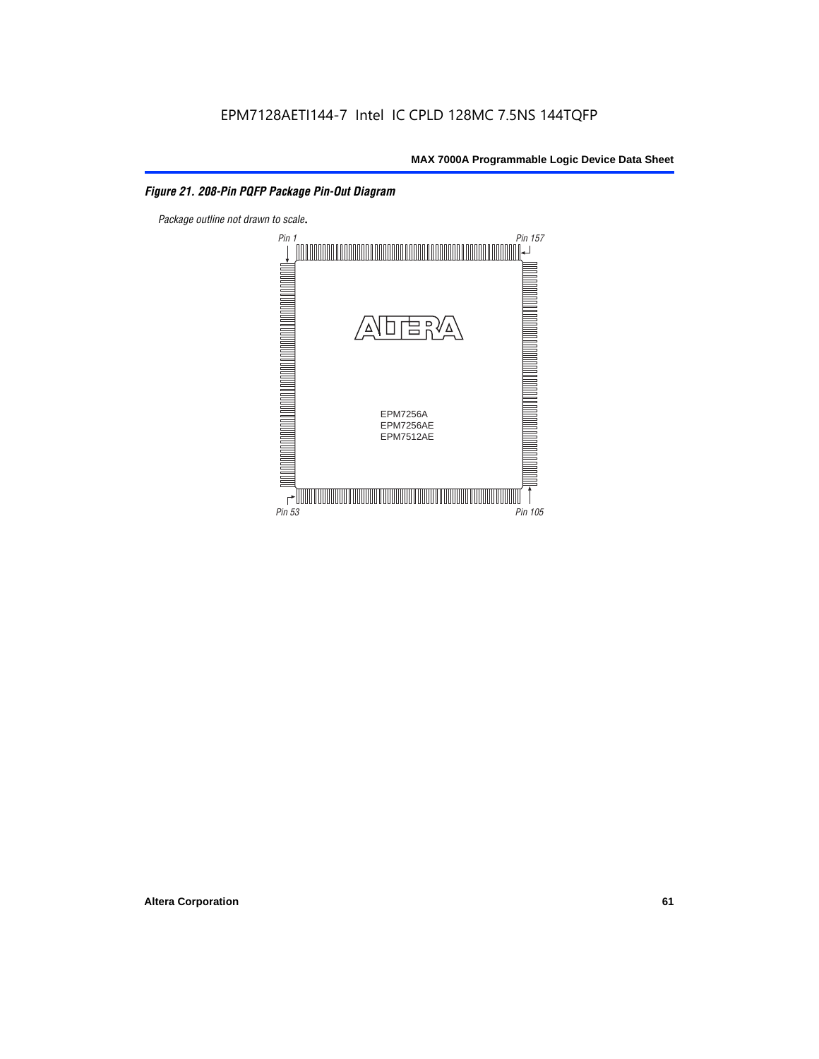*Figure 21. 208-Pin PQFP Package Pin-Out Diagram*

*Package outline not drawn to scale.*

Pin 1

Pin 157

EPM7256A
EPM7256AE
EPM7512AE

Pin 53

Pin 105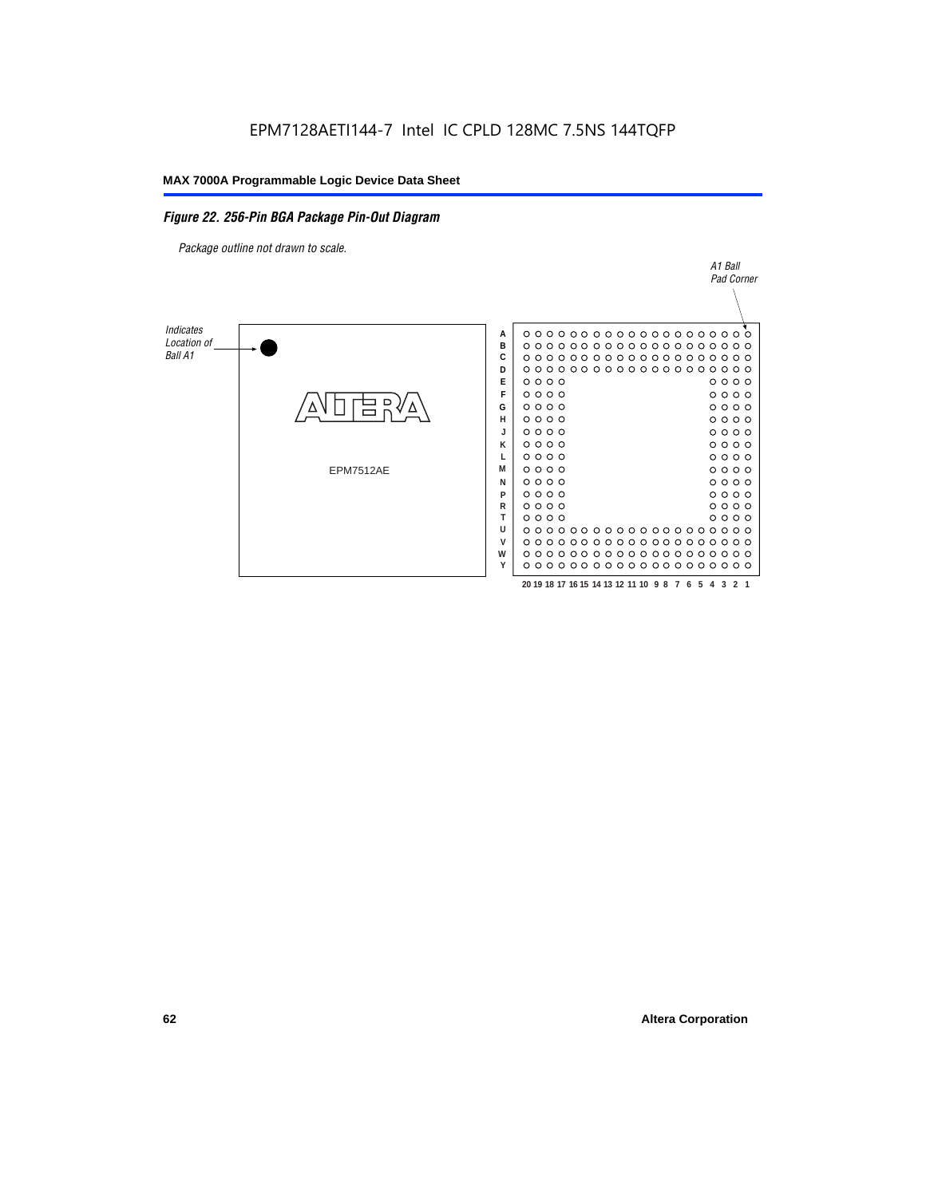EPM7128AETI144-7 Intel IC CPLD 128MC 7.5NS 144TQFP

*Figure 22. 256-Pin BGA Package Pin-Out Diagram*

*Package outline not drawn to scale.*

*A1 Ball Pad Corner*

*Indicates Location of Ball A1*

EPM7512AE

A B C D E F G H J K L M N P R T U V W Y

20 19 18 17 16 15 14 13 12 11 10 9 8 7 6 5 4 3 2 1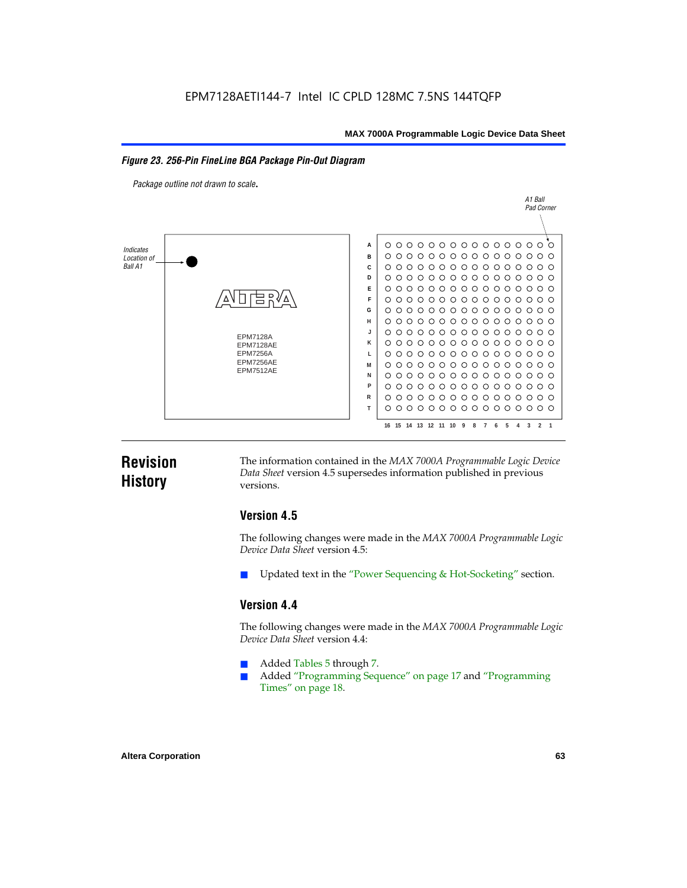**Figure 23. 256-Pin FineLine BGA Package Pin-Out Diagram**

*Package outline not drawn to scale.*

A1 Ball Pad Corner

Indicates Location of Ball A1

EPM7128A
EPM7128AE
EPM7256A
EPM7256AE
EPM7512AE

A B C D E F G H J K L M N P R T

16 15 14 13 12 11 10 9 8 7 6 5 4 3 2 1

## Revision History

The information contained in the *MAX 7000A Programmable Logic Device Data Sheet* version 4.5 supersedes information published in previous versions.

### Version 4.5

The following changes were made in the *MAX 7000A Programmable Logic Device Data Sheet* version 4.5:

- Updated text in the "Power Sequencing & Hot-Socketing" section.

### Version 4.4

The following changes were made in the *MAX 7000A Programmable Logic Device Data Sheet* version 4.4:

- Added Tables 5 through 7.
- Added "Programming Sequence" on page 17 and "Programming Times" on page 18.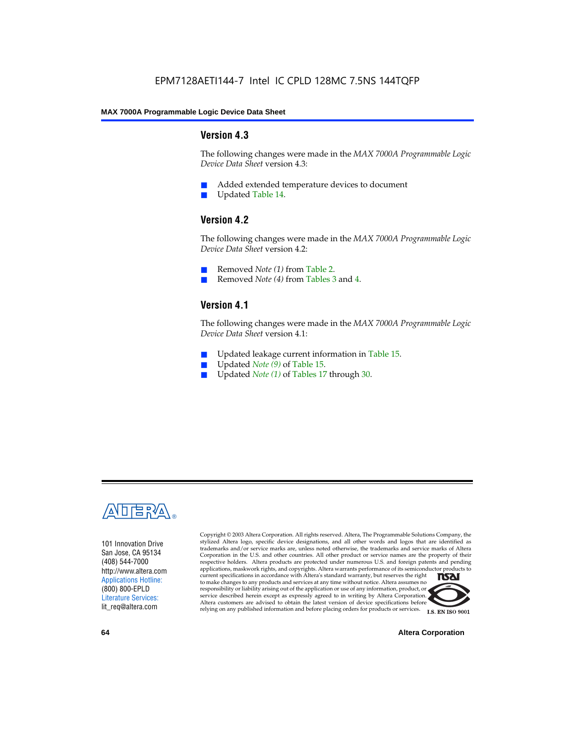## Version 4.3

The following changes were made in the *MAX 7000A Programmable Logic Device Data Sheet* version 4.3:

- Added extended temperature devices to document
- Updated Table 14.

## Version 4.2

The following changes were made in the *MAX 7000A Programmable Logic Device Data Sheet* version 4.2:

- Removed *Note (1)* from Table 2.
- Removed *Note (4)* from Tables 3 and 4.

## Version 4.1

The following changes were made in the *MAX 7000A Programmable Logic Device Data Sheet* version 4.1:

- Updated leakage current information in Table 15.
- Updated *Note (9)* of Table 15.
- Updated *Note (1)* of Tables 17 through 30.

101 Innovation Drive
San Jose, CA 95134
(408) 544-7000
http://www.altera.com
Applications Hotline:
(800) 800-EPLD
Literature Services:
lit_req@altera.com

Copyright © 2003 Altera Corporation. All rights reserved. Altera, The Programmable Solutions Company, the stylized Altera logo, specific device designations, and all other words and logos that are identified as trademarks and/or service marks are, unless noted otherwise, the trademarks and service marks of Altera Corporation in the U.S. and other countries. All other product or service names are the property of their respective holders. Altera products are protected under numerous U.S. and foreign patents and pending applications, maskwork rights, and copyrights. Altera warrants performance of its semiconductor products to current specifications in accordance with Altera's standard warranty, but reserves the right to make changes to any products and services at any time without notice. Altera assumes no responsibility or liability arising out of the application or use of any information, product, or service described herein except as expressly agreed to in writing by Altera Corporation. Altera customers are advised to obtain the latest version of device specifications before relying on any published information and before placing orders for products or services.

I.S. EN ISO 9001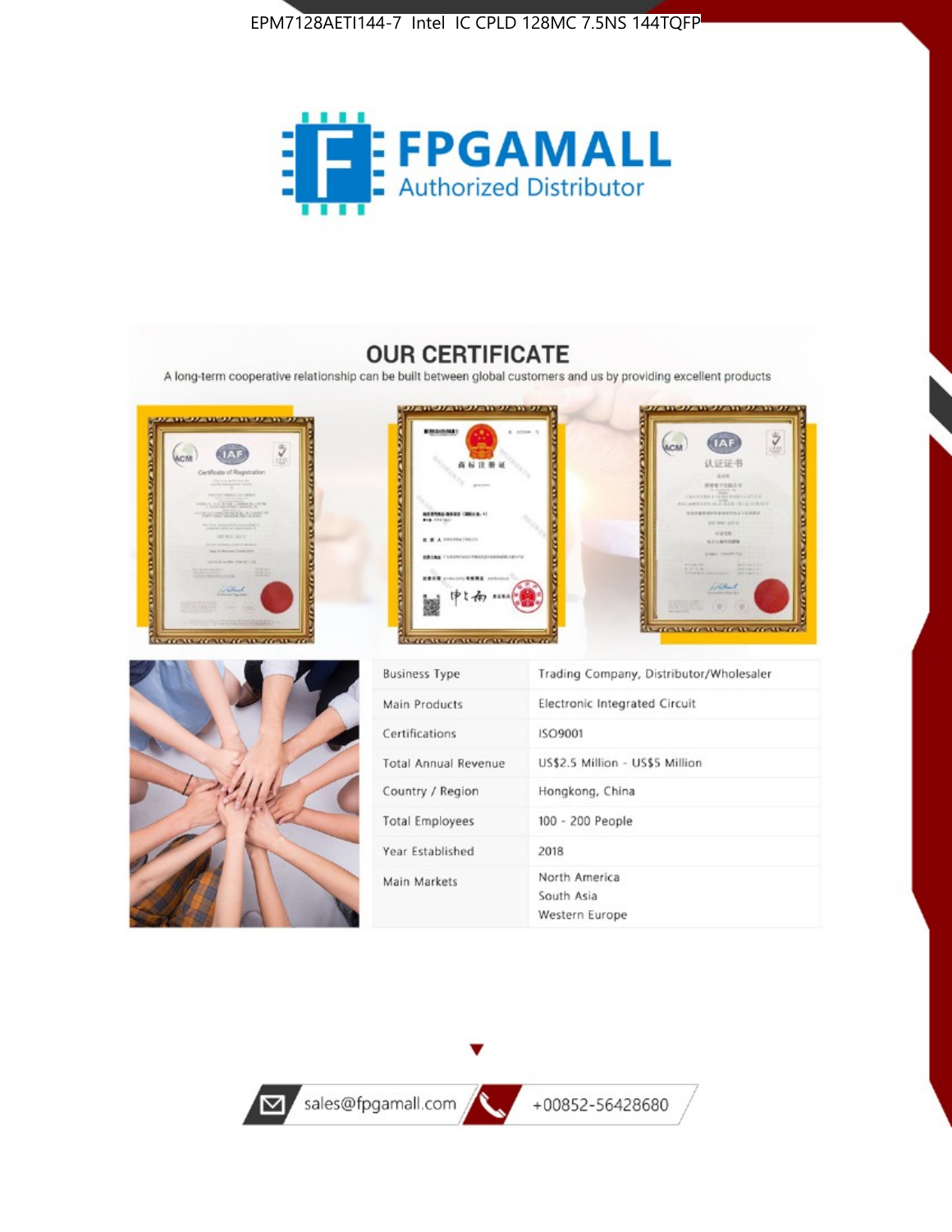FPGAMALL

Authorized Distributor

## OUR CERTIFICATE

A long-term cooperative relationship can be built between global customers and us by providing excellent products

| | |
|---|---|
| Business Type | Trading Company, Distributor/Wholesaler |
| Main Products | Electronic Integrated Circuit |
| Certifications | ISO9001 |
| Total Annual Revenue | US$2.5 Million - US$5 Million |
| Country / Region | Hongkong, China |
| Total Employees | 100 - 200 People |
| Year Established | 2018 |
| Main Markets | North America<br>South Asia<br>Western Europe |

sales@fpgamall.com

+00852-56428680